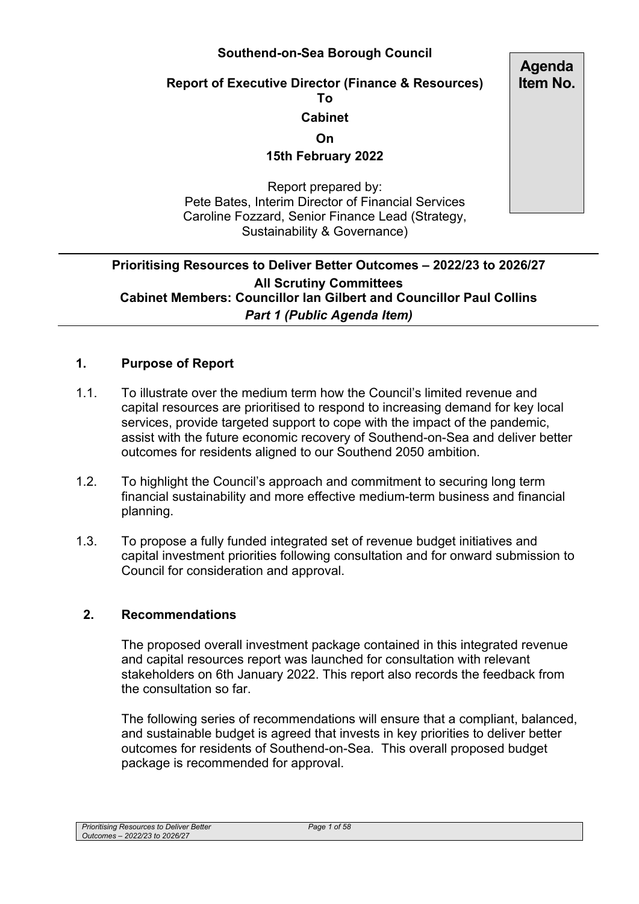**Southend-on-Sea Borough Council**

**Report of Executive Director (Finance & Resources)**
**To**
**Cabinet**
**On**
**15th February 2022**

Report prepared by:
Pete Bates, Interim Director of Financial Services
Caroline Fozzard, Senior Finance Lead (Strategy, Sustainability & Governance)

**Agenda Item No.**

---

**Prioritising Resources to Deliver Better Outcomes – 2022/23 to 2026/27**
**All Scrutiny Committees**
**Cabinet Members: Councillor Ian Gilbert and Councillor Paul Collins**
***Part 1 (Public Agenda Item)***

---

## 1. Purpose of Report

1.1. To illustrate over the medium term how the Council's limited revenue and capital resources are prioritised to respond to increasing demand for key local services, provide targeted support to cope with the impact of the pandemic, assist with the future economic recovery of Southend-on-Sea and deliver better outcomes for residents aligned to our Southend 2050 ambition.

1.2. To highlight the Council's approach and commitment to securing long term financial sustainability and more effective medium-term business and financial planning.

1.3. To propose a fully funded integrated set of revenue budget initiatives and capital investment priorities following consultation and for onward submission to Council for consideration and approval.

## 2. Recommendations

The proposed overall investment package contained in this integrated revenue and capital resources report was launched for consultation with relevant stakeholders on 6th January 2022. This report also records the feedback from the consultation so far.

The following series of recommendations will ensure that a compliant, balanced, and sustainable budget is agreed that invests in key priorities to deliver better outcomes for residents of Southend-on-Sea. This overall proposed budget package is recommended for approval.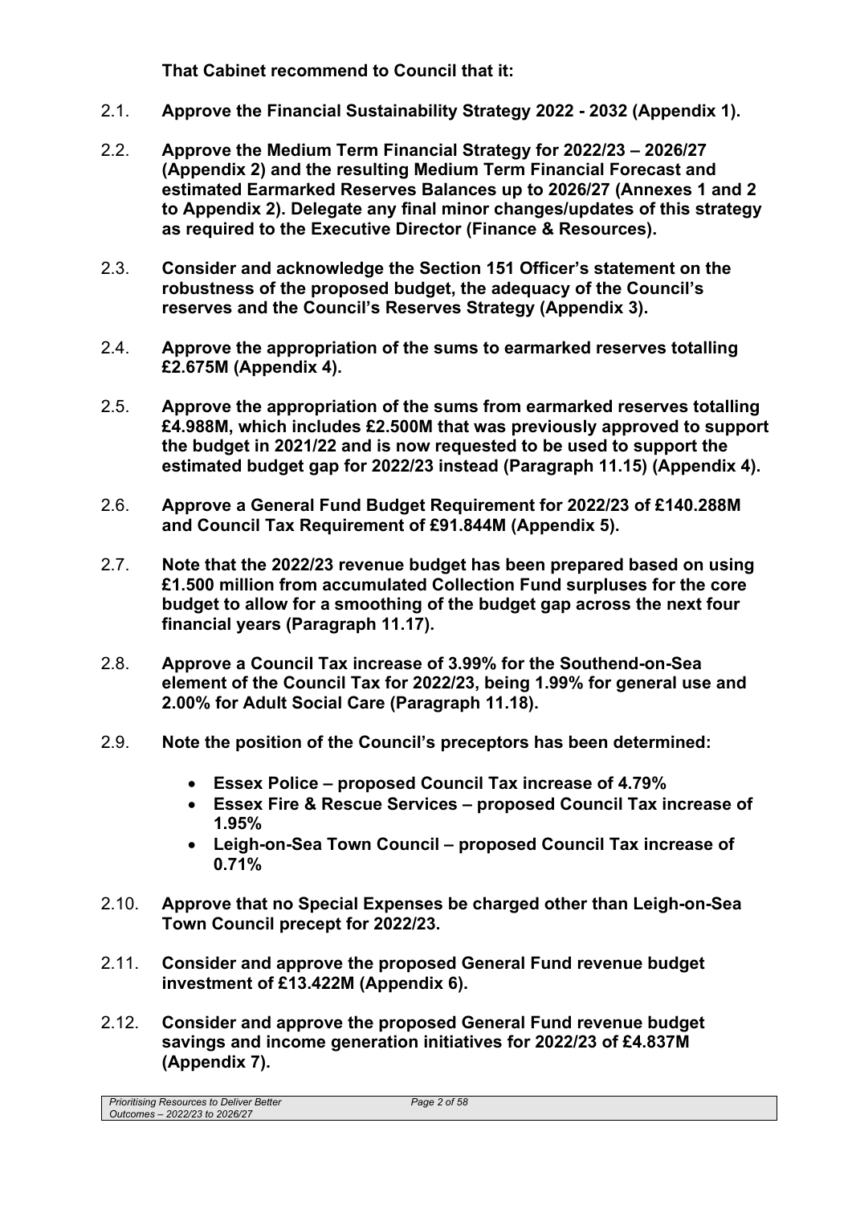**That Cabinet recommend to Council that it:**

2.1. **Approve the Financial Sustainability Strategy 2022 - 2032 (Appendix 1).**

2.2. **Approve the Medium Term Financial Strategy for 2022/23 – 2026/27 (Appendix 2) and the resulting Medium Term Financial Forecast and estimated Earmarked Reserves Balances up to 2026/27 (Annexes 1 and 2 to Appendix 2). Delegate any final minor changes/updates of this strategy as required to the Executive Director (Finance & Resources).**

2.3. **Consider and acknowledge the Section 151 Officer's statement on the robustness of the proposed budget, the adequacy of the Council's reserves and the Council's Reserves Strategy (Appendix 3).**

2.4. **Approve the appropriation of the sums to earmarked reserves totalling £2.675M (Appendix 4).**

2.5. **Approve the appropriation of the sums from earmarked reserves totalling £4.988M, which includes £2.500M that was previously approved to support the budget in 2021/22 and is now requested to be used to support the estimated budget gap for 2022/23 instead (Paragraph 11.15) (Appendix 4).**

2.6. **Approve a General Fund Budget Requirement for 2022/23 of £140.288M and Council Tax Requirement of £91.844M (Appendix 5).**

2.7. **Note that the 2022/23 revenue budget has been prepared based on using £1.500 million from accumulated Collection Fund surpluses for the core budget to allow for a smoothing of the budget gap across the next four financial years (Paragraph 11.17).**

2.8. **Approve a Council Tax increase of 3.99% for the Southend-on-Sea element of the Council Tax for 2022/23, being 1.99% for general use and 2.00% for Adult Social Care (Paragraph 11.18).**

2.9. **Note the position of the Council's preceptors has been determined:**

- **Essex Police – proposed Council Tax increase of 4.79%**
- **Essex Fire & Rescue Services – proposed Council Tax increase of 1.95%**
- **Leigh-on-Sea Town Council – proposed Council Tax increase of 0.71%**

2.10. **Approve that no Special Expenses be charged other than Leigh-on-Sea Town Council precept for 2022/23.**

2.11. **Consider and approve the proposed General Fund revenue budget investment of £13.422M (Appendix 6).**

2.12. **Consider and approve the proposed General Fund revenue budget savings and income generation initiatives for 2022/23 of £4.837M (Appendix 7).**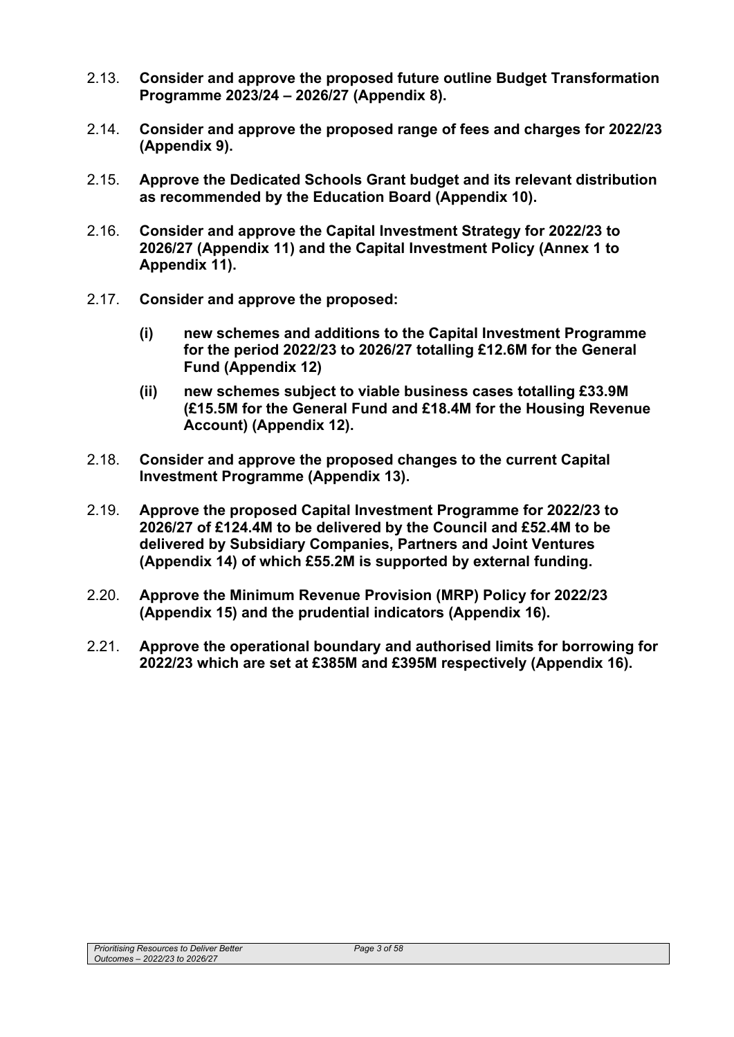2.13. **Consider and approve the proposed future outline Budget Transformation Programme 2023/24 – 2026/27 (Appendix 8).**

2.14. **Consider and approve the proposed range of fees and charges for 2022/23 (Appendix 9).**

2.15. **Approve the Dedicated Schools Grant budget and its relevant distribution as recommended by the Education Board (Appendix 10).**

2.16. **Consider and approve the Capital Investment Strategy for 2022/23 to 2026/27 (Appendix 11) and the Capital Investment Policy (Annex 1 to Appendix 11).**

2.17. **Consider and approve the proposed:**

- **(i) new schemes and additions to the Capital Investment Programme for the period 2022/23 to 2026/27 totalling £12.6M for the General Fund (Appendix 12)**
- **(ii) new schemes subject to viable business cases totalling £33.9M (£15.5M for the General Fund and £18.4M for the Housing Revenue Account) (Appendix 12).**

2.18. **Consider and approve the proposed changes to the current Capital Investment Programme (Appendix 13).**

2.19. **Approve the proposed Capital Investment Programme for 2022/23 to 2026/27 of £124.4M to be delivered by the Council and £52.4M to be delivered by Subsidiary Companies, Partners and Joint Ventures (Appendix 14) of which £55.2M is supported by external funding.**

2.20. **Approve the Minimum Revenue Provision (MRP) Policy for 2022/23 (Appendix 15) and the prudential indicators (Appendix 16).**

2.21. **Approve the operational boundary and authorised limits for borrowing for 2022/23 which are set at £385M and £395M respectively (Appendix 16).**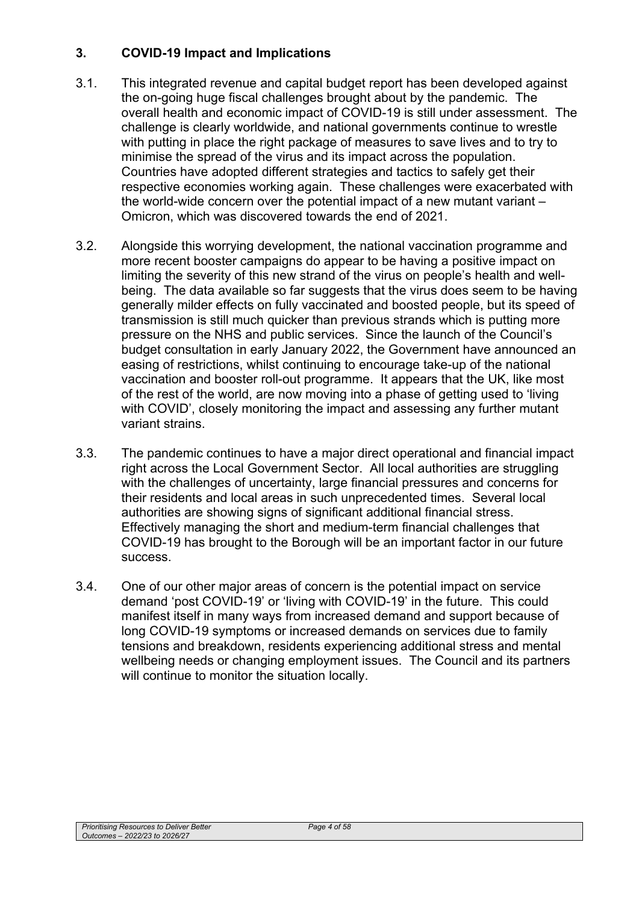## 3. COVID-19 Impact and Implications

3.1. This integrated revenue and capital budget report has been developed against the on-going huge fiscal challenges brought about by the pandemic. The overall health and economic impact of COVID-19 is still under assessment. The challenge is clearly worldwide, and national governments continue to wrestle with putting in place the right package of measures to save lives and to try to minimise the spread of the virus and its impact across the population. Countries have adopted different strategies and tactics to safely get their respective economies working again. These challenges were exacerbated with the world-wide concern over the potential impact of a new mutant variant – Omicron, which was discovered towards the end of 2021.

3.2. Alongside this worrying development, the national vaccination programme and more recent booster campaigns do appear to be having a positive impact on limiting the severity of this new strand of the virus on people's health and well-being. The data available so far suggests that the virus does seem to be having generally milder effects on fully vaccinated and boosted people, but its speed of transmission is still much quicker than previous strands which is putting more pressure on the NHS and public services. Since the launch of the Council's budget consultation in early January 2022, the Government have announced an easing of restrictions, whilst continuing to encourage take-up of the national vaccination and booster roll-out programme. It appears that the UK, like most of the rest of the world, are now moving into a phase of getting used to 'living with COVID', closely monitoring the impact and assessing any further mutant variant strains.

3.3. The pandemic continues to have a major direct operational and financial impact right across the Local Government Sector. All local authorities are struggling with the challenges of uncertainty, large financial pressures and concerns for their residents and local areas in such unprecedented times. Several local authorities are showing signs of significant additional financial stress. Effectively managing the short and medium-term financial challenges that COVID-19 has brought to the Borough will be an important factor in our future success.

3.4. One of our other major areas of concern is the potential impact on service demand 'post COVID-19' or 'living with COVID-19' in the future. This could manifest itself in many ways from increased demand and support because of long COVID-19 symptoms or increased demands on services due to family tensions and breakdown, residents experiencing additional stress and mental wellbeing needs or changing employment issues. The Council and its partners will continue to monitor the situation locally.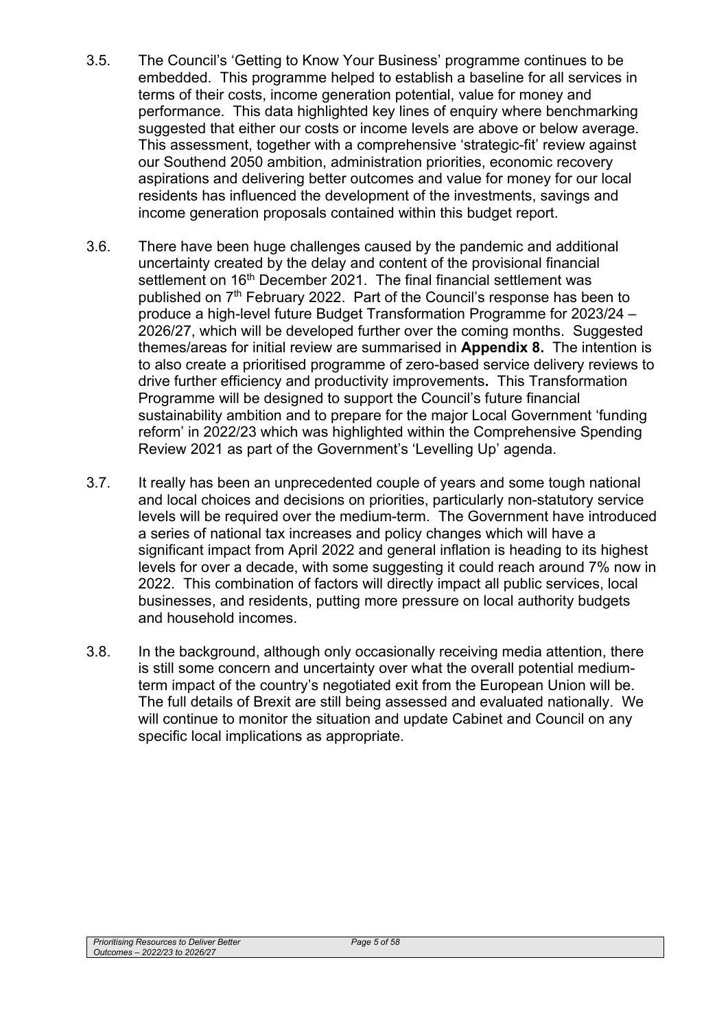3.5. The Council's 'Getting to Know Your Business' programme continues to be embedded. This programme helped to establish a baseline for all services in terms of their costs, income generation potential, value for money and performance. This data highlighted key lines of enquiry where benchmarking suggested that either our costs or income levels are above or below average. This assessment, together with a comprehensive 'strategic-fit' review against our Southend 2050 ambition, administration priorities, economic recovery aspirations and delivering better outcomes and value for money for our local residents has influenced the development of the investments, savings and income generation proposals contained within this budget report.

3.6. There have been huge challenges caused by the pandemic and additional uncertainty created by the delay and content of the provisional financial settlement on 16th December 2021. The final financial settlement was published on 7th February 2022. Part of the Council's response has been to produce a high-level future Budget Transformation Programme for 2023/24 – 2026/27, which will be developed further over the coming months. Suggested themes/areas for initial review are summarised in **Appendix 8.** The intention is to also create a prioritised programme of zero-based service delivery reviews to drive further efficiency and productivity improvements**.** This Transformation Programme will be designed to support the Council's future financial sustainability ambition and to prepare for the major Local Government 'funding reform' in 2022/23 which was highlighted within the Comprehensive Spending Review 2021 as part of the Government's 'Levelling Up' agenda.

3.7. It really has been an unprecedented couple of years and some tough national and local choices and decisions on priorities, particularly non-statutory service levels will be required over the medium-term. The Government have introduced a series of national tax increases and policy changes which will have a significant impact from April 2022 and general inflation is heading to its highest levels for over a decade, with some suggesting it could reach around 7% now in 2022. This combination of factors will directly impact all public services, local businesses, and residents, putting more pressure on local authority budgets and household incomes.

3.8. In the background, although only occasionally receiving media attention, there is still some concern and uncertainty over what the overall potential medium-term impact of the country's negotiated exit from the European Union will be. The full details of Brexit are still being assessed and evaluated nationally. We will continue to monitor the situation and update Cabinet and Council on any specific local implications as appropriate.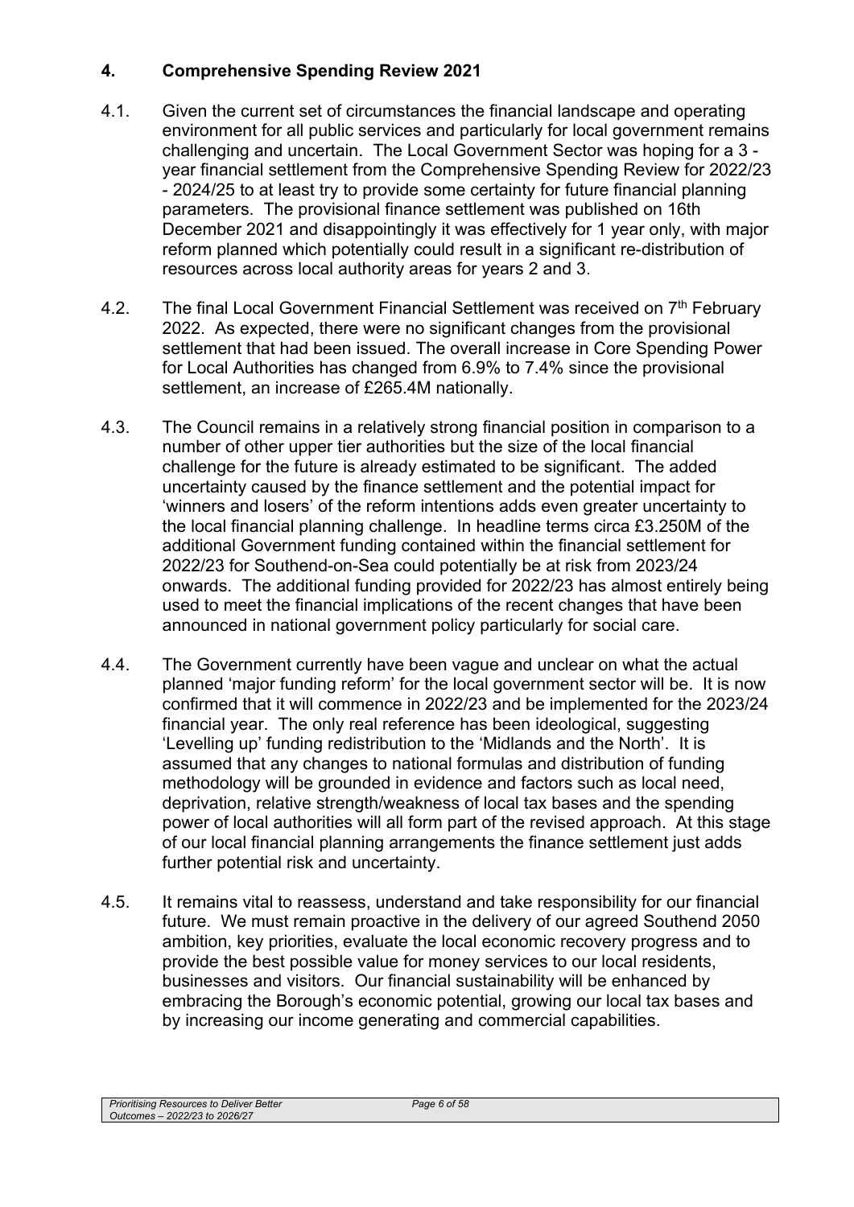## 4. Comprehensive Spending Review 2021

4.1. Given the current set of circumstances the financial landscape and operating environment for all public services and particularly for local government remains challenging and uncertain. The Local Government Sector was hoping for a 3 - year financial settlement from the Comprehensive Spending Review for 2022/23 - 2024/25 to at least try to provide some certainty for future financial planning parameters. The provisional finance settlement was published on 16th December 2021 and disappointingly it was effectively for 1 year only, with major reform planned which potentially could result in a significant re-distribution of resources across local authority areas for years 2 and 3.

4.2. The final Local Government Financial Settlement was received on 7th February 2022. As expected, there were no significant changes from the provisional settlement that had been issued. The overall increase in Core Spending Power for Local Authorities has changed from 6.9% to 7.4% since the provisional settlement, an increase of £265.4M nationally.

4.3. The Council remains in a relatively strong financial position in comparison to a number of other upper tier authorities but the size of the local financial challenge for the future is already estimated to be significant. The added uncertainty caused by the finance settlement and the potential impact for 'winners and losers' of the reform intentions adds even greater uncertainty to the local financial planning challenge. In headline terms circa £3.250M of the additional Government funding contained within the financial settlement for 2022/23 for Southend-on-Sea could potentially be at risk from 2023/24 onwards. The additional funding provided for 2022/23 has almost entirely being used to meet the financial implications of the recent changes that have been announced in national government policy particularly for social care.

4.4. The Government currently have been vague and unclear on what the actual planned 'major funding reform' for the local government sector will be. It is now confirmed that it will commence in 2022/23 and be implemented for the 2023/24 financial year. The only real reference has been ideological, suggesting 'Levelling up' funding redistribution to the 'Midlands and the North'. It is assumed that any changes to national formulas and distribution of funding methodology will be grounded in evidence and factors such as local need, deprivation, relative strength/weakness of local tax bases and the spending power of local authorities will all form part of the revised approach. At this stage of our local financial planning arrangements the finance settlement just adds further potential risk and uncertainty.

4.5. It remains vital to reassess, understand and take responsibility for our financial future. We must remain proactive in the delivery of our agreed Southend 2050 ambition, key priorities, evaluate the local economic recovery progress and to provide the best possible value for money services to our local residents, businesses and visitors. Our financial sustainability will be enhanced by embracing the Borough's economic potential, growing our local tax bases and by increasing our income generating and commercial capabilities.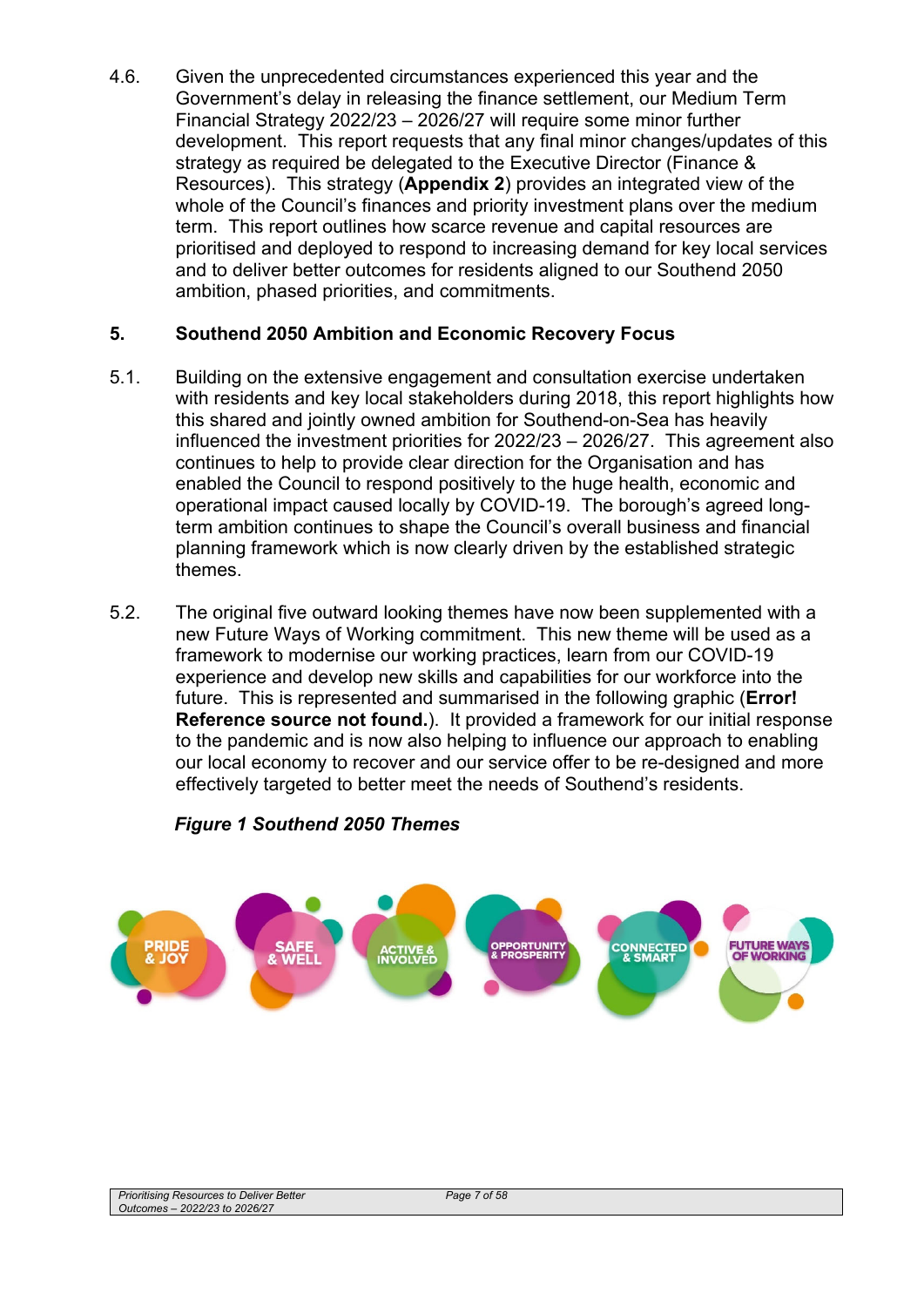4.6. Given the unprecedented circumstances experienced this year and the Government's delay in releasing the finance settlement, our Medium Term Financial Strategy 2022/23 – 2026/27 will require some minor further development. This report requests that any final minor changes/updates of this strategy as required be delegated to the Executive Director (Finance & Resources). This strategy (**Appendix 2**) provides an integrated view of the whole of the Council's finances and priority investment plans over the medium term. This report outlines how scarce revenue and capital resources are prioritised and deployed to respond to increasing demand for key local services and to deliver better outcomes for residents aligned to our Southend 2050 ambition, phased priorities, and commitments.

## 5. Southend 2050 Ambition and Economic Recovery Focus

5.1. Building on the extensive engagement and consultation exercise undertaken with residents and key local stakeholders during 2018, this report highlights how this shared and jointly owned ambition for Southend-on-Sea has heavily influenced the investment priorities for 2022/23 – 2026/27. This agreement also continues to help to provide clear direction for the Organisation and has enabled the Council to respond positively to the huge health, economic and operational impact caused locally by COVID-19. The borough's agreed long-term ambition continues to shape the Council's overall business and financial planning framework which is now clearly driven by the established strategic themes.

5.2. The original five outward looking themes have now been supplemented with a new Future Ways of Working commitment. This new theme will be used as a framework to modernise our working practices, learn from our COVID-19 experience and develop new skills and capabilities for our workforce into the future. This is represented and summarised in the following graphic (**Error! Reference source not found.**). It provided a framework for our initial response to the pandemic and is now also helping to influence our approach to enabling our local economy to recover and our service offer to be re-designed and more effectively targeted to better meet the needs of Southend's residents.

***Figure 1 Southend 2050 Themes***

PRIDE & JOY | SAFE & WELL | ACTIVE & INVOLVED | OPPORTUNITY & PROSPERITY | CONNECTED & SMART | FUTURE WAYS OF WORKING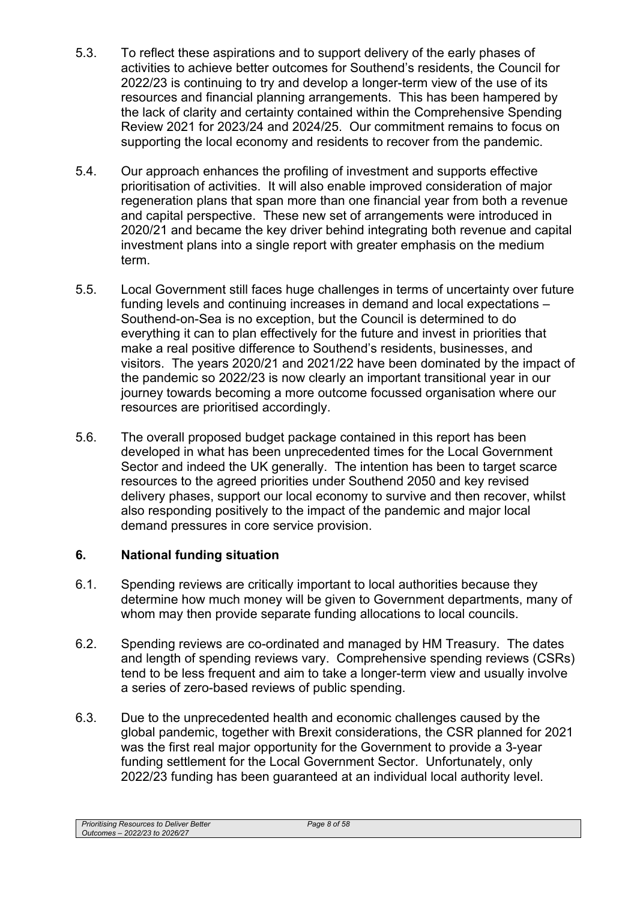5.3. To reflect these aspirations and to support delivery of the early phases of activities to achieve better outcomes for Southend's residents, the Council for 2022/23 is continuing to try and develop a longer-term view of the use of its resources and financial planning arrangements. This has been hampered by the lack of clarity and certainty contained within the Comprehensive Spending Review 2021 for 2023/24 and 2024/25. Our commitment remains to focus on supporting the local economy and residents to recover from the pandemic.

5.4. Our approach enhances the profiling of investment and supports effective prioritisation of activities. It will also enable improved consideration of major regeneration plans that span more than one financial year from both a revenue and capital perspective. These new set of arrangements were introduced in 2020/21 and became the key driver behind integrating both revenue and capital investment plans into a single report with greater emphasis on the medium term.

5.5. Local Government still faces huge challenges in terms of uncertainty over future funding levels and continuing increases in demand and local expectations – Southend-on-Sea is no exception, but the Council is determined to do everything it can to plan effectively for the future and invest in priorities that make a real positive difference to Southend's residents, businesses, and visitors. The years 2020/21 and 2021/22 have been dominated by the impact of the pandemic so 2022/23 is now clearly an important transitional year in our journey towards becoming a more outcome focussed organisation where our resources are prioritised accordingly.

5.6. The overall proposed budget package contained in this report has been developed in what has been unprecedented times for the Local Government Sector and indeed the UK generally. The intention has been to target scarce resources to the agreed priorities under Southend 2050 and key revised delivery phases, support our local economy to survive and then recover, whilst also responding positively to the impact of the pandemic and major local demand pressures in core service provision.

## 6. National funding situation

6.1. Spending reviews are critically important to local authorities because they determine how much money will be given to Government departments, many of whom may then provide separate funding allocations to local councils.

6.2. Spending reviews are co-ordinated and managed by HM Treasury. The dates and length of spending reviews vary. Comprehensive spending reviews (CSRs) tend to be less frequent and aim to take a longer-term view and usually involve a series of zero-based reviews of public spending.

6.3. Due to the unprecedented health and economic challenges caused by the global pandemic, together with Brexit considerations, the CSR planned for 2021 was the first real major opportunity for the Government to provide a 3-year funding settlement for the Local Government Sector. Unfortunately, only 2022/23 funding has been guaranteed at an individual local authority level.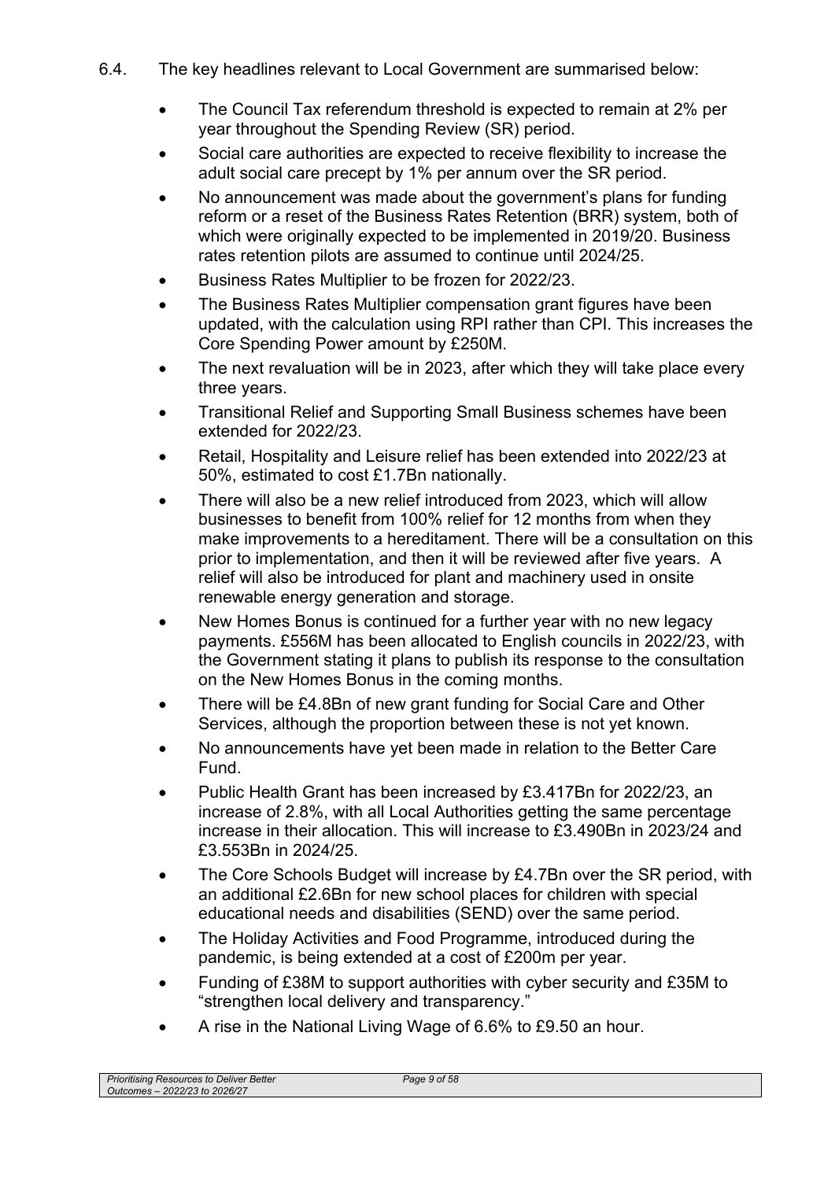6.4. The key headlines relevant to Local Government are summarised below:

- The Council Tax referendum threshold is expected to remain at 2% per year throughout the Spending Review (SR) period.
- Social care authorities are expected to receive flexibility to increase the adult social care precept by 1% per annum over the SR period.
- No announcement was made about the government's plans for funding reform or a reset of the Business Rates Retention (BRR) system, both of which were originally expected to be implemented in 2019/20. Business rates retention pilots are assumed to continue until 2024/25.
- Business Rates Multiplier to be frozen for 2022/23.
- The Business Rates Multiplier compensation grant figures have been updated, with the calculation using RPI rather than CPI. This increases the Core Spending Power amount by £250M.
- The next revaluation will be in 2023, after which they will take place every three years.
- Transitional Relief and Supporting Small Business schemes have been extended for 2022/23.
- Retail, Hospitality and Leisure relief has been extended into 2022/23 at 50%, estimated to cost £1.7Bn nationally.
- There will also be a new relief introduced from 2023, which will allow businesses to benefit from 100% relief for 12 months from when they make improvements to a hereditament. There will be a consultation on this prior to implementation, and then it will be reviewed after five years. A relief will also be introduced for plant and machinery used in onsite renewable energy generation and storage.
- New Homes Bonus is continued for a further year with no new legacy payments. £556M has been allocated to English councils in 2022/23, with the Government stating it plans to publish its response to the consultation on the New Homes Bonus in the coming months.
- There will be £4.8Bn of new grant funding for Social Care and Other Services, although the proportion between these is not yet known.
- No announcements have yet been made in relation to the Better Care Fund.
- Public Health Grant has been increased by £3.417Bn for 2022/23, an increase of 2.8%, with all Local Authorities getting the same percentage increase in their allocation. This will increase to £3.490Bn in 2023/24 and £3.553Bn in 2024/25.
- The Core Schools Budget will increase by £4.7Bn over the SR period, with an additional £2.6Bn for new school places for children with special educational needs and disabilities (SEND) over the same period.
- The Holiday Activities and Food Programme, introduced during the pandemic, is being extended at a cost of £200m per year.
- Funding of £38M to support authorities with cyber security and £35M to "strengthen local delivery and transparency."
- A rise in the National Living Wage of 6.6% to £9.50 an hour.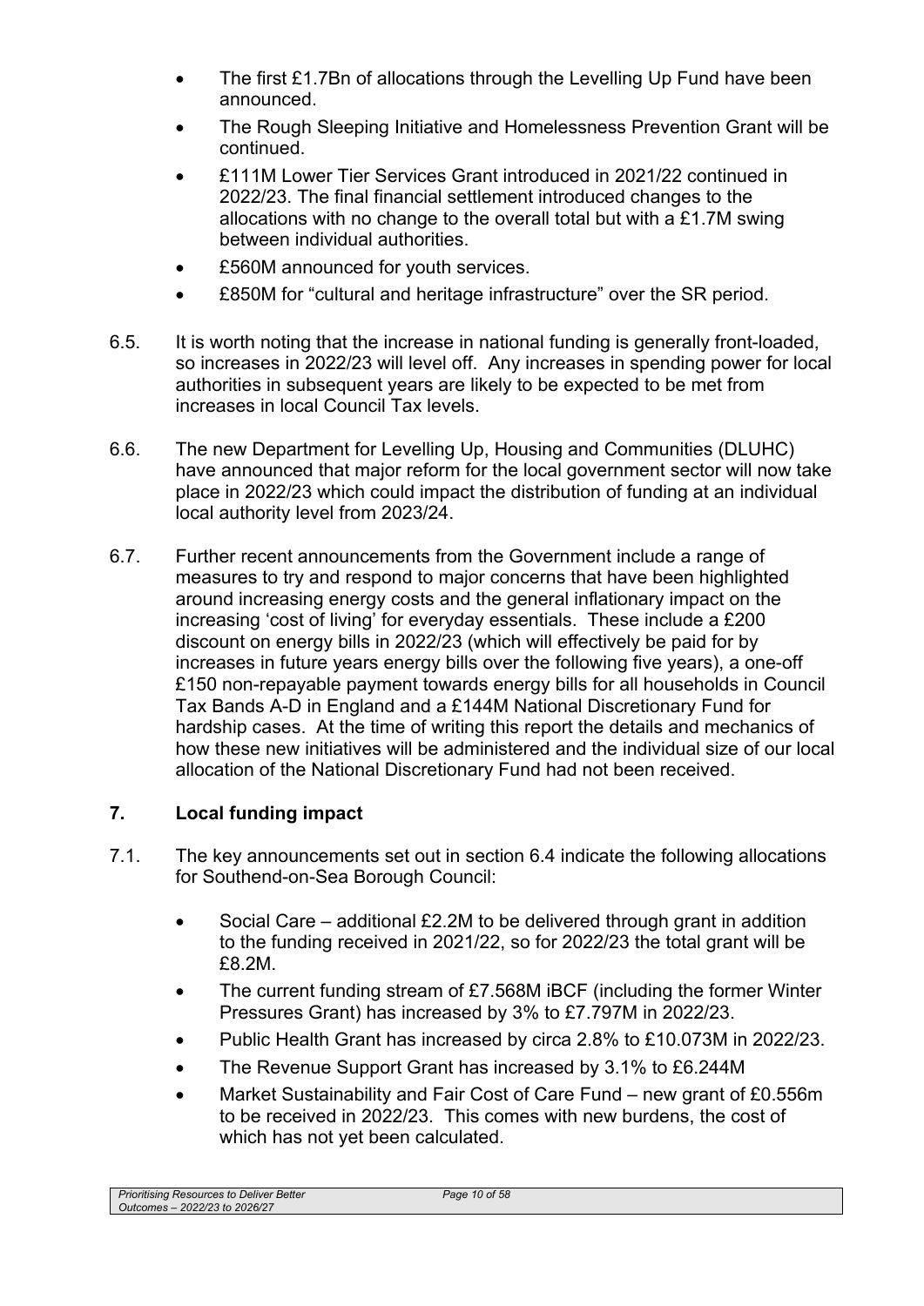- The first £1.7Bn of allocations through the Levelling Up Fund have been announced.
- The Rough Sleeping Initiative and Homelessness Prevention Grant will be continued.
- £111M Lower Tier Services Grant introduced in 2021/22 continued in 2022/23. The final financial settlement introduced changes to the allocations with no change to the overall total but with a £1.7M swing between individual authorities.
- £560M announced for youth services.
- £850M for "cultural and heritage infrastructure" over the SR period.

6.5. It is worth noting that the increase in national funding is generally front-loaded, so increases in 2022/23 will level off. Any increases in spending power for local authorities in subsequent years are likely to be expected to be met from increases in local Council Tax levels.

6.6. The new Department for Levelling Up, Housing and Communities (DLUHC) have announced that major reform for the local government sector will now take place in 2022/23 which could impact the distribution of funding at an individual local authority level from 2023/24.

6.7. Further recent announcements from the Government include a range of measures to try and respond to major concerns that have been highlighted around increasing energy costs and the general inflationary impact on the increasing 'cost of living' for everyday essentials. These include a £200 discount on energy bills in 2022/23 (which will effectively be paid for by increases in future years energy bills over the following five years), a one-off £150 non-repayable payment towards energy bills for all households in Council Tax Bands A-D in England and a £144M National Discretionary Fund for hardship cases. At the time of writing this report the details and mechanics of how these new initiatives will be administered and the individual size of our local allocation of the National Discretionary Fund had not been received.

## 7. Local funding impact

7.1. The key announcements set out in section 6.4 indicate the following allocations for Southend-on-Sea Borough Council:

- Social Care – additional £2.2M to be delivered through grant in addition to the funding received in 2021/22, so for 2022/23 the total grant will be £8.2M.
- The current funding stream of £7.568M iBCF (including the former Winter Pressures Grant) has increased by 3% to £7.797M in 2022/23.
- Public Health Grant has increased by circa 2.8% to £10.073M in 2022/23.
- The Revenue Support Grant has increased by 3.1% to £6.244M
- Market Sustainability and Fair Cost of Care Fund – new grant of £0.556m to be received in 2022/23. This comes with new burdens, the cost of which has not yet been calculated.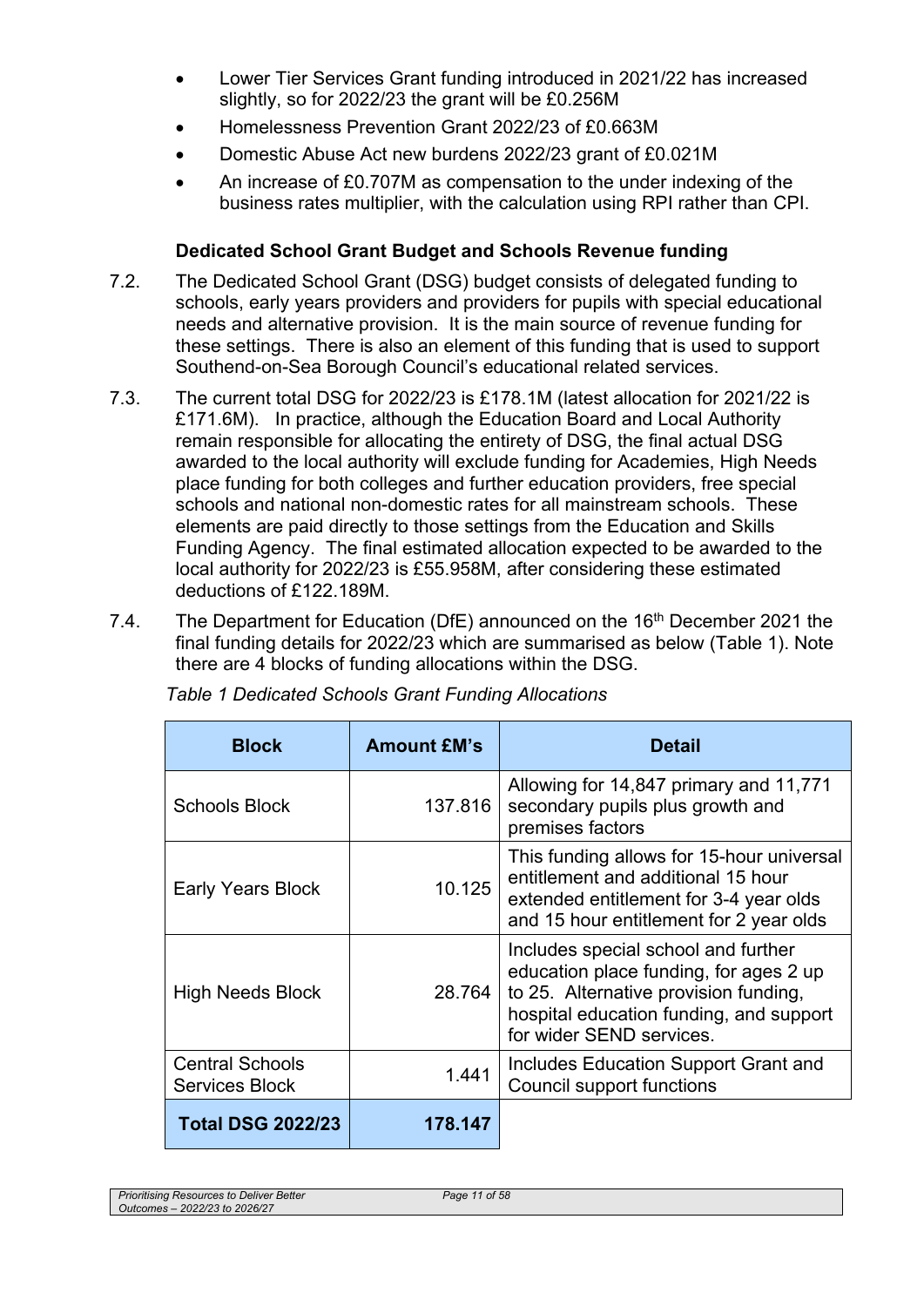- Lower Tier Services Grant funding introduced in 2021/22 has increased slightly, so for 2022/23 the grant will be £0.256M
- Homelessness Prevention Grant 2022/23 of £0.663M
- Domestic Abuse Act new burdens 2022/23 grant of £0.021M
- An increase of £0.707M as compensation to the under indexing of the business rates multiplier, with the calculation using RPI rather than CPI.

**Dedicated School Grant Budget and Schools Revenue funding**

7.2. The Dedicated School Grant (DSG) budget consists of delegated funding to schools, early years providers and providers for pupils with special educational needs and alternative provision. It is the main source of revenue funding for these settings. There is also an element of this funding that is used to support Southend-on-Sea Borough Council's educational related services.

7.3. The current total DSG for 2022/23 is £178.1M (latest allocation for 2021/22 is £171.6M). In practice, although the Education Board and Local Authority remain responsible for allocating the entirety of DSG, the final actual DSG awarded to the local authority will exclude funding for Academies, High Needs place funding for both colleges and further education providers, free special schools and national non-domestic rates for all mainstream schools. These elements are paid directly to those settings from the Education and Skills Funding Agency. The final estimated allocation expected to be awarded to the local authority for 2022/23 is £55.958M, after considering these estimated deductions of £122.189M.

7.4. The Department for Education (DfE) announced on the 16th December 2021 the final funding details for 2022/23 which are summarised as below (Table 1). Note there are 4 blocks of funding allocations within the DSG.

*Table 1 Dedicated Schools Grant Funding Allocations*

| Block | Amount £M's | Detail |
|---|---|---|
| Schools Block | 137.816 | Allowing for 14,847 primary and 11,771 secondary pupils plus growth and premises factors |
| Early Years Block | 10.125 | This funding allows for 15-hour universal entitlement and additional 15 hour extended entitlement for 3-4 year olds and 15 hour entitlement for 2 year olds |
| High Needs Block | 28.764 | Includes special school and further education place funding, for ages 2 up to 25. Alternative provision funding, hospital education funding, and support for wider SEND services. |
| Central Schools Services Block | 1.441 | Includes Education Support Grant and Council support functions |
| **Total DSG 2022/23** | **178.147** | |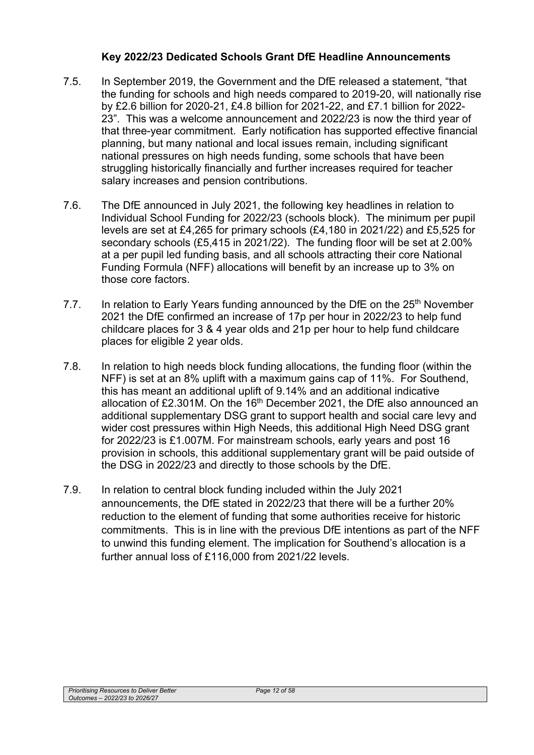### Key 2022/23 Dedicated Schools Grant DfE Headline Announcements

7.5. In September 2019, the Government and the DfE released a statement, "that the funding for schools and high needs compared to 2019-20, will nationally rise by £2.6 billion for 2020-21, £4.8 billion for 2021-22, and £7.1 billion for 2022-23". This was a welcome announcement and 2022/23 is now the third year of that three-year commitment. Early notification has supported effective financial planning, but many national and local issues remain, including significant national pressures on high needs funding, some schools that have been struggling historically financially and further increases required for teacher salary increases and pension contributions.

7.6. The DfE announced in July 2021, the following key headlines in relation to Individual School Funding for 2022/23 (schools block). The minimum per pupil levels are set at £4,265 for primary schools (£4,180 in 2021/22) and £5,525 for secondary schools (£5,415 in 2021/22). The funding floor will be set at 2.00% at a per pupil led funding basis, and all schools attracting their core National Funding Formula (NFF) allocations will benefit by an increase up to 3% on those core factors.

7.7. In relation to Early Years funding announced by the DfE on the 25th November 2021 the DfE confirmed an increase of 17p per hour in 2022/23 to help fund childcare places for 3 & 4 year olds and 21p per hour to help fund childcare places for eligible 2 year olds.

7.8. In relation to high needs block funding allocations, the funding floor (within the NFF) is set at an 8% uplift with a maximum gains cap of 11%. For Southend, this has meant an additional uplift of 9.14% and an additional indicative allocation of £2.301M. On the 16th December 2021, the DfE also announced an additional supplementary DSG grant to support health and social care levy and wider cost pressures within High Needs, this additional High Need DSG grant for 2022/23 is £1.007M. For mainstream schools, early years and post 16 provision in schools, this additional supplementary grant will be paid outside of the DSG in 2022/23 and directly to those schools by the DfE.

7.9. In relation to central block funding included within the July 2021 announcements, the DfE stated in 2022/23 that there will be a further 20% reduction to the element of funding that some authorities receive for historic commitments. This is in line with the previous DfE intentions as part of the NFF to unwind this funding element. The implication for Southend's allocation is a further annual loss of £116,000 from 2021/22 levels.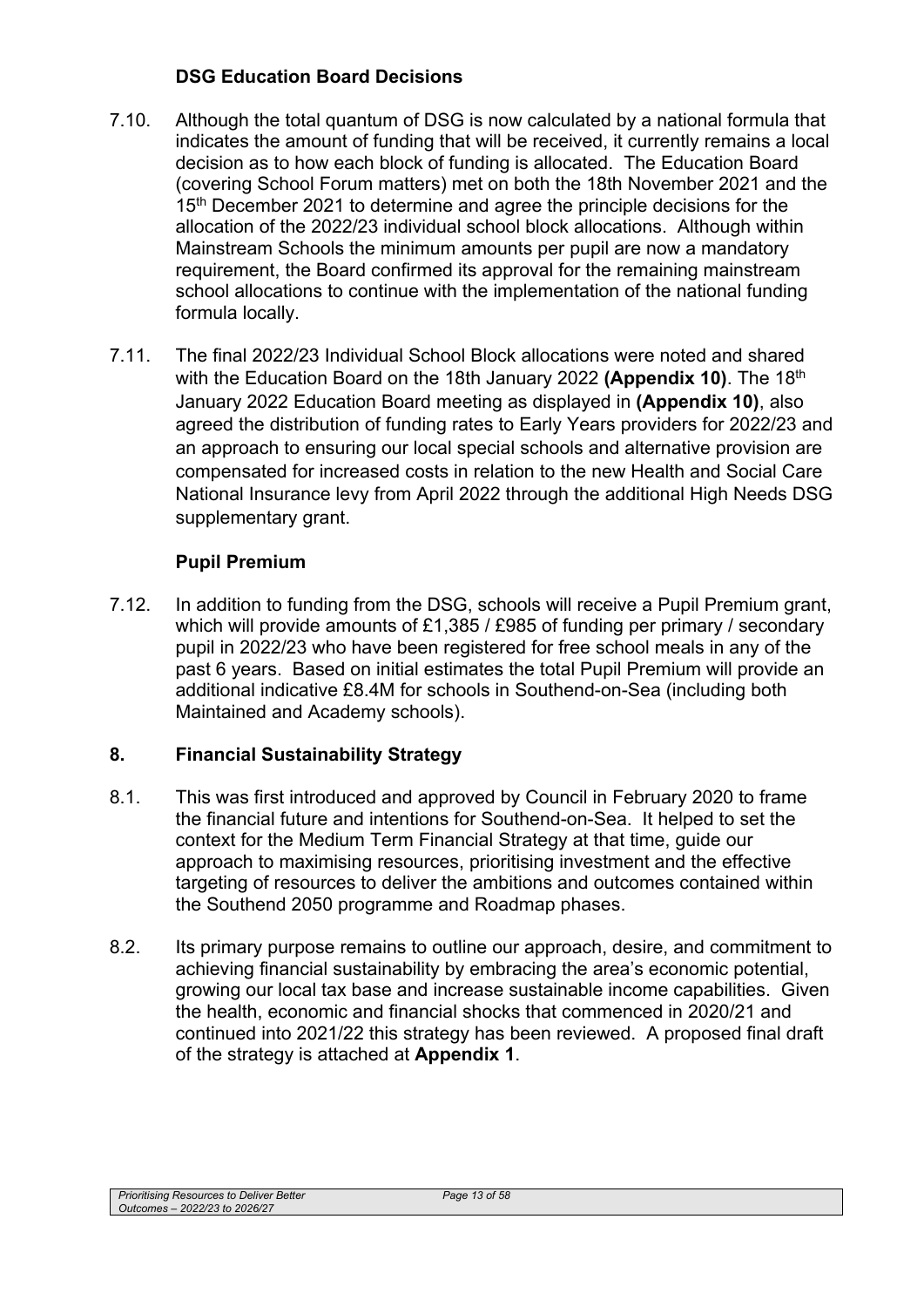### DSG Education Board Decisions

7.10. Although the total quantum of DSG is now calculated by a national formula that indicates the amount of funding that will be received, it currently remains a local decision as to how each block of funding is allocated. The Education Board (covering School Forum matters) met on both the 18th November 2021 and the 15th December 2021 to determine and agree the principle decisions for the allocation of the 2022/23 individual school block allocations. Although within Mainstream Schools the minimum amounts per pupil are now a mandatory requirement, the Board confirmed its approval for the remaining mainstream school allocations to continue with the implementation of the national funding formula locally.

7.11. The final 2022/23 Individual School Block allocations were noted and shared with the Education Board on the 18th January 2022 **(Appendix 10)**. The 18th January 2022 Education Board meeting as displayed in **(Appendix 10)**, also agreed the distribution of funding rates to Early Years providers for 2022/23 and an approach to ensuring our local special schools and alternative provision are compensated for increased costs in relation to the new Health and Social Care National Insurance levy from April 2022 through the additional High Needs DSG supplementary grant.

### Pupil Premium

7.12. In addition to funding from the DSG, schools will receive a Pupil Premium grant, which will provide amounts of £1,385 / £985 of funding per primary / secondary pupil in 2022/23 who have been registered for free school meals in any of the past 6 years. Based on initial estimates the total Pupil Premium will provide an additional indicative £8.4M for schools in Southend-on-Sea (including both Maintained and Academy schools).

## 8. Financial Sustainability Strategy

8.1. This was first introduced and approved by Council in February 2020 to frame the financial future and intentions for Southend-on-Sea. It helped to set the context for the Medium Term Financial Strategy at that time, guide our approach to maximising resources, prioritising investment and the effective targeting of resources to deliver the ambitions and outcomes contained within the Southend 2050 programme and Roadmap phases.

8.2. Its primary purpose remains to outline our approach, desire, and commitment to achieving financial sustainability by embracing the area's economic potential, growing our local tax base and increase sustainable income capabilities. Given the health, economic and financial shocks that commenced in 2020/21 and continued into 2021/22 this strategy has been reviewed. A proposed final draft of the strategy is attached at **Appendix 1**.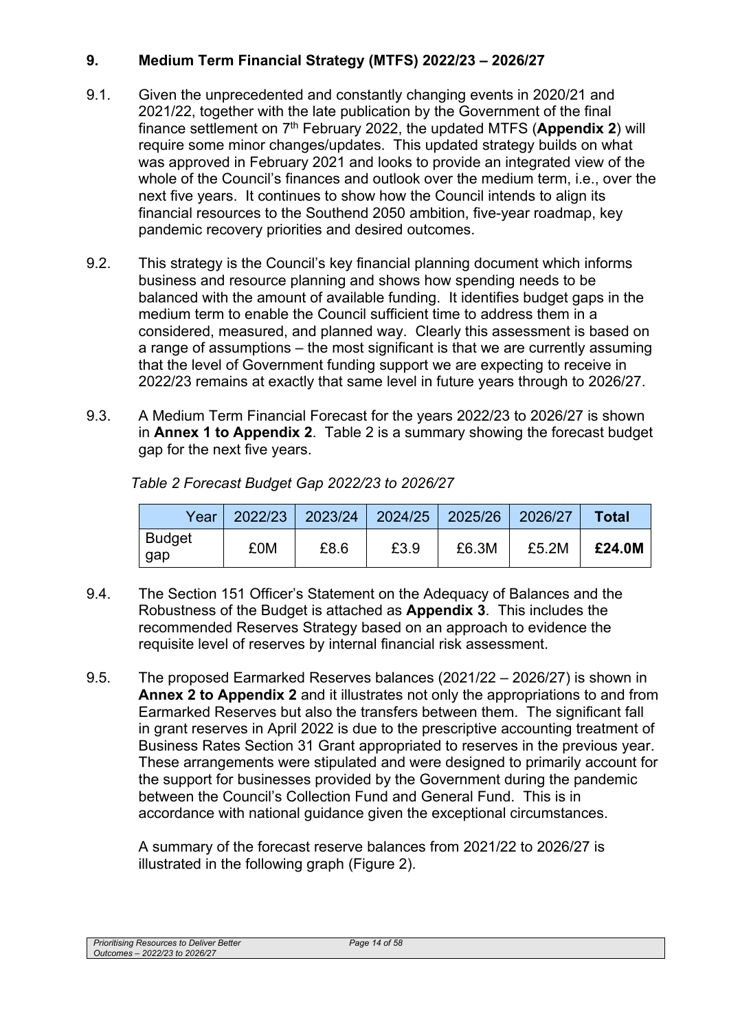## 9. Medium Term Financial Strategy (MTFS) 2022/23 – 2026/27

9.1. Given the unprecedented and constantly changing events in 2020/21 and 2021/22, together with the late publication by the Government of the final finance settlement on 7th February 2022, the updated MTFS (**Appendix 2**) will require some minor changes/updates. This updated strategy builds on what was approved in February 2021 and looks to provide an integrated view of the whole of the Council's finances and outlook over the medium term, i.e., over the next five years. It continues to show how the Council intends to align its financial resources to the Southend 2050 ambition, five-year roadmap, key pandemic recovery priorities and desired outcomes.

9.2. This strategy is the Council's key financial planning document which informs business and resource planning and shows how spending needs to be balanced with the amount of available funding. It identifies budget gaps in the medium term to enable the Council sufficient time to address them in a considered, measured, and planned way. Clearly this assessment is based on a range of assumptions – the most significant is that we are currently assuming that the level of Government funding support we are expecting to receive in 2022/23 remains at exactly that same level in future years through to 2026/27.

9.3. A Medium Term Financial Forecast for the years 2022/23 to 2026/27 is shown in **Annex 1 to Appendix 2**. Table 2 is a summary showing the forecast budget gap for the next five years.

*Table 2 Forecast Budget Gap 2022/23 to 2026/27*

| Year | 2022/23 | 2023/24 | 2024/25 | 2025/26 | 2026/27 | **Total** |
|---|---|---|---|---|---|---|
| Budget gap | £0M | £8.6 | £3.9 | £6.3M | £5.2M | **£24.0M** |

9.4. The Section 151 Officer's Statement on the Adequacy of Balances and the Robustness of the Budget is attached as **Appendix 3**. This includes the recommended Reserves Strategy based on an approach to evidence the requisite level of reserves by internal financial risk assessment.

9.5. The proposed Earmarked Reserves balances (2021/22 – 2026/27) is shown in **Annex 2 to Appendix 2** and it illustrates not only the appropriations to and from Earmarked Reserves but also the transfers between them. The significant fall in grant reserves in April 2022 is due to the prescriptive accounting treatment of Business Rates Section 31 Grant appropriated to reserves in the previous year. These arrangements were stipulated and were designed to primarily account for the support for businesses provided by the Government during the pandemic between the Council's Collection Fund and General Fund. This is in accordance with national guidance given the exceptional circumstances.

A summary of the forecast reserve balances from 2021/22 to 2026/27 is illustrated in the following graph (Figure 2).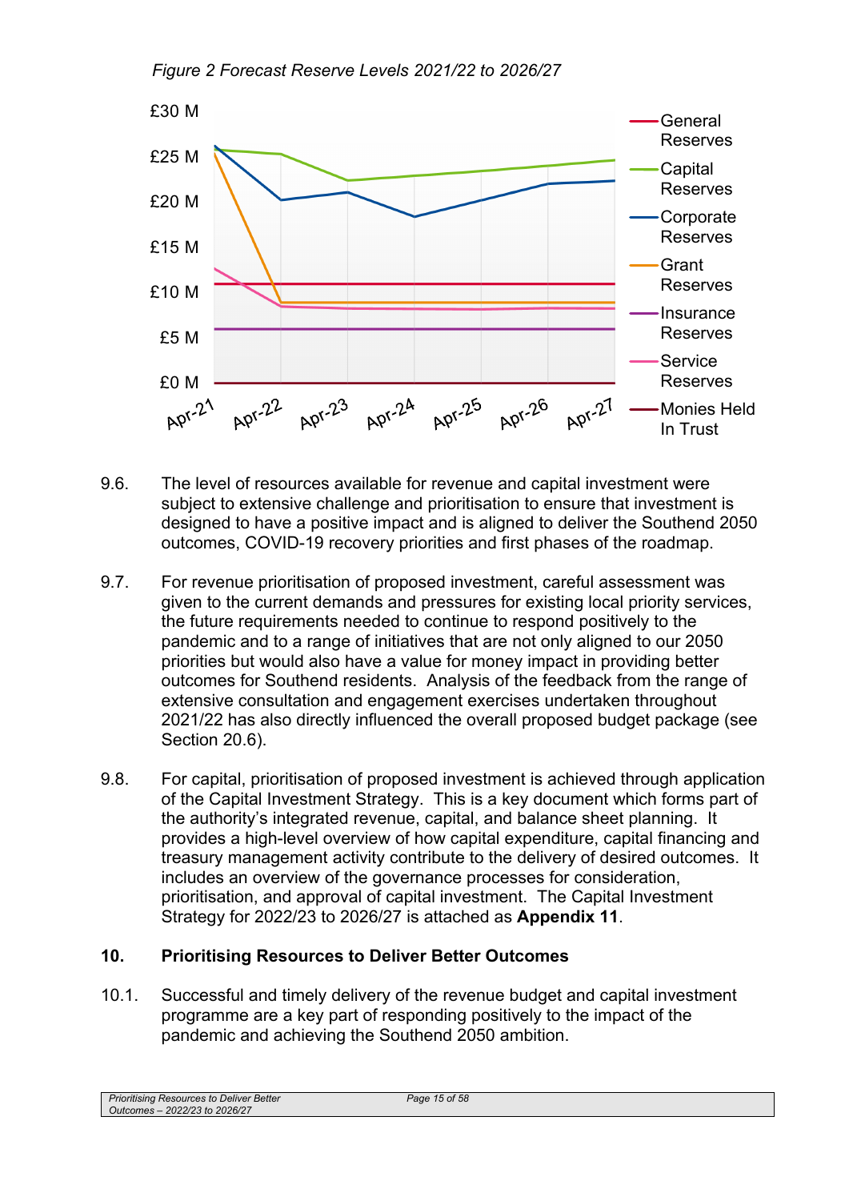*Figure 2 Forecast Reserve Levels 2021/22 to 2026/27*

9.6. The level of resources available for revenue and capital investment were subject to extensive challenge and prioritisation to ensure that investment is designed to have a positive impact and is aligned to deliver the Southend 2050 outcomes, COVID-19 recovery priorities and first phases of the roadmap.

9.7. For revenue prioritisation of proposed investment, careful assessment was given to the current demands and pressures for existing local priority services, the future requirements needed to continue to respond positively to the pandemic and to a range of initiatives that are not only aligned to our 2050 priorities but would also have a value for money impact in providing better outcomes for Southend residents. Analysis of the feedback from the range of extensive consultation and engagement exercises undertaken throughout 2021/22 has also directly influenced the overall proposed budget package (see Section 20.6).

9.8. For capital, prioritisation of proposed investment is achieved through application of the Capital Investment Strategy. This is a key document which forms part of the authority's integrated revenue, capital, and balance sheet planning. It provides a high-level overview of how capital expenditure, capital financing and treasury management activity contribute to the delivery of desired outcomes. It includes an overview of the governance processes for consideration, prioritisation, and approval of capital investment. The Capital Investment Strategy for 2022/23 to 2026/27 is attached as **Appendix 11**.

## 10. Prioritising Resources to Deliver Better Outcomes

10.1. Successful and timely delivery of the revenue budget and capital investment programme are a key part of responding positively to the impact of the pandemic and achieving the Southend 2050 ambition.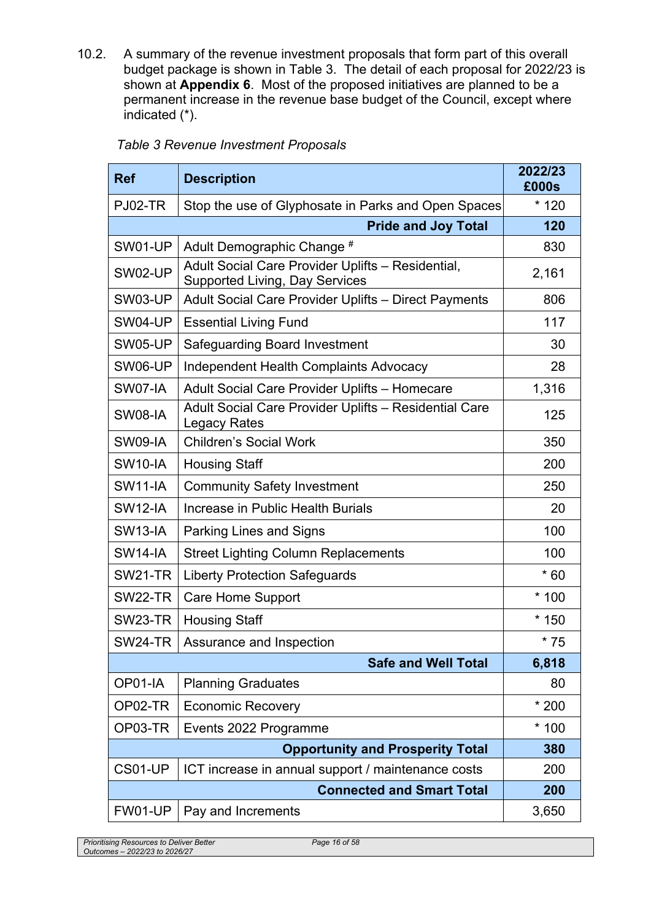10.2. A summary of the revenue investment proposals that form part of this overall budget package is shown in Table 3. The detail of each proposal for 2022/23 is shown at **Appendix 6**. Most of the proposed initiatives are planned to be a permanent increase in the revenue base budget of the Council, except where indicated (*).

*Table 3 Revenue Investment Proposals*

| Ref | Description | 2022/23 £000s |
|---|---|---|
| PJ02-TR | Stop the use of Glyphosate in Parks and Open Spaces | * 120 |
| | **Pride and Joy Total** | **120** |
| SW01-UP | Adult Demographic Change # | 830 |
| SW02-UP | Adult Social Care Provider Uplifts – Residential, Supported Living, Day Services | 2,161 |
| SW03-UP | Adult Social Care Provider Uplifts – Direct Payments | 806 |
| SW04-UP | Essential Living Fund | 117 |
| SW05-UP | Safeguarding Board Investment | 30 |
| SW06-UP | Independent Health Complaints Advocacy | 28 |
| SW07-IA | Adult Social Care Provider Uplifts – Homecare | 1,316 |
| SW08-IA | Adult Social Care Provider Uplifts – Residential Care Legacy Rates | 125 |
| SW09-IA | Children's Social Work | 350 |
| SW10-IA | Housing Staff | 200 |
| SW11-IA | Community Safety Investment | 250 |
| SW12-IA | Increase in Public Health Burials | 20 |
| SW13-IA | Parking Lines and Signs | 100 |
| SW14-IA | Street Lighting Column Replacements | 100 |
| SW21-TR | Liberty Protection Safeguards | * 60 |
| SW22-TR | Care Home Support | * 100 |
| SW23-TR | Housing Staff | * 150 |
| SW24-TR | Assurance and Inspection | * 75 |
| | **Safe and Well Total** | **6,818** |
| OP01-IA | Planning Graduates | 80 |
| OP02-TR | Economic Recovery | * 200 |
| OP03-TR | Events 2022 Programme | * 100 |
| | **Opportunity and Prosperity Total** | **380** |
| CS01-UP | ICT increase in annual support / maintenance costs | 200 |
| | **Connected and Smart Total** | **200** |
| FW01-UP | Pay and Increments | 3,650 |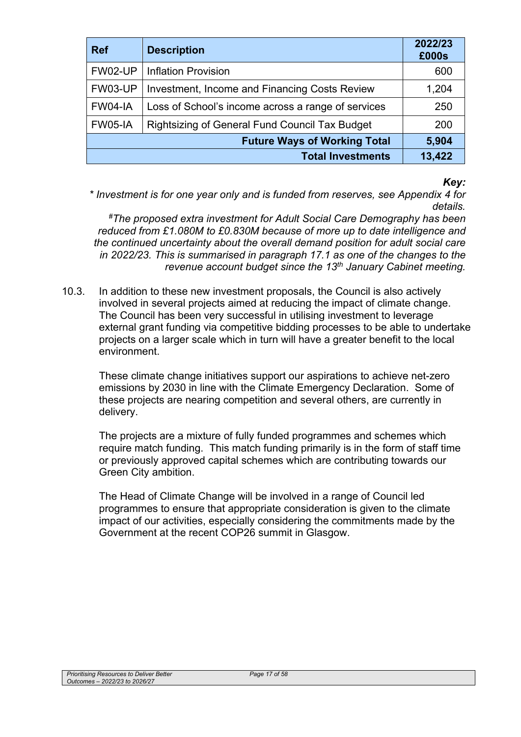| Ref | Description | 2022/23 £000s |
|---|---|---|
| FW02-UP | Inflation Provision | 600 |
| FW03-UP | Investment, Income and Financing Costs Review | 1,204 |
| FW04-IA | Loss of School's income across a range of services | 250 |
| FW05-IA | Rightsizing of General Fund Council Tax Budget | 200 |
| | **Future Ways of Working Total** | **5,904** |
| | **Total Investments** | **13,422** |

***Key:***

*\* Investment is for one year only and is funded from reserves, see Appendix 4 for details.*

*#The proposed extra investment for Adult Social Care Demography has been reduced from £1.080M to £0.830M because of more up to date intelligence and the continued uncertainty about the overall demand position for adult social care in 2022/23. This is summarised in paragraph 17.1 as one of the changes to the revenue account budget since the 13th January Cabinet meeting.*

10.3. In addition to these new investment proposals, the Council is also actively involved in several projects aimed at reducing the impact of climate change. The Council has been very successful in utilising investment to leverage external grant funding via competitive bidding processes to be able to undertake projects on a larger scale which in turn will have a greater benefit to the local environment.

These climate change initiatives support our aspirations to achieve net-zero emissions by 2030 in line with the Climate Emergency Declaration. Some of these projects are nearing competition and several others, are currently in delivery.

The projects are a mixture of fully funded programmes and schemes which require match funding. This match funding primarily is in the form of staff time or previously approved capital schemes which are contributing towards our Green City ambition.

The Head of Climate Change will be involved in a range of Council led programmes to ensure that appropriate consideration is given to the climate impact of our activities, especially considering the commitments made by the Government at the recent COP26 summit in Glasgow.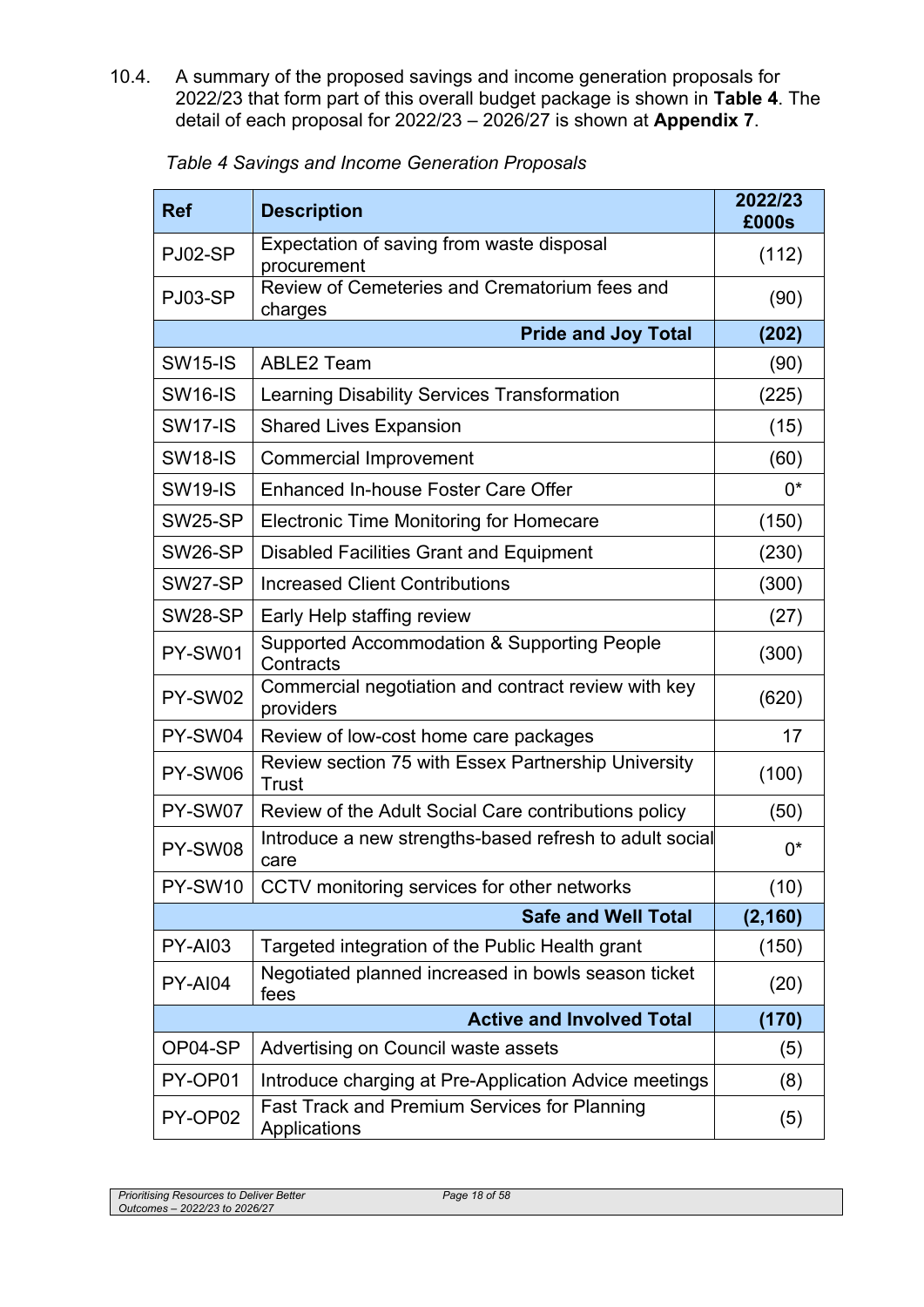10.4. A summary of the proposed savings and income generation proposals for 2022/23 that form part of this overall budget package is shown in **Table 4**. The detail of each proposal for 2022/23 – 2026/27 is shown at **Appendix 7**.

*Table 4 Savings and Income Generation Proposals*

| Ref | Description | 2022/23 £000s |
|---|---|---|
| PJ02-SP | Expectation of saving from waste disposal procurement | (112) |
| PJ03-SP | Review of Cemeteries and Crematorium fees and charges | (90) |
| | **Pride and Joy Total** | **(202)** |
| SW15-IS | ABLE2 Team | (90) |
| SW16-IS | Learning Disability Services Transformation | (225) |
| SW17-IS | Shared Lives Expansion | (15) |
| SW18-IS | Commercial Improvement | (60) |
| SW19-IS | Enhanced In-house Foster Care Offer | 0* |
| SW25-SP | Electronic Time Monitoring for Homecare | (150) |
| SW26-SP | Disabled Facilities Grant and Equipment | (230) |
| SW27-SP | Increased Client Contributions | (300) |
| SW28-SP | Early Help staffing review | (27) |
| PY-SW01 | Supported Accommodation & Supporting People Contracts | (300) |
| PY-SW02 | Commercial negotiation and contract review with key providers | (620) |
| PY-SW04 | Review of low-cost home care packages | 17 |
| PY-SW06 | Review section 75 with Essex Partnership University Trust | (100) |
| PY-SW07 | Review of the Adult Social Care contributions policy | (50) |
| PY-SW08 | Introduce a new strengths-based refresh to adult social care | 0* |
| PY-SW10 | CCTV monitoring services for other networks | (10) |
| | **Safe and Well Total** | **(2,160)** |
| PY-AI03 | Targeted integration of the Public Health grant | (150) |
| PY-AI04 | Negotiated planned increased in bowls season ticket fees | (20) |
| | **Active and Involved Total** | **(170)** |
| OP04-SP | Advertising on Council waste assets | (5) |
| PY-OP01 | Introduce charging at Pre-Application Advice meetings | (8) |
| PY-OP02 | Fast Track and Premium Services for Planning Applications | (5) |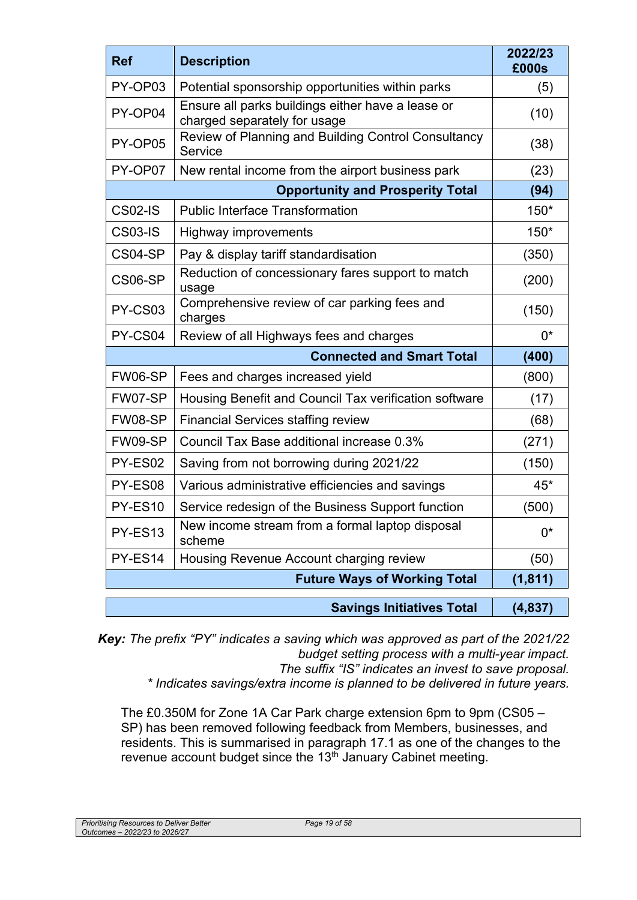| Ref | Description | 2022/23 £000s |
|---|---|---|
| PY-OP03 | Potential sponsorship opportunities within parks | (5) |
| PY-OP04 | Ensure all parks buildings either have a lease or charged separately for usage | (10) |
| PY-OP05 | Review of Planning and Building Control Consultancy Service | (38) |
| PY-OP07 | New rental income from the airport business park | (23) |
| | **Opportunity and Prosperity Total** | **(94)** |
| CS02-IS | Public Interface Transformation | 150* |
| CS03-IS | Highway improvements | 150* |
| CS04-SP | Pay & display tariff standardisation | (350) |
| CS06-SP | Reduction of concessionary fares support to match usage | (200) |
| PY-CS03 | Comprehensive review of car parking fees and charges | (150) |
| PY-CS04 | Review of all Highways fees and charges | 0* |
| | **Connected and Smart Total** | **(400)** |
| FW06-SP | Fees and charges increased yield | (800) |
| FW07-SP | Housing Benefit and Council Tax verification software | (17) |
| FW08-SP | Financial Services staffing review | (68) |
| FW09-SP | Council Tax Base additional increase 0.3% | (271) |
| PY-ES02 | Saving from not borrowing during 2021/22 | (150) |
| PY-ES08 | Various administrative efficiencies and savings | 45* |
| PY-ES10 | Service redesign of the Business Support function | (500) |
| PY-ES13 | New income stream from a formal laptop disposal scheme | 0* |
| PY-ES14 | Housing Revenue Account charging review | (50) |
| | **Future Ways of Working Total** | **(1,811)** |
| | **Savings Initiatives Total** | **(4,837)** |

***Key:*** *The prefix "PY" indicates a saving which was approved as part of the 2021/22 budget setting process with a multi-year impact.*
*The suffix "IS" indicates an invest to save proposal.*
** Indicates savings/extra income is planned to be delivered in future years.*

The £0.350M for Zone 1A Car Park charge extension 6pm to 9pm (CS05 – SP) has been removed following feedback from Members, businesses, and residents. This is summarised in paragraph 17.1 as one of the changes to the revenue account budget since the 13th January Cabinet meeting.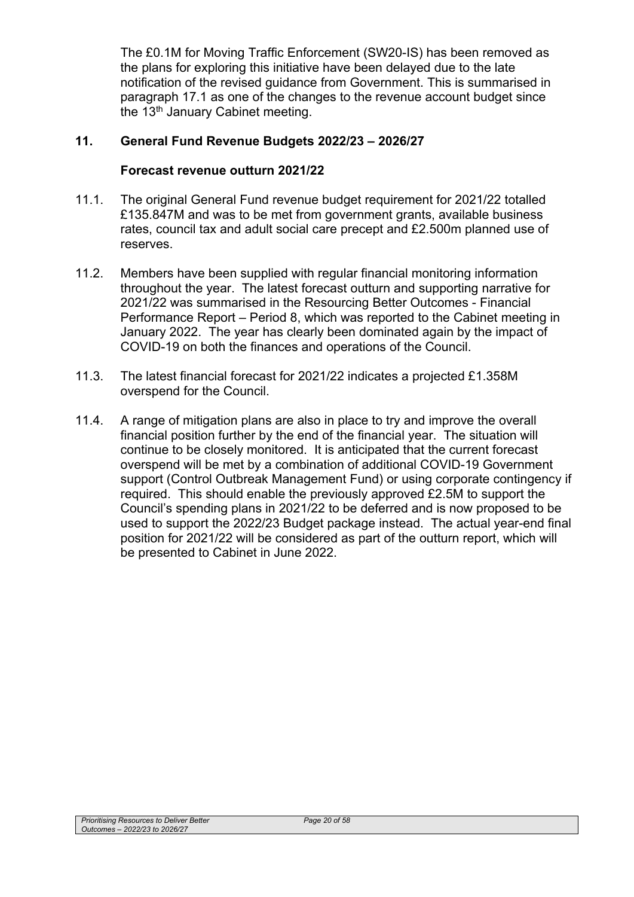The £0.1M for Moving Traffic Enforcement (SW20-IS) has been removed as the plans for exploring this initiative have been delayed due to the late notification of the revised guidance from Government. This is summarised in paragraph 17.1 as one of the changes to the revenue account budget since the 13th January Cabinet meeting.

## 11. General Fund Revenue Budgets 2022/23 – 2026/27

### Forecast revenue outturn 2021/22

11.1. The original General Fund revenue budget requirement for 2021/22 totalled £135.847M and was to be met from government grants, available business rates, council tax and adult social care precept and £2.500m planned use of reserves.

11.2. Members have been supplied with regular financial monitoring information throughout the year. The latest forecast outturn and supporting narrative for 2021/22 was summarised in the Resourcing Better Outcomes - Financial Performance Report – Period 8, which was reported to the Cabinet meeting in January 2022. The year has clearly been dominated again by the impact of COVID-19 on both the finances and operations of the Council.

11.3. The latest financial forecast for 2021/22 indicates a projected £1.358M overspend for the Council.

11.4. A range of mitigation plans are also in place to try and improve the overall financial position further by the end of the financial year. The situation will continue to be closely monitored. It is anticipated that the current forecast overspend will be met by a combination of additional COVID-19 Government support (Control Outbreak Management Fund) or using corporate contingency if required. This should enable the previously approved £2.5M to support the Council's spending plans in 2021/22 to be deferred and is now proposed to be used to support the 2022/23 Budget package instead. The actual year-end final position for 2021/22 will be considered as part of the outturn report, which will be presented to Cabinet in June 2022.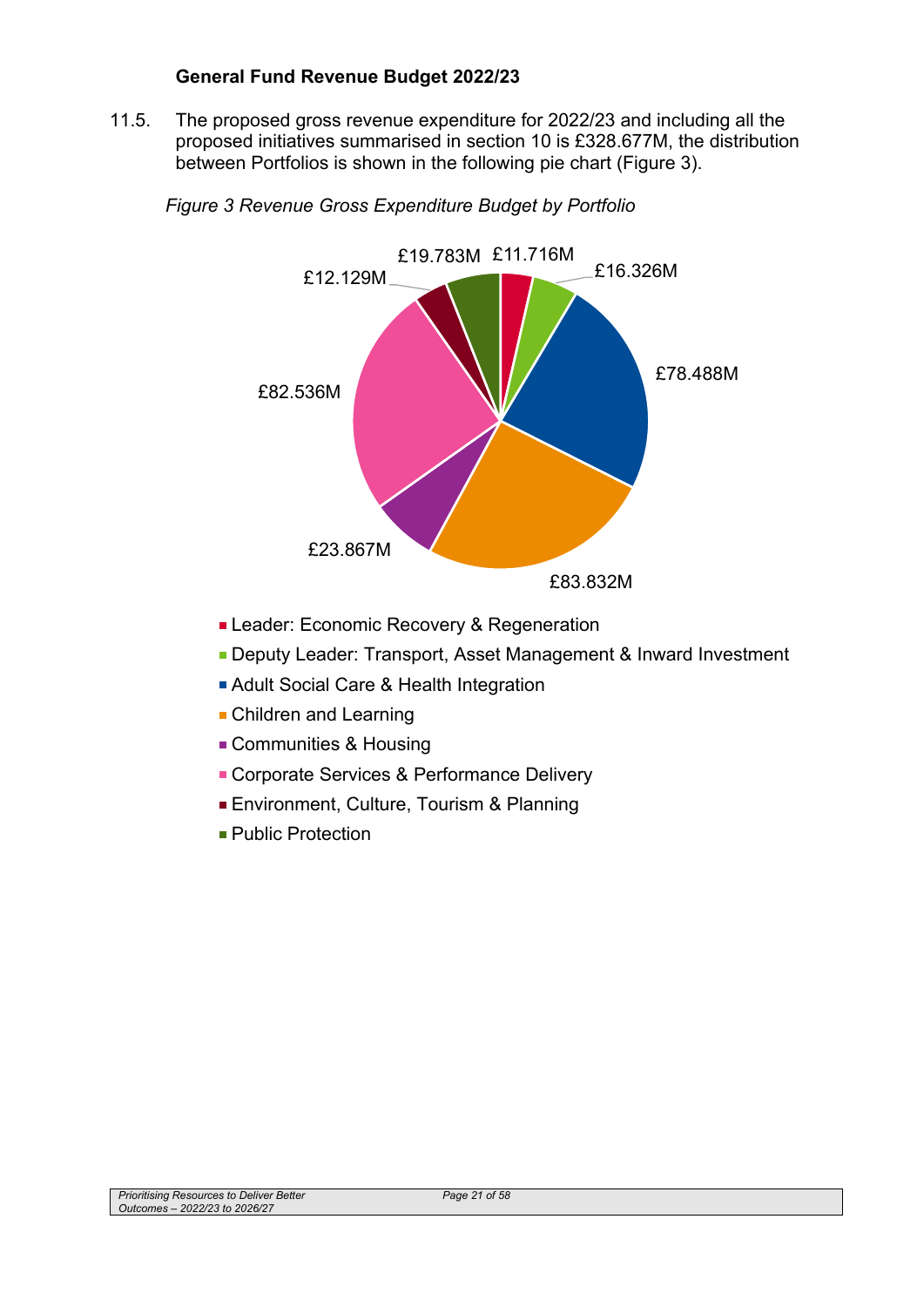**General Fund Revenue Budget 2022/23**

11.5. The proposed gross revenue expenditure for 2022/23 and including all the proposed initiatives summarised in section 10 is £328.677M, the distribution between Portfolios is shown in the following pie chart (Figure 3).

*Figure 3 Revenue Gross Expenditure Budget by Portfolio*

| Portfolio | Gross Expenditure |
|---|---|
| Leader: Economic Recovery & Regeneration | £11.716M |
| Deputy Leader: Transport, Asset Management & Inward Investment | £16.326M |
| Adult Social Care & Health Integration | £78.488M |
| Children and Learning | £83.832M |
| Communities & Housing | £23.867M |
| Corporate Services & Performance Delivery | £82.536M |
| Environment, Culture, Tourism & Planning | £12.129M |
| Public Protection | £19.783M |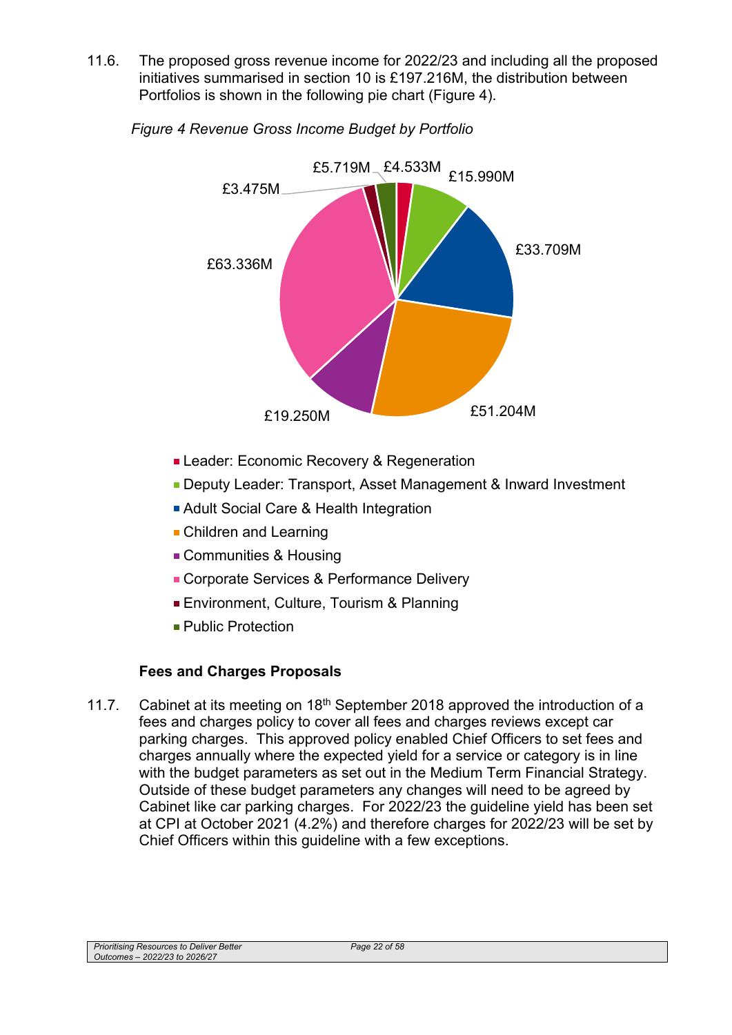11.6. The proposed gross revenue income for 2022/23 and including all the proposed initiatives summarised in section 10 is £197.216M, the distribution between Portfolios is shown in the following pie chart (Figure 4).

*Figure 4 Revenue Gross Income Budget by Portfolio*

| Portfolio | Gross Income |
|---|---|
| Leader: Economic Recovery & Regeneration | £4.533M |
| Deputy Leader: Transport, Asset Management & Inward Investment | £15.990M |
| Adult Social Care & Health Integration | £33.709M |
| Children and Learning | £51.204M |
| Communities & Housing | £19.250M |
| Corporate Services & Performance Delivery | £63.336M |
| Environment, Culture, Tourism & Planning | £3.475M |
| Public Protection | £5.719M |

### Fees and Charges Proposals

11.7. Cabinet at its meeting on 18th September 2018 approved the introduction of a fees and charges policy to cover all fees and charges reviews except car parking charges. This approved policy enabled Chief Officers to set fees and charges annually where the expected yield for a service or category is in line with the budget parameters as set out in the Medium Term Financial Strategy. Outside of these budget parameters any changes will need to be agreed by Cabinet like car parking charges. For 2022/23 the guideline yield has been set at CPI at October 2021 (4.2%) and therefore charges for 2022/23 will be set by Chief Officers within this guideline with a few exceptions.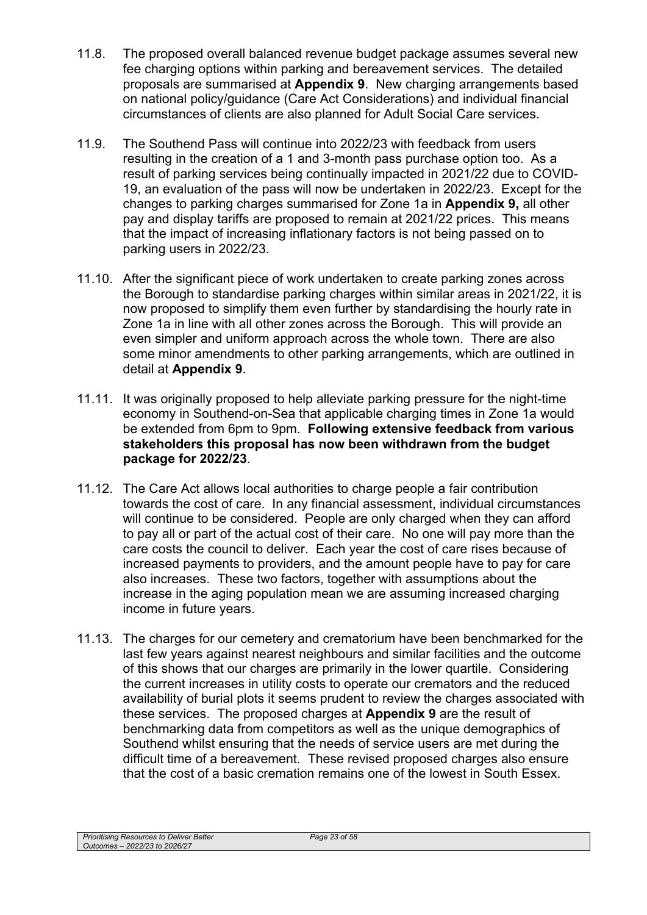11.8. The proposed overall balanced revenue budget package assumes several new fee charging options within parking and bereavement services. The detailed proposals are summarised at **Appendix 9**. New charging arrangements based on national policy/guidance (Care Act Considerations) and individual financial circumstances of clients are also planned for Adult Social Care services.

11.9. The Southend Pass will continue into 2022/23 with feedback from users resulting in the creation of a 1 and 3-month pass purchase option too. As a result of parking services being continually impacted in 2021/22 due to COVID-19, an evaluation of the pass will now be undertaken in 2022/23. Except for the changes to parking charges summarised for Zone 1a in **Appendix 9,** all other pay and display tariffs are proposed to remain at 2021/22 prices. This means that the impact of increasing inflationary factors is not being passed on to parking users in 2022/23.

11.10. After the significant piece of work undertaken to create parking zones across the Borough to standardise parking charges within similar areas in 2021/22, it is now proposed to simplify them even further by standardising the hourly rate in Zone 1a in line with all other zones across the Borough. This will provide an even simpler and uniform approach across the whole town. There are also some minor amendments to other parking arrangements, which are outlined in detail at **Appendix 9**.

11.11. It was originally proposed to help alleviate parking pressure for the night-time economy in Southend-on-Sea that applicable charging times in Zone 1a would be extended from 6pm to 9pm. **Following extensive feedback from various stakeholders this proposal has now been withdrawn from the budget package for 2022/23**.

11.12. The Care Act allows local authorities to charge people a fair contribution towards the cost of care. In any financial assessment, individual circumstances will continue to be considered. People are only charged when they can afford to pay all or part of the actual cost of their care. No one will pay more than the care costs the council to deliver. Each year the cost of care rises because of increased payments to providers, and the amount people have to pay for care also increases. These two factors, together with assumptions about the increase in the aging population mean we are assuming increased charging income in future years.

11.13. The charges for our cemetery and crematorium have been benchmarked for the last few years against nearest neighbours and similar facilities and the outcome of this shows that our charges are primarily in the lower quartile. Considering the current increases in utility costs to operate our cremators and the reduced availability of burial plots it seems prudent to review the charges associated with these services. The proposed charges at **Appendix 9** are the result of benchmarking data from competitors as well as the unique demographics of Southend whilst ensuring that the needs of service users are met during the difficult time of a bereavement. These revised proposed charges also ensure that the cost of a basic cremation remains one of the lowest in South Essex.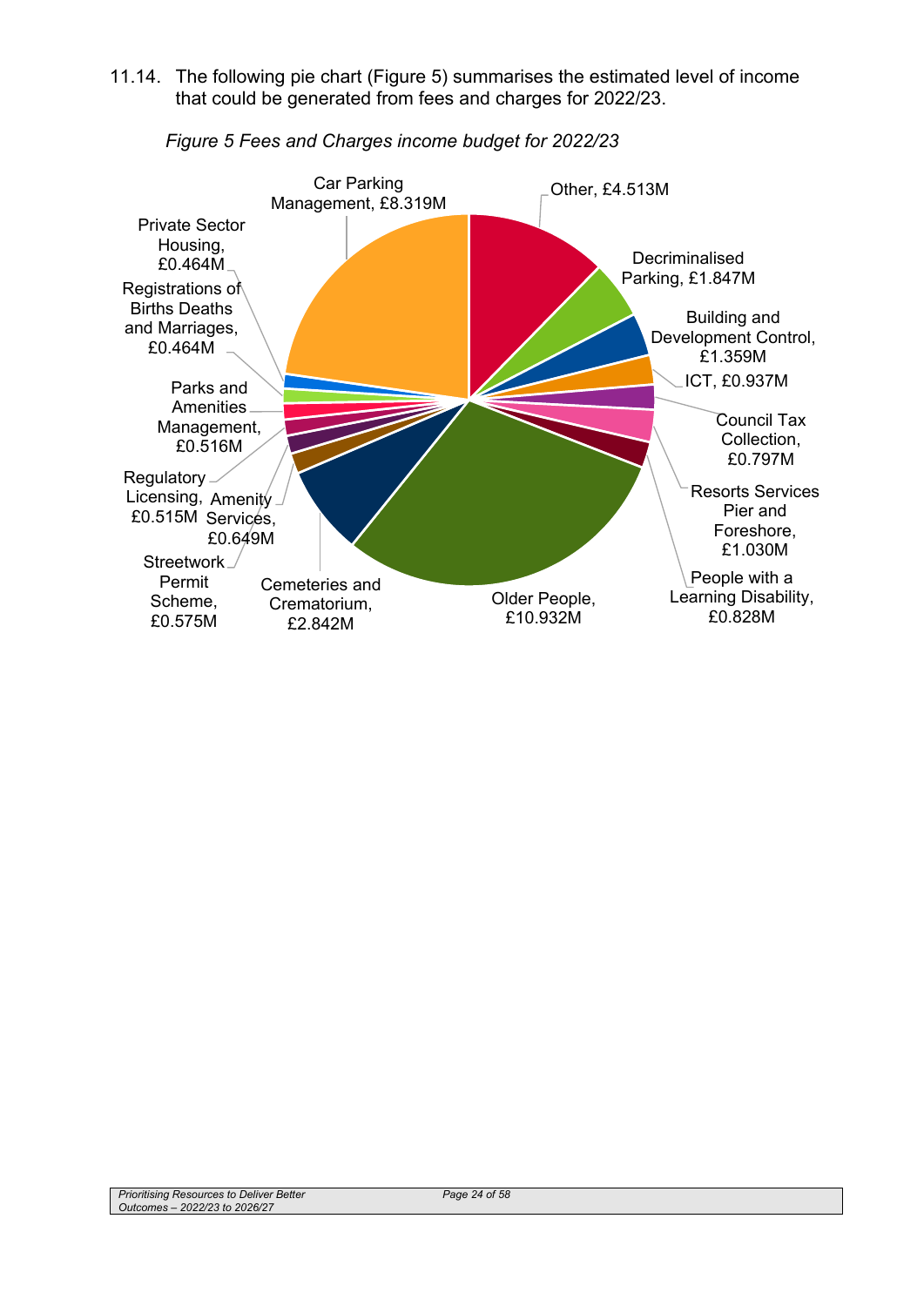11.14. The following pie chart (Figure 5) summarises the estimated level of income that could be generated from fees and charges for 2022/23.

*Figure 5 Fees and Charges income budget for 2022/23*

| Category | Income |
|---|---|
| Other | £4.513M |
| Decriminalised Parking | £1.847M |
| Building and Development Control | £1.359M |
| ICT | £0.937M |
| Council Tax Collection | £0.797M |
| Resorts Services Pier and Foreshore | £1.030M |
| People with a Learning Disability | £0.828M |
| Older People | £10.932M |
| Cemeteries and Crematorium | £2.842M |
| Streetwork Permit Scheme | £0.575M |
| Amenity Services | £0.649M |
| Regulatory Licensing | £0.515M |
| Parks and Amenities Management | £0.516M |
| Registrations of Births Deaths and Marriages | £0.464M |
| Private Sector Housing | £0.464M |
| Car Parking Management | £8.319M |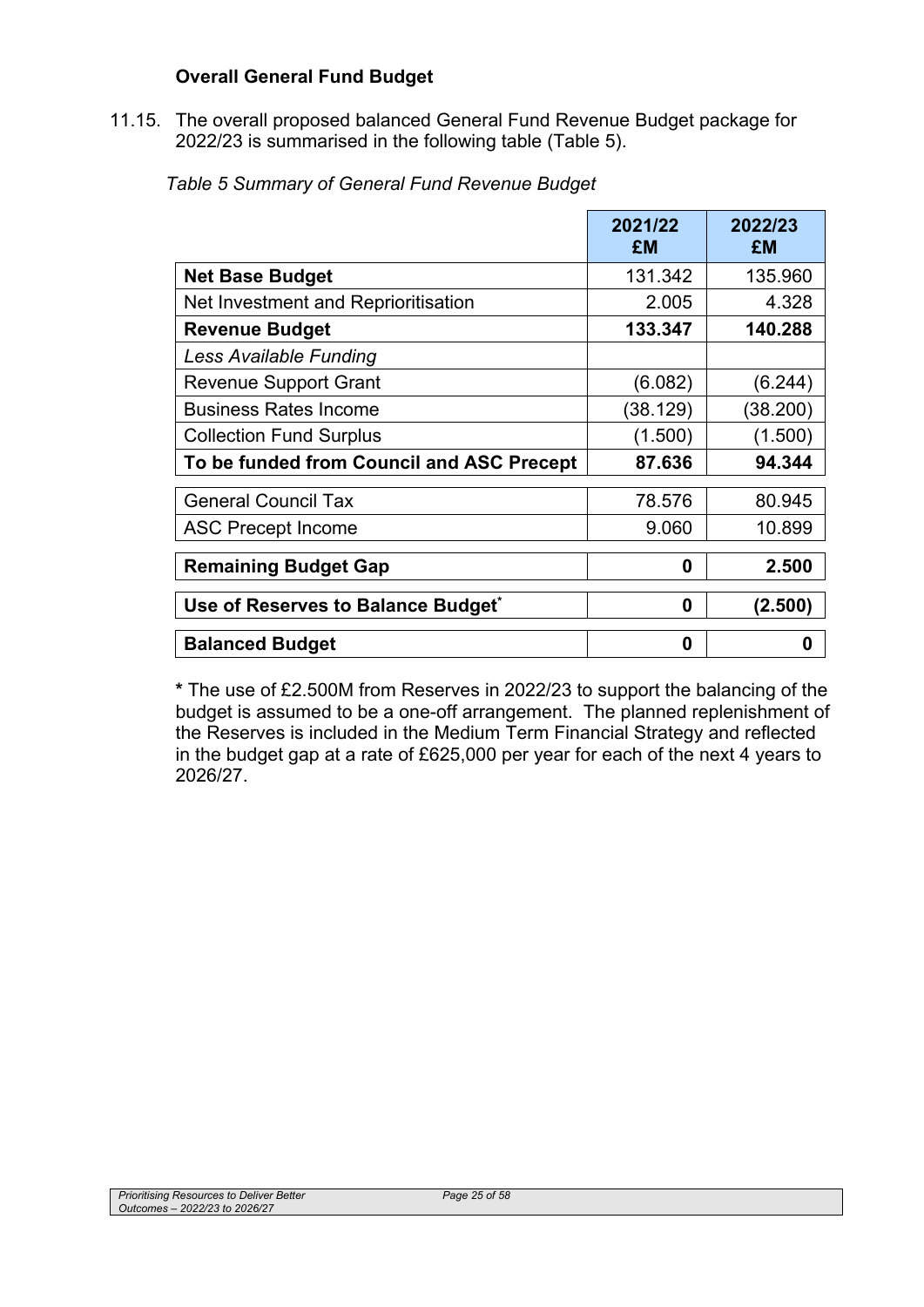**Overall General Fund Budget**

11.15. The overall proposed balanced General Fund Revenue Budget package for 2022/23 is summarised in the following table (Table 5).

*Table 5 Summary of General Fund Revenue Budget*

| | 2021/22 £M | 2022/23 £M |
|---|---|---|
| **Net Base Budget** | 131.342 | 135.960 |
| Net Investment and Reprioritisation | 2.005 | 4.328 |
| **Revenue Budget** | **133.347** | **140.288** |
| *Less Available Funding* | | |
| Revenue Support Grant | (6.082) | (6.244) |
| Business Rates Income | (38.129) | (38.200) |
| Collection Fund Surplus | (1.500) | (1.500) |
| **To be funded from Council and ASC Precept** | **87.636** | **94.344** |
| General Council Tax | 78.576 | 80.945 |
| ASC Precept Income | 9.060 | 10.899 |
| **Remaining Budget Gap** | **0** | **2.500** |
| **Use of Reserves to Balance Budget*** | **0** | **(2.500)** |
| **Balanced Budget** | **0** | **0** |

**\*** The use of £2.500M from Reserves in 2022/23 to support the balancing of the budget is assumed to be a one-off arrangement. The planned replenishment of the Reserves is included in the Medium Term Financial Strategy and reflected in the budget gap at a rate of £625,000 per year for each of the next 4 years to 2026/27.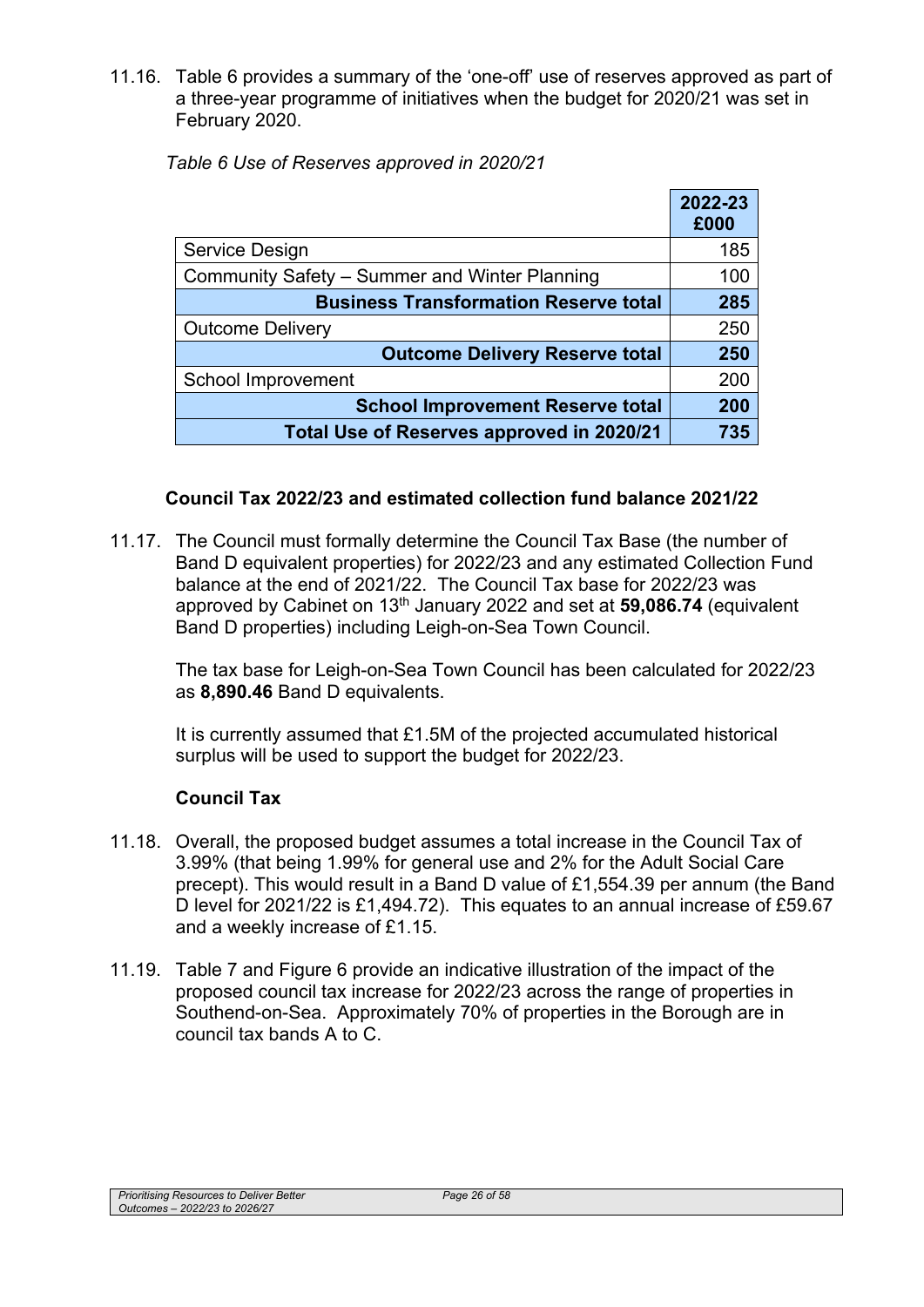11.16. Table 6 provides a summary of the 'one-off' use of reserves approved as part of a three-year programme of initiatives when the budget for 2020/21 was set in February 2020.

*Table 6 Use of Reserves approved in 2020/21*

| | **2022-23 £000** |
|---|---|
| Service Design | 185 |
| Community Safety – Summer and Winter Planning | 100 |
| **Business Transformation Reserve total** | **285** |
| Outcome Delivery | 250 |
| **Outcome Delivery Reserve total** | **250** |
| School Improvement | 200 |
| **School Improvement Reserve total** | **200** |
| **Total Use of Reserves approved in 2020/21** | **735** |

### Council Tax 2022/23 and estimated collection fund balance 2021/22

11.17. The Council must formally determine the Council Tax Base (the number of Band D equivalent properties) for 2022/23 and any estimated Collection Fund balance at the end of 2021/22. The Council Tax base for 2022/23 was approved by Cabinet on 13th January 2022 and set at **59,086.74** (equivalent Band D properties) including Leigh-on-Sea Town Council.

The tax base for Leigh-on-Sea Town Council has been calculated for 2022/23 as **8,890.46** Band D equivalents.

It is currently assumed that £1.5M of the projected accumulated historical surplus will be used to support the budget for 2022/23.

### Council Tax

11.18. Overall, the proposed budget assumes a total increase in the Council Tax of 3.99% (that being 1.99% for general use and 2% for the Adult Social Care precept). This would result in a Band D value of £1,554.39 per annum (the Band D level for 2021/22 is £1,494.72). This equates to an annual increase of £59.67 and a weekly increase of £1.15.

11.19. Table 7 and Figure 6 provide an indicative illustration of the impact of the proposed council tax increase for 2022/23 across the range of properties in Southend-on-Sea. Approximately 70% of properties in the Borough are in council tax bands A to C.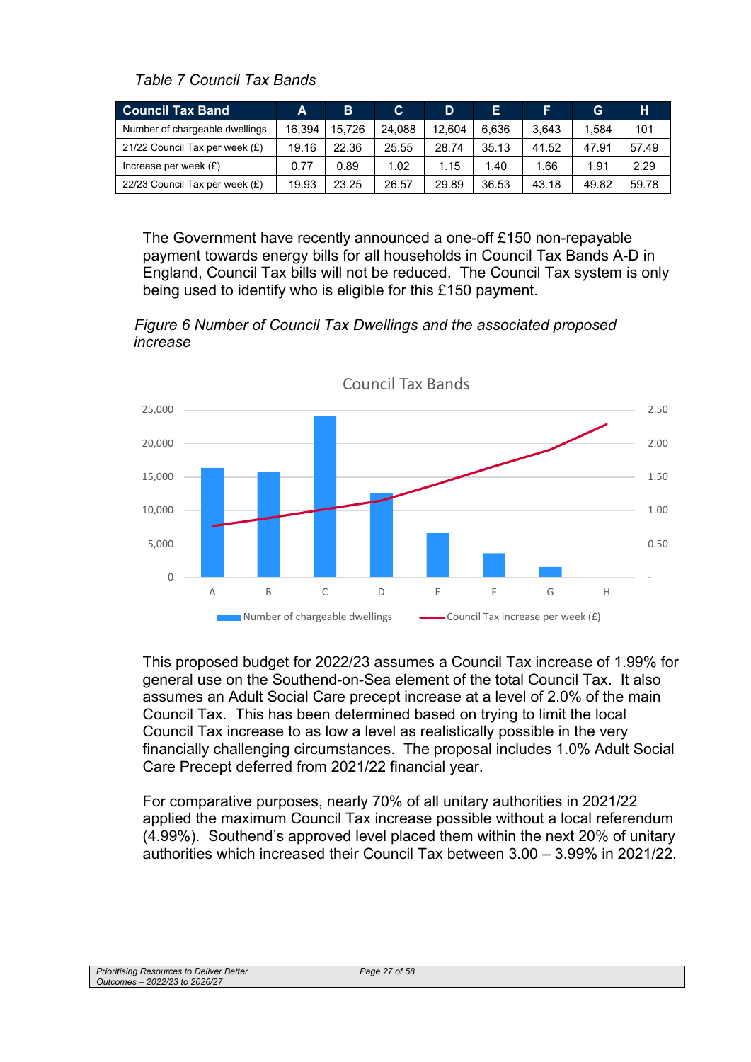*Table 7 Council Tax Bands*

| Council Tax Band | A | B | C | D | E | F | G | H |
|---|---|---|---|---|---|---|---|---|
| Number of chargeable dwellings | 16,394 | 15,726 | 24,088 | 12,604 | 6,636 | 3,643 | 1,584 | 101 |
| 21/22 Council Tax per week (£) | 19.16 | 22.36 | 25.55 | 28.74 | 35.13 | 41.52 | 47.91 | 57.49 |
| Increase per week (£) | 0.77 | 0.89 | 1.02 | 1.15 | 1.40 | 1.66 | 1.91 | 2.29 |
| 22/23 Council Tax per week (£) | 19.93 | 23.25 | 26.57 | 29.89 | 36.53 | 43.18 | 49.82 | 59.78 |

The Government have recently announced a one-off £150 non-repayable payment towards energy bills for all households in Council Tax Bands A-D in England, Council Tax bills will not be reduced. The Council Tax system is only being used to identify who is eligible for this £150 payment.

*Figure 6 Number of Council Tax Dwellings and the associated proposed increase*

This proposed budget for 2022/23 assumes a Council Tax increase of 1.99% for general use on the Southend-on-Sea element of the total Council Tax. It also assumes an Adult Social Care precept increase at a level of 2.0% of the main Council Tax. This has been determined based on trying to limit the local Council Tax increase to as low a level as realistically possible in the very financially challenging circumstances. The proposal includes 1.0% Adult Social Care Precept deferred from 2021/22 financial year.

For comparative purposes, nearly 70% of all unitary authorities in 2021/22 applied the maximum Council Tax increase possible without a local referendum (4.99%). Southend's approved level placed them within the next 20% of unitary authorities which increased their Council Tax between 3.00 – 3.99% in 2021/22.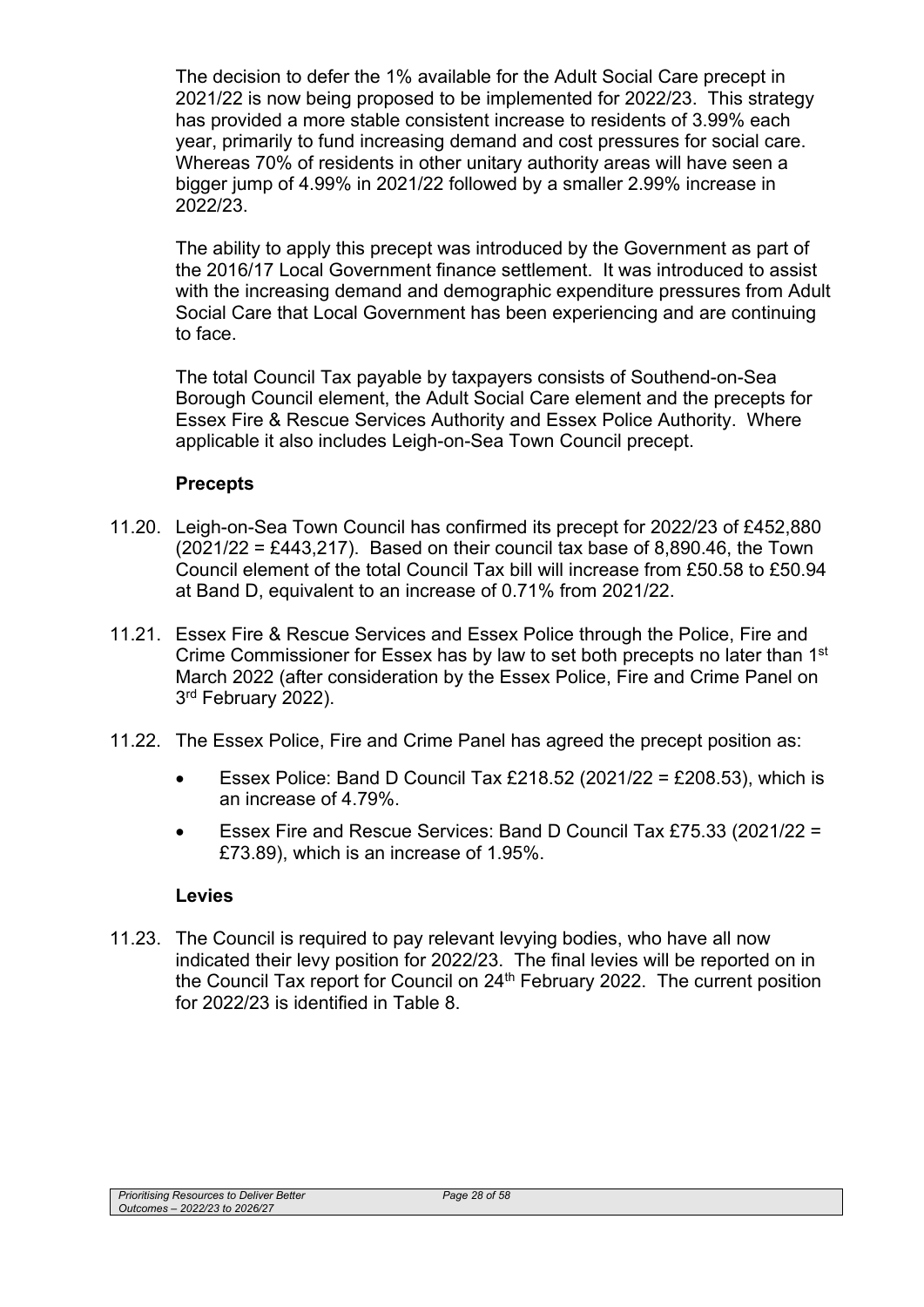The decision to defer the 1% available for the Adult Social Care precept in 2021/22 is now being proposed to be implemented for 2022/23. This strategy has provided a more stable consistent increase to residents of 3.99% each year, primarily to fund increasing demand and cost pressures for social care. Whereas 70% of residents in other unitary authority areas will have seen a bigger jump of 4.99% in 2021/22 followed by a smaller 2.99% increase in 2022/23.

The ability to apply this precept was introduced by the Government as part of the 2016/17 Local Government finance settlement. It was introduced to assist with the increasing demand and demographic expenditure pressures from Adult Social Care that Local Government has been experiencing and are continuing to face.

The total Council Tax payable by taxpayers consists of Southend-on-Sea Borough Council element, the Adult Social Care element and the precepts for Essex Fire & Rescue Services Authority and Essex Police Authority. Where applicable it also includes Leigh-on-Sea Town Council precept.

**Precepts**

11.20. Leigh-on-Sea Town Council has confirmed its precept for 2022/23 of £452,880 (2021/22 = £443,217). Based on their council tax base of 8,890.46, the Town Council element of the total Council Tax bill will increase from £50.58 to £50.94 at Band D, equivalent to an increase of 0.71% from 2021/22.

11.21. Essex Fire & Rescue Services and Essex Police through the Police, Fire and Crime Commissioner for Essex has by law to set both precepts no later than 1st March 2022 (after consideration by the Essex Police, Fire and Crime Panel on 3rd February 2022).

11.22. The Essex Police, Fire and Crime Panel has agreed the precept position as:

- Essex Police: Band D Council Tax £218.52 (2021/22 = £208.53), which is an increase of 4.79%.
- Essex Fire and Rescue Services: Band D Council Tax £75.33 (2021/22 = £73.89), which is an increase of 1.95%.

**Levies**

11.23. The Council is required to pay relevant levying bodies, who have all now indicated their levy position for 2022/23. The final levies will be reported on in the Council Tax report for Council on 24th February 2022. The current position for 2022/23 is identified in Table 8.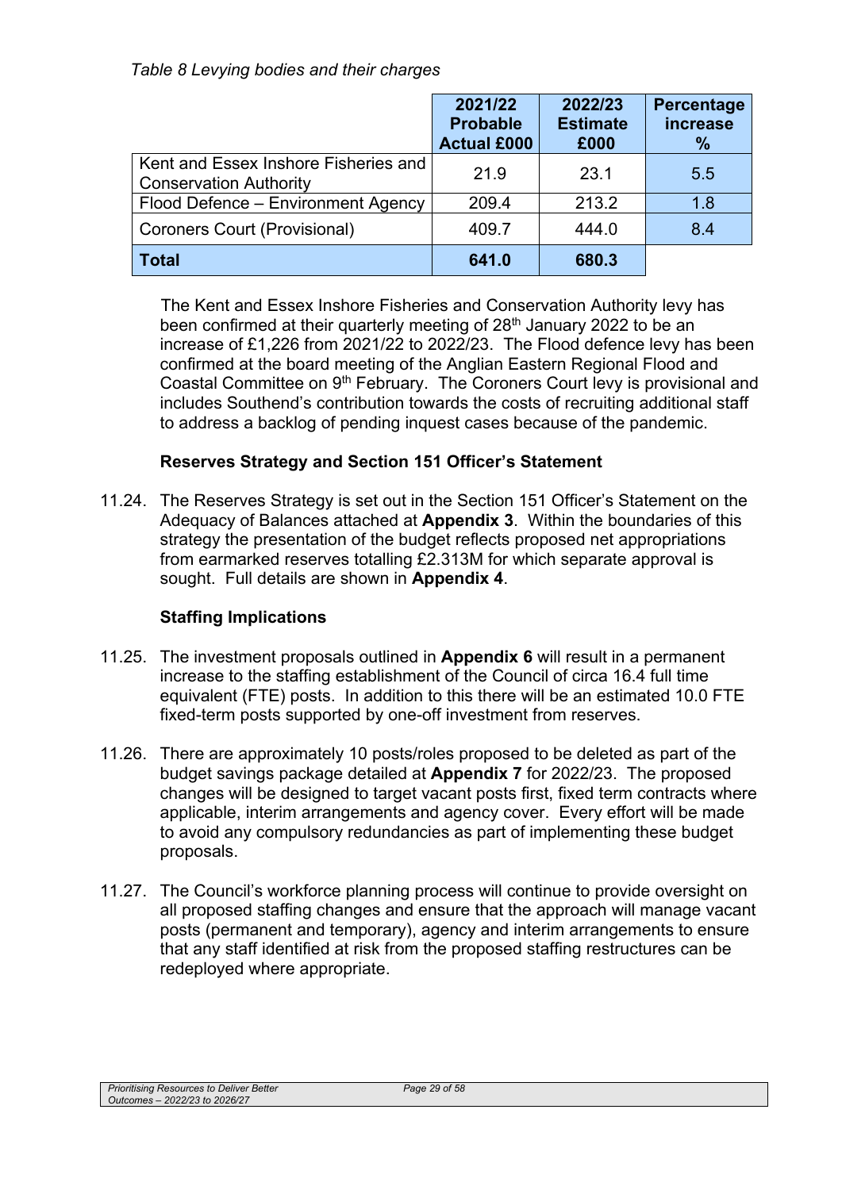*Table 8 Levying bodies and their charges*

| | 2021/22 Probable Actual £000 | 2022/23 Estimate £000 | Percentage increase % |
|---|---|---|---|
| Kent and Essex Inshore Fisheries and Conservation Authority | 21.9 | 23.1 | 5.5 |
| Flood Defence – Environment Agency | 209.4 | 213.2 | 1.8 |
| Coroners Court (Provisional) | 409.7 | 444.0 | 8.4 |
| **Total** | **641.0** | **680.3** | |

The Kent and Essex Inshore Fisheries and Conservation Authority levy has been confirmed at their quarterly meeting of 28th January 2022 to be an increase of £1,226 from 2021/22 to 2022/23. The Flood defence levy has been confirmed at the board meeting of the Anglian Eastern Regional Flood and Coastal Committee on 9th February. The Coroners Court levy is provisional and includes Southend's contribution towards the costs of recruiting additional staff to address a backlog of pending inquest cases because of the pandemic.

**Reserves Strategy and Section 151 Officer's Statement**

11.24. The Reserves Strategy is set out in the Section 151 Officer's Statement on the Adequacy of Balances attached at **Appendix 3**. Within the boundaries of this strategy the presentation of the budget reflects proposed net appropriations from earmarked reserves totalling £2.313M for which separate approval is sought. Full details are shown in **Appendix 4**.

**Staffing Implications**

11.25. The investment proposals outlined in **Appendix 6** will result in a permanent increase to the staffing establishment of the Council of circa 16.4 full time equivalent (FTE) posts. In addition to this there will be an estimated 10.0 FTE fixed-term posts supported by one-off investment from reserves.

11.26. There are approximately 10 posts/roles proposed to be deleted as part of the budget savings package detailed at **Appendix 7** for 2022/23. The proposed changes will be designed to target vacant posts first, fixed term contracts where applicable, interim arrangements and agency cover. Every effort will be made to avoid any compulsory redundancies as part of implementing these budget proposals.

11.27. The Council's workforce planning process will continue to provide oversight on all proposed staffing changes and ensure that the approach will manage vacant posts (permanent and temporary), agency and interim arrangements to ensure that any staff identified at risk from the proposed staffing restructures can be redeployed where appropriate.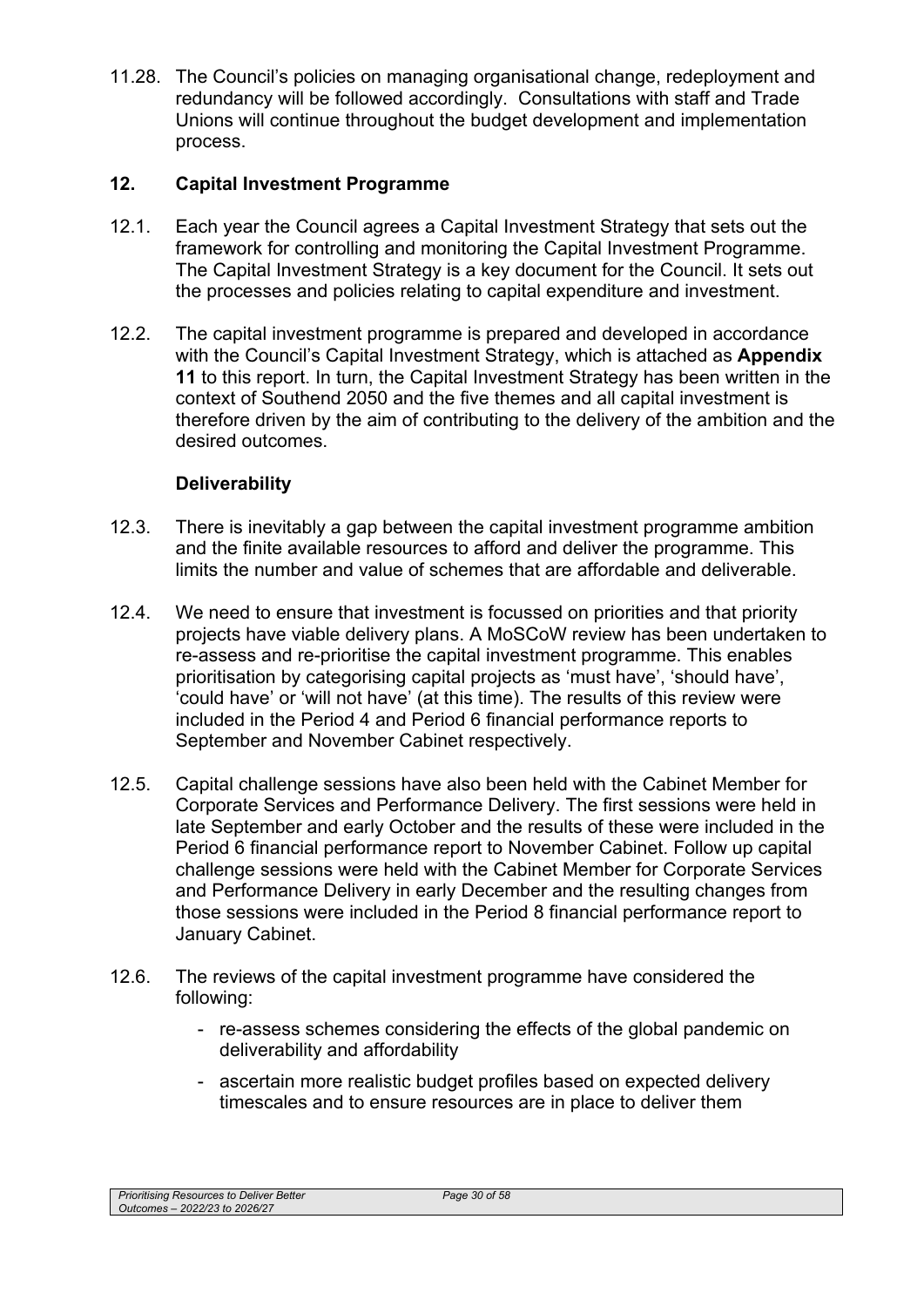11.28. The Council's policies on managing organisational change, redeployment and redundancy will be followed accordingly. Consultations with staff and Trade Unions will continue throughout the budget development and implementation process.

## 12. Capital Investment Programme

12.1. Each year the Council agrees a Capital Investment Strategy that sets out the framework for controlling and monitoring the Capital Investment Programme. The Capital Investment Strategy is a key document for the Council. It sets out the processes and policies relating to capital expenditure and investment.

12.2. The capital investment programme is prepared and developed in accordance with the Council's Capital Investment Strategy, which is attached as **Appendix 11** to this report. In turn, the Capital Investment Strategy has been written in the context of Southend 2050 and the five themes and all capital investment is therefore driven by the aim of contributing to the delivery of the ambition and the desired outcomes.

### Deliverability

12.3. There is inevitably a gap between the capital investment programme ambition and the finite available resources to afford and deliver the programme. This limits the number and value of schemes that are affordable and deliverable.

12.4. We need to ensure that investment is focussed on priorities and that priority projects have viable delivery plans. A MoSCoW review has been undertaken to re-assess and re-prioritise the capital investment programme. This enables prioritisation by categorising capital projects as 'must have', 'should have', 'could have' or 'will not have' (at this time). The results of this review were included in the Period 4 and Period 6 financial performance reports to September and November Cabinet respectively.

12.5. Capital challenge sessions have also been held with the Cabinet Member for Corporate Services and Performance Delivery. The first sessions were held in late September and early October and the results of these were included in the Period 6 financial performance report to November Cabinet. Follow up capital challenge sessions were held with the Cabinet Member for Corporate Services and Performance Delivery in early December and the resulting changes from those sessions were included in the Period 8 financial performance report to January Cabinet.

12.6. The reviews of the capital investment programme have considered the following:

- re-assess schemes considering the effects of the global pandemic on deliverability and affordability
- ascertain more realistic budget profiles based on expected delivery timescales and to ensure resources are in place to deliver them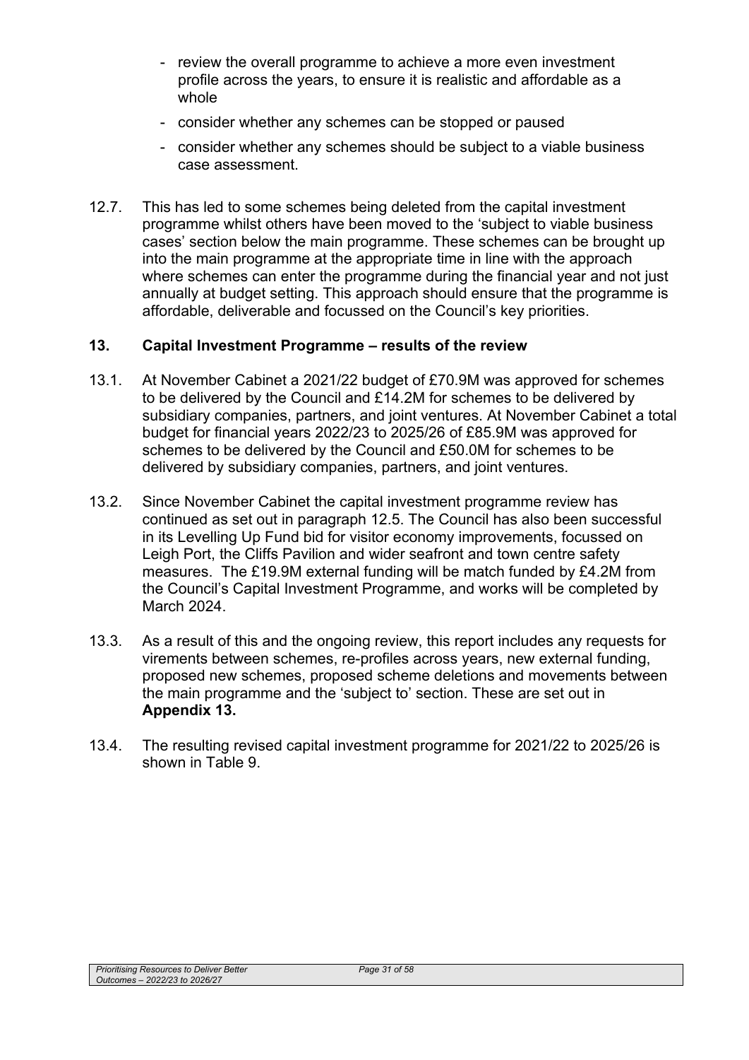- review the overall programme to achieve a more even investment profile across the years, to ensure it is realistic and affordable as a whole
- consider whether any schemes can be stopped or paused
- consider whether any schemes should be subject to a viable business case assessment.

12.7. This has led to some schemes being deleted from the capital investment programme whilst others have been moved to the 'subject to viable business cases' section below the main programme. These schemes can be brought up into the main programme at the appropriate time in line with the approach where schemes can enter the programme during the financial year and not just annually at budget setting. This approach should ensure that the programme is affordable, deliverable and focussed on the Council's key priorities.

## 13. Capital Investment Programme – results of the review

13.1. At November Cabinet a 2021/22 budget of £70.9M was approved for schemes to be delivered by the Council and £14.2M for schemes to be delivered by subsidiary companies, partners, and joint ventures. At November Cabinet a total budget for financial years 2022/23 to 2025/26 of £85.9M was approved for schemes to be delivered by the Council and £50.0M for schemes to be delivered by subsidiary companies, partners, and joint ventures.

13.2. Since November Cabinet the capital investment programme review has continued as set out in paragraph 12.5. The Council has also been successful in its Levelling Up Fund bid for visitor economy improvements, focussed on Leigh Port, the Cliffs Pavilion and wider seafront and town centre safety measures. The £19.9M external funding will be match funded by £4.2M from the Council's Capital Investment Programme, and works will be completed by March 2024.

13.3. As a result of this and the ongoing review, this report includes any requests for virements between schemes, re-profiles across years, new external funding, proposed new schemes, proposed scheme deletions and movements between the main programme and the 'subject to' section. These are set out in **Appendix 13.**

13.4. The resulting revised capital investment programme for 2021/22 to 2025/26 is shown in Table 9.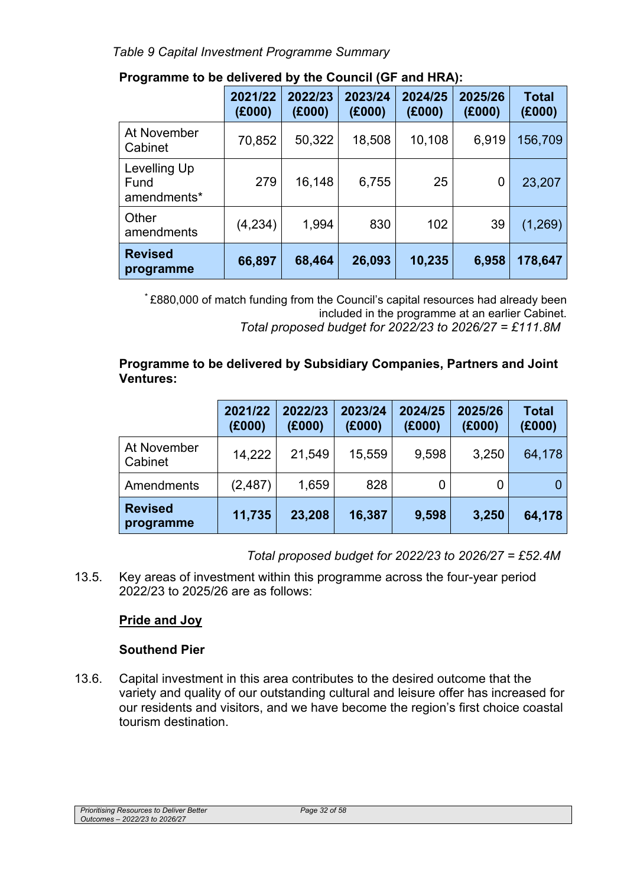*Table 9 Capital Investment Programme Summary*

**Programme to be delivered by the Council (GF and HRA):**

| | 2021/22 (£000) | 2022/23 (£000) | 2023/24 (£000) | 2024/25 (£000) | 2025/26 (£000) | Total (£000) |
|---|---|---|---|---|---|---|
| At November Cabinet | 70,852 | 50,322 | 18,508 | 10,108 | 6,919 | 156,709 |
| Levelling Up Fund amendments* | 279 | 16,148 | 6,755 | 25 | 0 | 23,207 |
| Other amendments | (4,234) | 1,994 | 830 | 102 | 39 | (1,269) |
| **Revised programme** | **66,897** | **68,464** | **26,093** | **10,235** | **6,958** | **178,647** |

* £880,000 of match funding from the Council's capital resources had already been included in the programme at an earlier Cabinet.

*Total proposed budget for 2022/23 to 2026/27 = £111.8M*

**Programme to be delivered by Subsidiary Companies, Partners and Joint Ventures:**

| | 2021/22 (£000) | 2022/23 (£000) | 2023/24 (£000) | 2024/25 (£000) | 2025/26 (£000) | Total (£000) |
|---|---|---|---|---|---|---|
| At November Cabinet | 14,222 | 21,549 | 15,559 | 9,598 | 3,250 | 64,178 |
| Amendments | (2,487) | 1,659 | 828 | 0 | 0 | 0 |
| **Revised programme** | **11,735** | **23,208** | **16,387** | **9,598** | **3,250** | **64,178** |

*Total proposed budget for 2022/23 to 2026/27 = £52.4M*

13.5. Key areas of investment within this programme across the four-year period 2022/23 to 2025/26 are as follows:

**Pride and Joy**

**Southend Pier**

13.6. Capital investment in this area contributes to the desired outcome that the variety and quality of our outstanding cultural and leisure offer has increased for our residents and visitors, and we have become the region's first choice coastal tourism destination.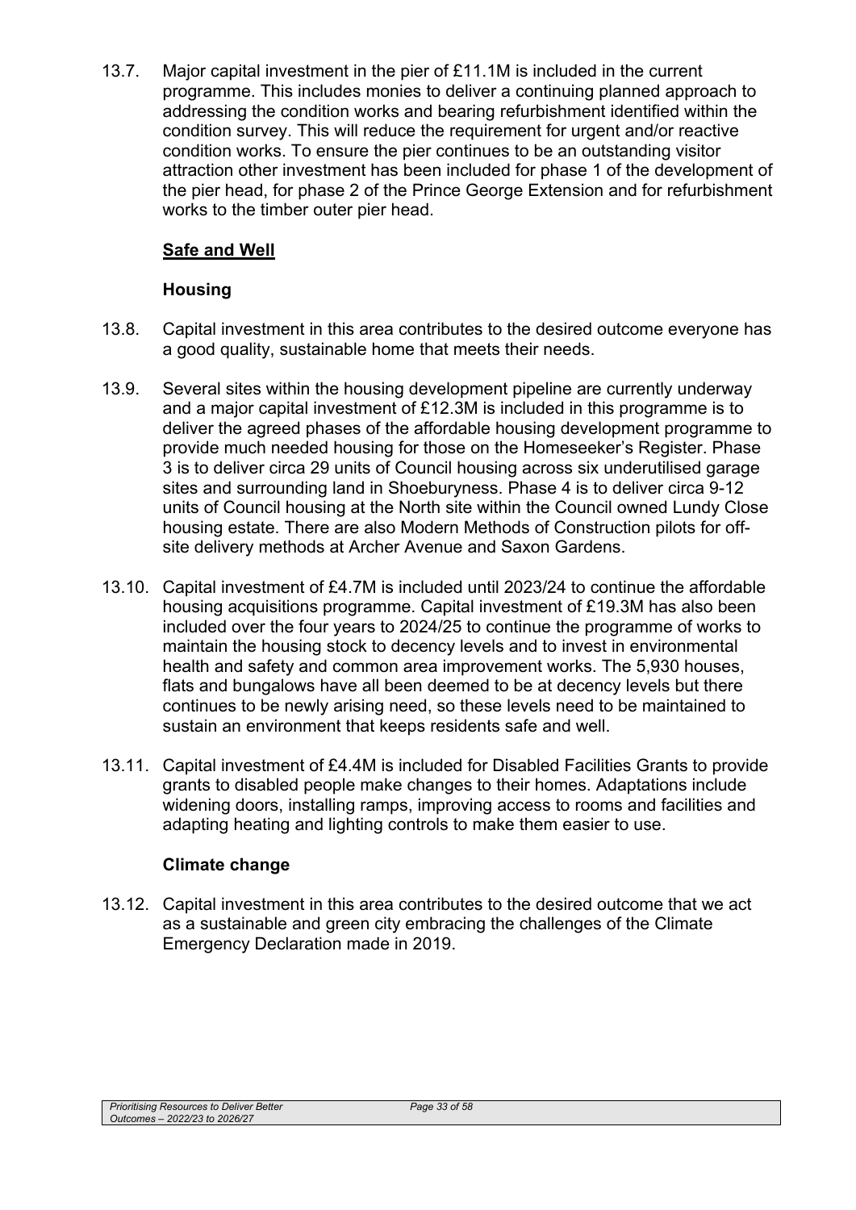13.7. Major capital investment in the pier of £11.1M is included in the current programme. This includes monies to deliver a continuing planned approach to addressing the condition works and bearing refurbishment identified within the condition survey. This will reduce the requirement for urgent and/or reactive condition works. To ensure the pier continues to be an outstanding visitor attraction other investment has been included for phase 1 of the development of the pier head, for phase 2 of the Prince George Extension and for refurbishment works to the timber outer pier head.

## Safe and Well

### Housing

13.8. Capital investment in this area contributes to the desired outcome everyone has a good quality, sustainable home that meets their needs.

13.9. Several sites within the housing development pipeline are currently underway and a major capital investment of £12.3M is included in this programme is to deliver the agreed phases of the affordable housing development programme to provide much needed housing for those on the Homeseeker's Register. Phase 3 is to deliver circa 29 units of Council housing across six underutilised garage sites and surrounding land in Shoeburyness. Phase 4 is to deliver circa 9-12 units of Council housing at the North site within the Council owned Lundy Close housing estate. There are also Modern Methods of Construction pilots for off-site delivery methods at Archer Avenue and Saxon Gardens.

13.10. Capital investment of £4.7M is included until 2023/24 to continue the affordable housing acquisitions programme. Capital investment of £19.3M has also been included over the four years to 2024/25 to continue the programme of works to maintain the housing stock to decency levels and to invest in environmental health and safety and common area improvement works. The 5,930 houses, flats and bungalows have all been deemed to be at decency levels but there continues to be newly arising need, so these levels need to be maintained to sustain an environment that keeps residents safe and well.

13.11. Capital investment of £4.4M is included for Disabled Facilities Grants to provide grants to disabled people make changes to their homes. Adaptations include widening doors, installing ramps, improving access to rooms and facilities and adapting heating and lighting controls to make them easier to use.

### Climate change

13.12. Capital investment in this area contributes to the desired outcome that we act as a sustainable and green city embracing the challenges of the Climate Emergency Declaration made in 2019.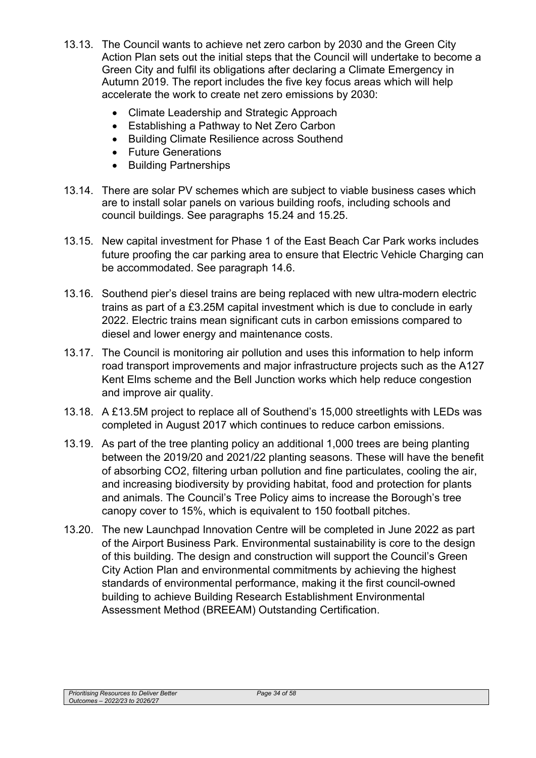13.13. The Council wants to achieve net zero carbon by 2030 and the Green City Action Plan sets out the initial steps that the Council will undertake to become a Green City and fulfil its obligations after declaring a Climate Emergency in Autumn 2019. The report includes the five key focus areas which will help accelerate the work to create net zero emissions by 2030:

- Climate Leadership and Strategic Approach
- Establishing a Pathway to Net Zero Carbon
- Building Climate Resilience across Southend
- Future Generations
- Building Partnerships

13.14. There are solar PV schemes which are subject to viable business cases which are to install solar panels on various building roofs, including schools and council buildings. See paragraphs 15.24 and 15.25.

13.15. New capital investment for Phase 1 of the East Beach Car Park works includes future proofing the car parking area to ensure that Electric Vehicle Charging can be accommodated. See paragraph 14.6.

13.16. Southend pier's diesel trains are being replaced with new ultra-modern electric trains as part of a £3.25M capital investment which is due to conclude in early 2022. Electric trains mean significant cuts in carbon emissions compared to diesel and lower energy and maintenance costs.

13.17. The Council is monitoring air pollution and uses this information to help inform road transport improvements and major infrastructure projects such as the A127 Kent Elms scheme and the Bell Junction works which help reduce congestion and improve air quality.

13.18. A £13.5M project to replace all of Southend's 15,000 streetlights with LEDs was completed in August 2017 which continues to reduce carbon emissions.

13.19. As part of the tree planting policy an additional 1,000 trees are being planting between the 2019/20 and 2021/22 planting seasons. These will have the benefit of absorbing CO2, filtering urban pollution and fine particulates, cooling the air, and increasing biodiversity by providing habitat, food and protection for plants and animals. The Council's Tree Policy aims to increase the Borough's tree canopy cover to 15%, which is equivalent to 150 football pitches.

13.20. The new Launchpad Innovation Centre will be completed in June 2022 as part of the Airport Business Park. Environmental sustainability is core to the design of this building. The design and construction will support the Council's Green City Action Plan and environmental commitments by achieving the highest standards of environmental performance, making it the first council-owned building to achieve Building Research Establishment Environmental Assessment Method (BREEAM) Outstanding Certification.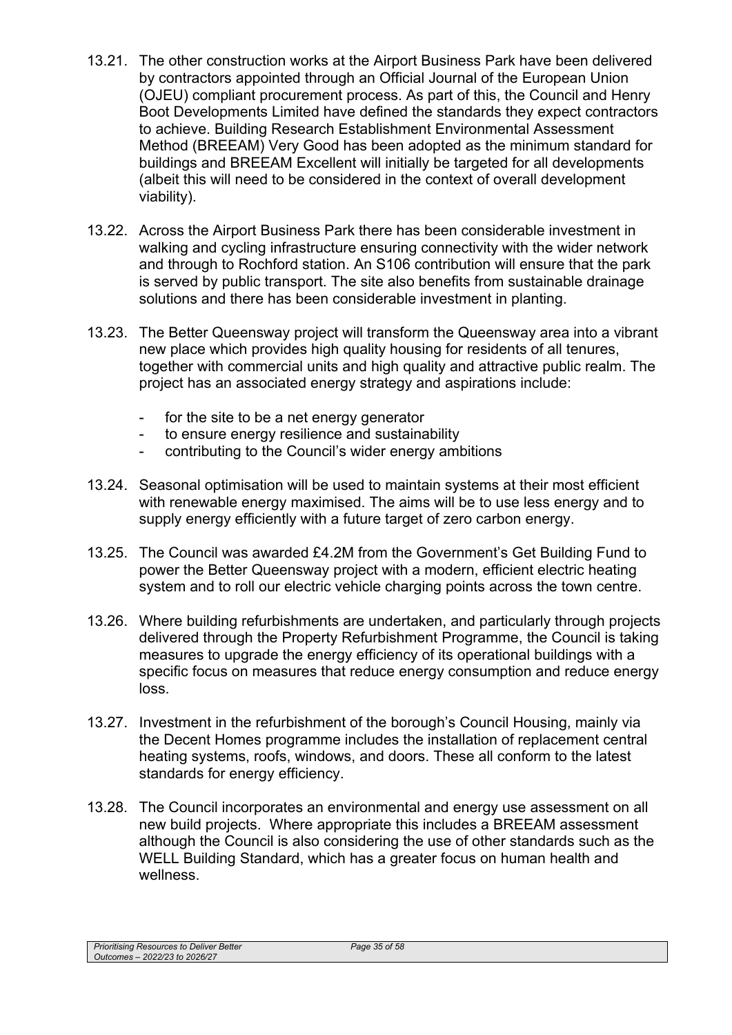13.21. The other construction works at the Airport Business Park have been delivered by contractors appointed through an Official Journal of the European Union (OJEU) compliant procurement process. As part of this, the Council and Henry Boot Developments Limited have defined the standards they expect contractors to achieve. Building Research Establishment Environmental Assessment Method (BREEAM) Very Good has been adopted as the minimum standard for buildings and BREEAM Excellent will initially be targeted for all developments (albeit this will need to be considered in the context of overall development viability).

13.22. Across the Airport Business Park there has been considerable investment in walking and cycling infrastructure ensuring connectivity with the wider network and through to Rochford station. An S106 contribution will ensure that the park is served by public transport. The site also benefits from sustainable drainage solutions and there has been considerable investment in planting.

13.23. The Better Queensway project will transform the Queensway area into a vibrant new place which provides high quality housing for residents of all tenures, together with commercial units and high quality and attractive public realm. The project has an associated energy strategy and aspirations include:

- for the site to be a net energy generator
- to ensure energy resilience and sustainability
- contributing to the Council's wider energy ambitions

13.24. Seasonal optimisation will be used to maintain systems at their most efficient with renewable energy maximised. The aims will be to use less energy and to supply energy efficiently with a future target of zero carbon energy.

13.25. The Council was awarded £4.2M from the Government's Get Building Fund to power the Better Queensway project with a modern, efficient electric heating system and to roll our electric vehicle charging points across the town centre.

13.26. Where building refurbishments are undertaken, and particularly through projects delivered through the Property Refurbishment Programme, the Council is taking measures to upgrade the energy efficiency of its operational buildings with a specific focus on measures that reduce energy consumption and reduce energy loss.

13.27. Investment in the refurbishment of the borough's Council Housing, mainly via the Decent Homes programme includes the installation of replacement central heating systems, roofs, windows, and doors. These all conform to the latest standards for energy efficiency.

13.28. The Council incorporates an environmental and energy use assessment on all new build projects. Where appropriate this includes a BREEAM assessment although the Council is also considering the use of other standards such as the WELL Building Standard, which has a greater focus on human health and wellness.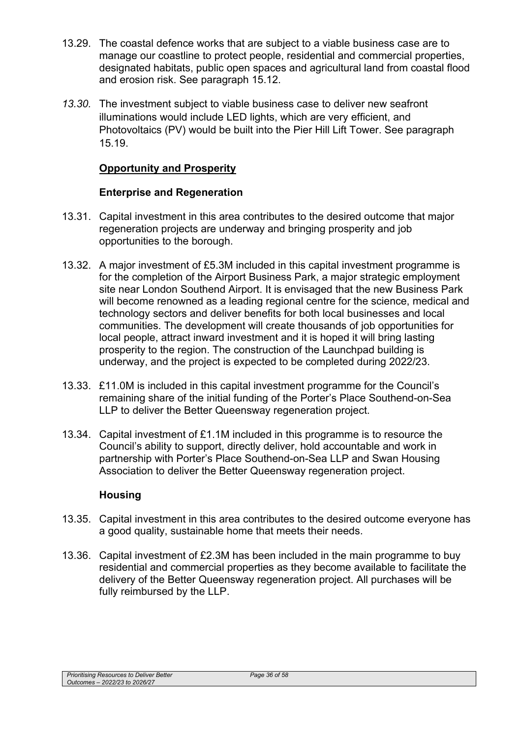13.29. The coastal defence works that are subject to a viable business case are to manage our coastline to protect people, residential and commercial properties, designated habitats, public open spaces and agricultural land from coastal flood and erosion risk. See paragraph 15.12.

*13.30.* The investment subject to viable business case to deliver new seafront illuminations would include LED lights, which are very efficient, and Photovoltaics (PV) would be built into the Pier Hill Lift Tower. See paragraph 15.19.

## Opportunity and Prosperity

### Enterprise and Regeneration

13.31. Capital investment in this area contributes to the desired outcome that major regeneration projects are underway and bringing prosperity and job opportunities to the borough.

13.32. A major investment of £5.3M included in this capital investment programme is for the completion of the Airport Business Park, a major strategic employment site near London Southend Airport. It is envisaged that the new Business Park will become renowned as a leading regional centre for the science, medical and technology sectors and deliver benefits for both local businesses and local communities. The development will create thousands of job opportunities for local people, attract inward investment and it is hoped it will bring lasting prosperity to the region. The construction of the Launchpad building is underway, and the project is expected to be completed during 2022/23.

13.33. £11.0M is included in this capital investment programme for the Council's remaining share of the initial funding of the Porter's Place Southend-on-Sea LLP to deliver the Better Queensway regeneration project.

13.34. Capital investment of £1.1M included in this programme is to resource the Council's ability to support, directly deliver, hold accountable and work in partnership with Porter's Place Southend-on-Sea LLP and Swan Housing Association to deliver the Better Queensway regeneration project.

### Housing

13.35. Capital investment in this area contributes to the desired outcome everyone has a good quality, sustainable home that meets their needs.

13.36. Capital investment of £2.3M has been included in the main programme to buy residential and commercial properties as they become available to facilitate the delivery of the Better Queensway regeneration project. All purchases will be fully reimbursed by the LLP.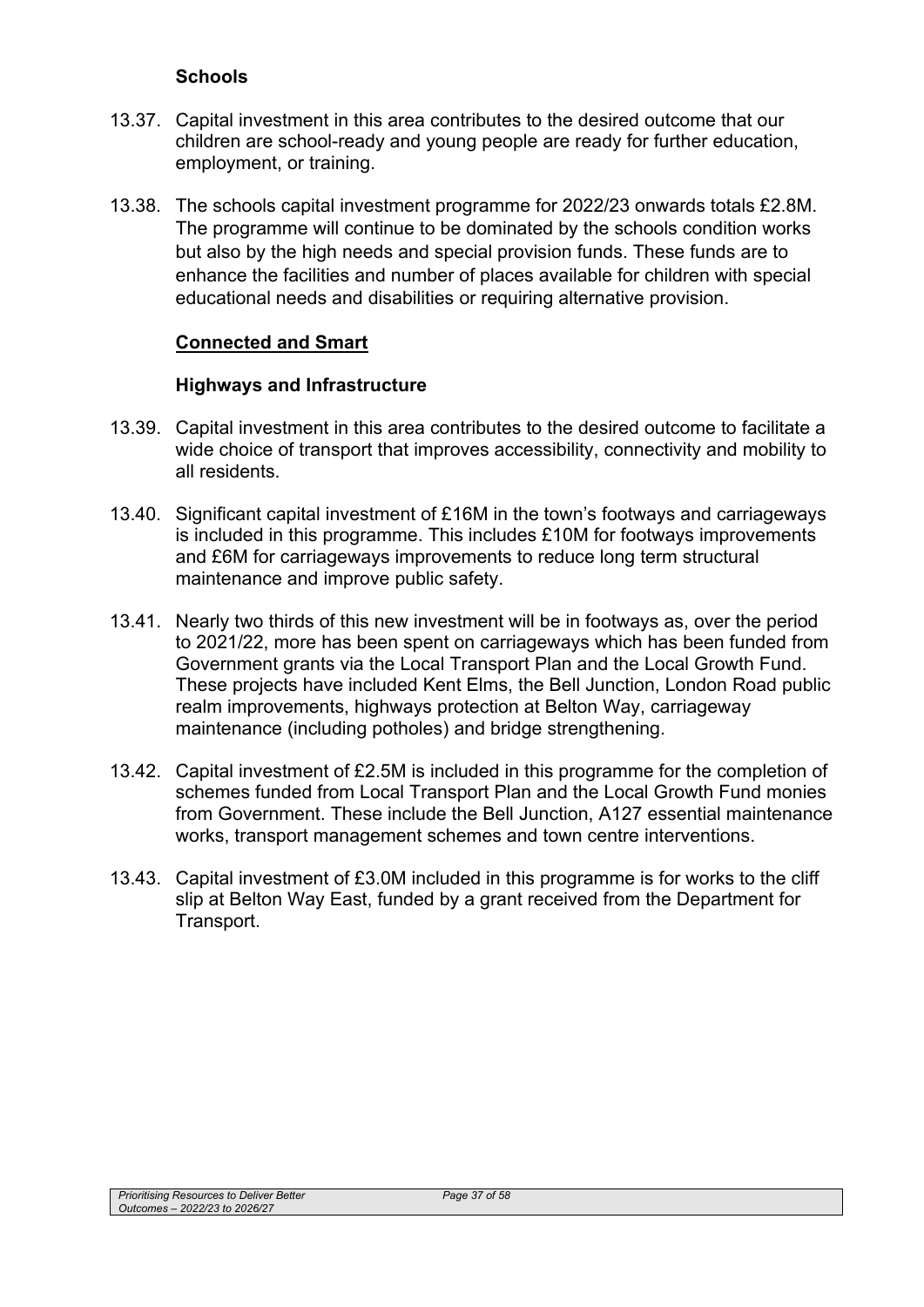### Schools

13.37. Capital investment in this area contributes to the desired outcome that our children are school-ready and young people are ready for further education, employment, or training.

13.38. The schools capital investment programme for 2022/23 onwards totals £2.8M. The programme will continue to be dominated by the schools condition works but also by the high needs and special provision funds. These funds are to enhance the facilities and number of places available for children with special educational needs and disabilities or requiring alternative provision.

## Connected and Smart

### Highways and Infrastructure

13.39. Capital investment in this area contributes to the desired outcome to facilitate a wide choice of transport that improves accessibility, connectivity and mobility to all residents.

13.40. Significant capital investment of £16M in the town's footways and carriageways is included in this programme. This includes £10M for footways improvements and £6M for carriageways improvements to reduce long term structural maintenance and improve public safety.

13.41. Nearly two thirds of this new investment will be in footways as, over the period to 2021/22, more has been spent on carriageways which has been funded from Government grants via the Local Transport Plan and the Local Growth Fund. These projects have included Kent Elms, the Bell Junction, London Road public realm improvements, highways protection at Belton Way, carriageway maintenance (including potholes) and bridge strengthening.

13.42. Capital investment of £2.5M is included in this programme for the completion of schemes funded from Local Transport Plan and the Local Growth Fund monies from Government. These include the Bell Junction, A127 essential maintenance works, transport management schemes and town centre interventions.

13.43. Capital investment of £3.0M included in this programme is for works to the cliff slip at Belton Way East, funded by a grant received from the Department for Transport.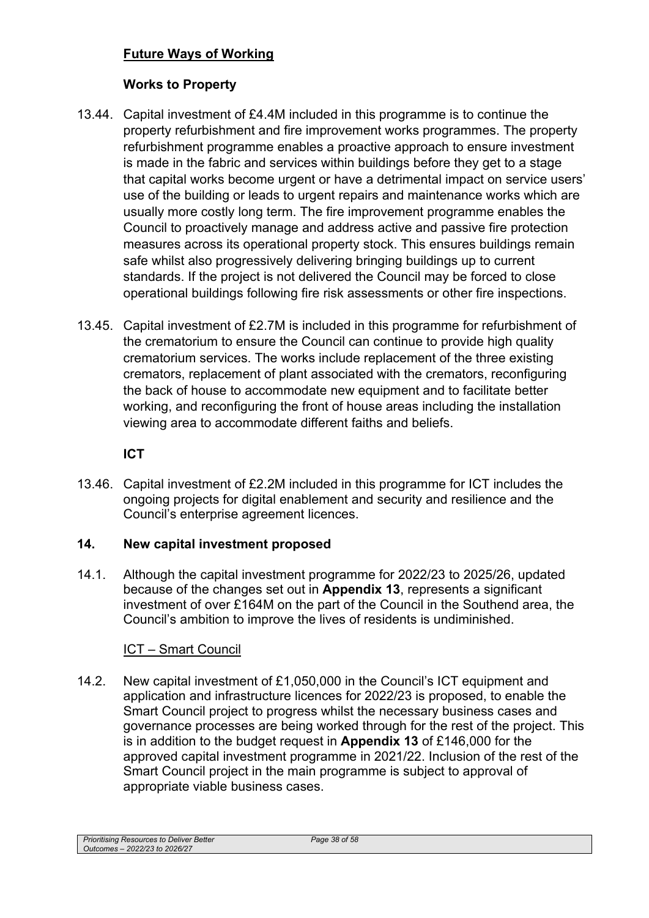**<u>Future Ways of Working</u>**

**Works to Property**

13.44. Capital investment of £4.4M included in this programme is to continue the property refurbishment and fire improvement works programmes. The property refurbishment programme enables a proactive approach to ensure investment is made in the fabric and services within buildings before they get to a stage that capital works become urgent or have a detrimental impact on service users' use of the building or leads to urgent repairs and maintenance works which are usually more costly long term. The fire improvement programme enables the Council to proactively manage and address active and passive fire protection measures across its operational property stock. This ensures buildings remain safe whilst also progressively delivering bringing buildings up to current standards. If the project is not delivered the Council may be forced to close operational buildings following fire risk assessments or other fire inspections.

13.45. Capital investment of £2.7M is included in this programme for refurbishment of the crematorium to ensure the Council can continue to provide high quality crematorium services. The works include replacement of the three existing cremators, replacement of plant associated with the cremators, reconfiguring the back of house to accommodate new equipment and to facilitate better working, and reconfiguring the front of house areas including the installation viewing area to accommodate different faiths and beliefs.

**ICT**

13.46. Capital investment of £2.2M included in this programme for ICT includes the ongoing projects for digital enablement and security and resilience and the Council's enterprise agreement licences.

## 14. New capital investment proposed

14.1. Although the capital investment programme for 2022/23 to 2025/26, updated because of the changes set out in **Appendix 13**, represents a significant investment of over £164M on the part of the Council in the Southend area, the Council's ambition to improve the lives of residents is undiminished.

<u>ICT – Smart Council</u>

14.2. New capital investment of £1,050,000 in the Council's ICT equipment and application and infrastructure licences for 2022/23 is proposed, to enable the Smart Council project to progress whilst the necessary business cases and governance processes are being worked through for the rest of the project. This is in addition to the budget request in **Appendix 13** of £146,000 for the approved capital investment programme in 2021/22. Inclusion of the rest of the Smart Council project in the main programme is subject to approval of appropriate viable business cases.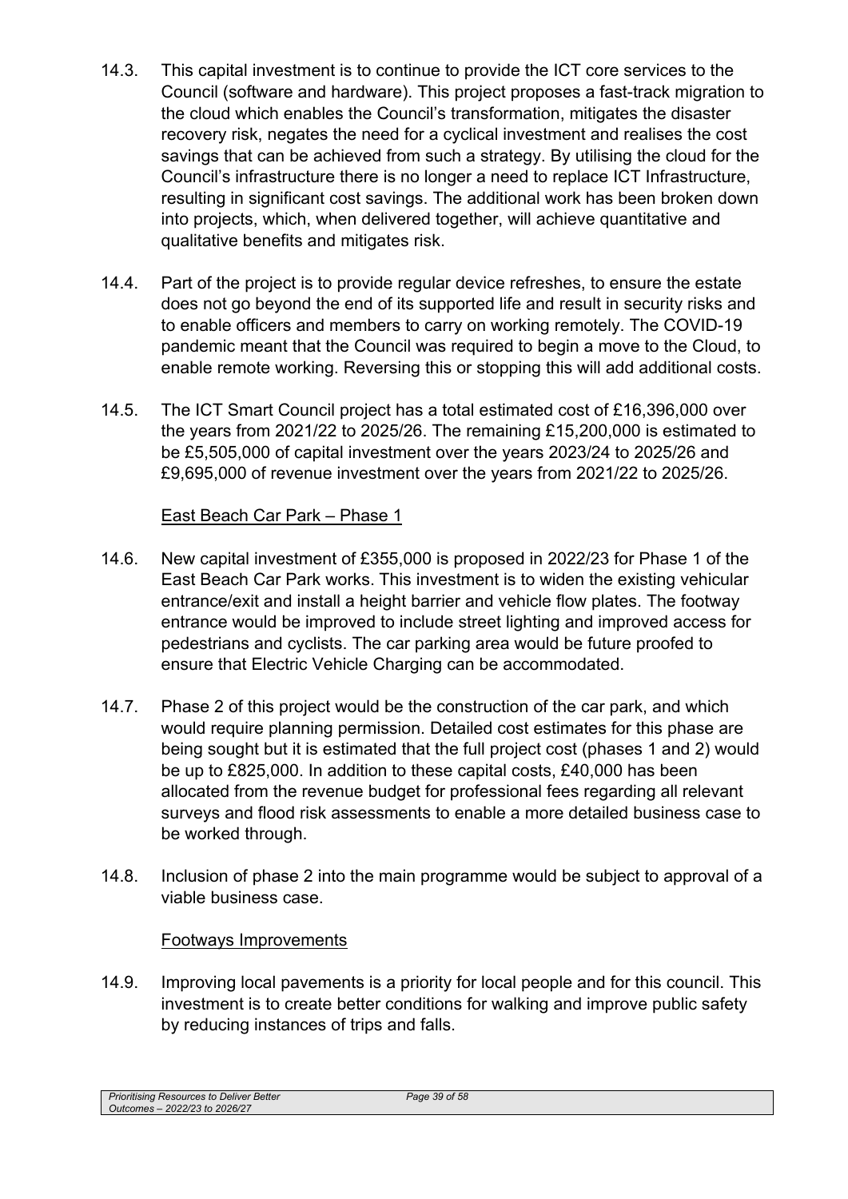14.3. This capital investment is to continue to provide the ICT core services to the Council (software and hardware). This project proposes a fast-track migration to the cloud which enables the Council's transformation, mitigates the disaster recovery risk, negates the need for a cyclical investment and realises the cost savings that can be achieved from such a strategy. By utilising the cloud for the Council's infrastructure there is no longer a need to replace ICT Infrastructure, resulting in significant cost savings. The additional work has been broken down into projects, which, when delivered together, will achieve quantitative and qualitative benefits and mitigates risk.

14.4. Part of the project is to provide regular device refreshes, to ensure the estate does not go beyond the end of its supported life and result in security risks and to enable officers and members to carry on working remotely. The COVID-19 pandemic meant that the Council was required to begin a move to the Cloud, to enable remote working. Reversing this or stopping this will add additional costs.

14.5. The ICT Smart Council project has a total estimated cost of £16,396,000 over the years from 2021/22 to 2025/26. The remaining £15,200,000 is estimated to be £5,505,000 of capital investment over the years 2023/24 to 2025/26 and £9,695,000 of revenue investment over the years from 2021/22 to 2025/26.

<u>East Beach Car Park – Phase 1</u>

14.6. New capital investment of £355,000 is proposed in 2022/23 for Phase 1 of the East Beach Car Park works. This investment is to widen the existing vehicular entrance/exit and install a height barrier and vehicle flow plates. The footway entrance would be improved to include street lighting and improved access for pedestrians and cyclists. The car parking area would be future proofed to ensure that Electric Vehicle Charging can be accommodated.

14.7. Phase 2 of this project would be the construction of the car park, and which would require planning permission. Detailed cost estimates for this phase are being sought but it is estimated that the full project cost (phases 1 and 2) would be up to £825,000. In addition to these capital costs, £40,000 has been allocated from the revenue budget for professional fees regarding all relevant surveys and flood risk assessments to enable a more detailed business case to be worked through.

14.8. Inclusion of phase 2 into the main programme would be subject to approval of a viable business case.

<u>Footways Improvements</u>

14.9. Improving local pavements is a priority for local people and for this council. This investment is to create better conditions for walking and improve public safety by reducing instances of trips and falls.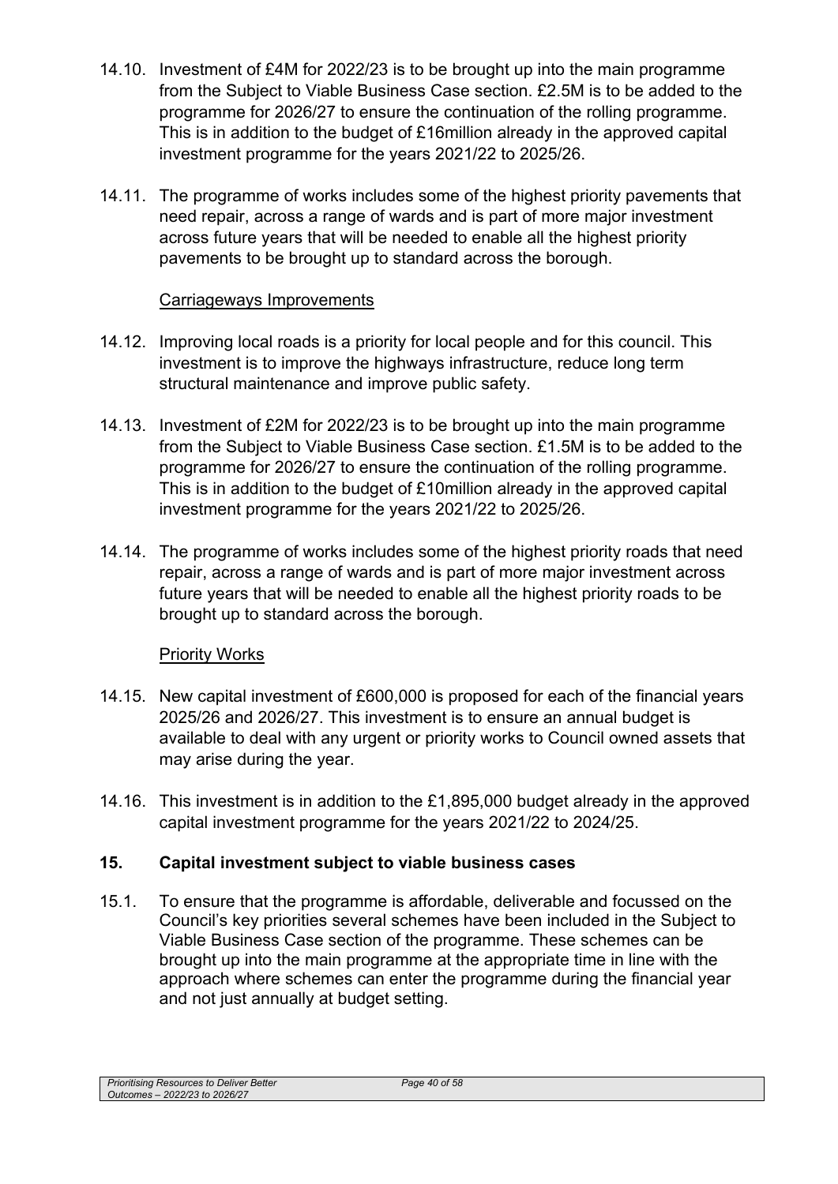14.10. Investment of £4M for 2022/23 is to be brought up into the main programme from the Subject to Viable Business Case section. £2.5M is to be added to the programme for 2026/27 to ensure the continuation of the rolling programme. This is in addition to the budget of £16million already in the approved capital investment programme for the years 2021/22 to 2025/26.

14.11. The programme of works includes some of the highest priority pavements that need repair, across a range of wards and is part of more major investment across future years that will be needed to enable all the highest priority pavements to be brought up to standard across the borough.

Carriageways Improvements

14.12. Improving local roads is a priority for local people and for this council. This investment is to improve the highways infrastructure, reduce long term structural maintenance and improve public safety.

14.13. Investment of £2M for 2022/23 is to be brought up into the main programme from the Subject to Viable Business Case section. £1.5M is to be added to the programme for 2026/27 to ensure the continuation of the rolling programme. This is in addition to the budget of £10million already in the approved capital investment programme for the years 2021/22 to 2025/26.

14.14. The programme of works includes some of the highest priority roads that need repair, across a range of wards and is part of more major investment across future years that will be needed to enable all the highest priority roads to be brought up to standard across the borough.

Priority Works

14.15. New capital investment of £600,000 is proposed for each of the financial years 2025/26 and 2026/27. This investment is to ensure an annual budget is available to deal with any urgent or priority works to Council owned assets that may arise during the year.

14.16. This investment is in addition to the £1,895,000 budget already in the approved capital investment programme for the years 2021/22 to 2024/25.

## 15. Capital investment subject to viable business cases

15.1. To ensure that the programme is affordable, deliverable and focussed on the Council's key priorities several schemes have been included in the Subject to Viable Business Case section of the programme. These schemes can be brought up into the main programme at the appropriate time in line with the approach where schemes can enter the programme during the financial year and not just annually at budget setting.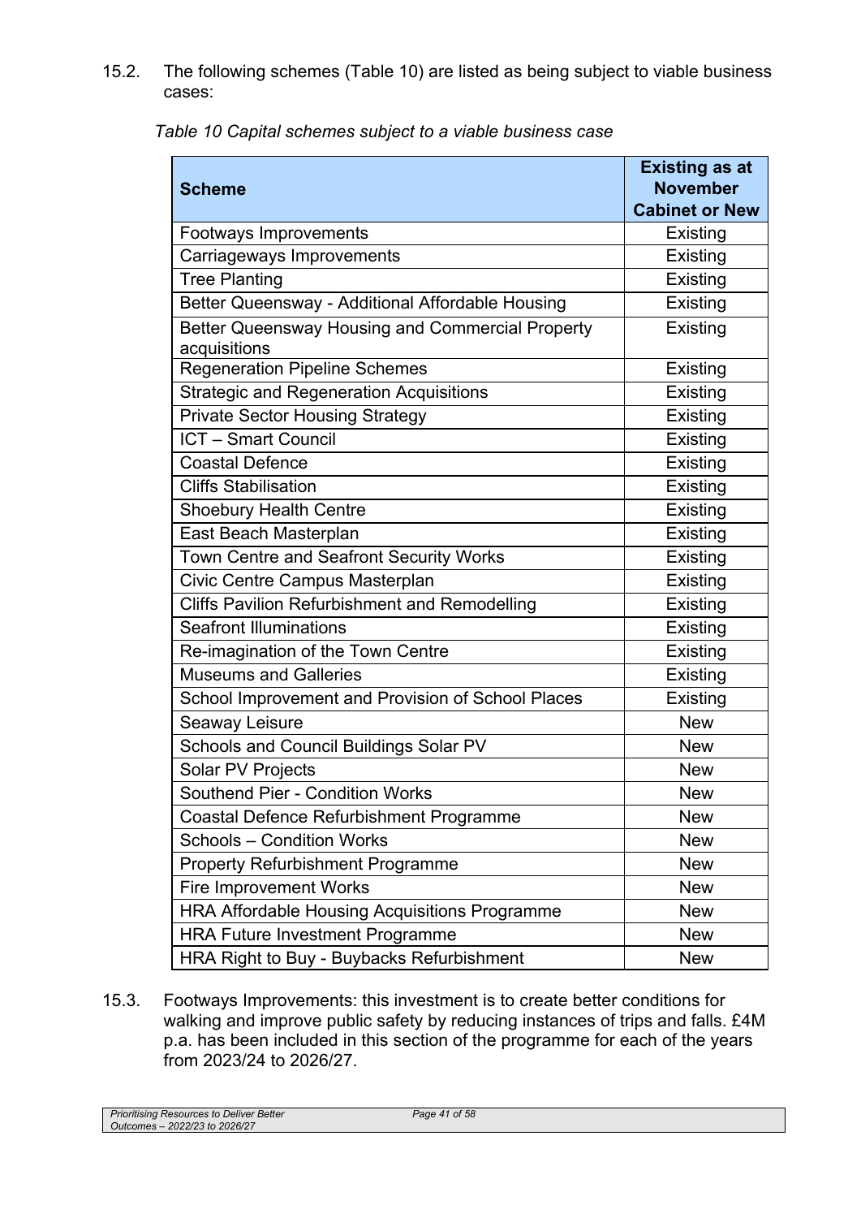15.2. The following schemes (Table 10) are listed as being subject to viable business cases:

*Table 10 Capital schemes subject to a viable business case*

| Scheme | Existing as at November Cabinet or New |
|---|---|
| Footways Improvements | Existing |
| Carriageways Improvements | Existing |
| Tree Planting | Existing |
| Better Queensway - Additional Affordable Housing | Existing |
| Better Queensway Housing and Commercial Property acquisitions | Existing |
| Regeneration Pipeline Schemes | Existing |
| Strategic and Regeneration Acquisitions | Existing |
| Private Sector Housing Strategy | Existing |
| ICT – Smart Council | Existing |
| Coastal Defence | Existing |
| Cliffs Stabilisation | Existing |
| Shoebury Health Centre | Existing |
| East Beach Masterplan | Existing |
| Town Centre and Seafront Security Works | Existing |
| Civic Centre Campus Masterplan | Existing |
| Cliffs Pavilion Refurbishment and Remodelling | Existing |
| Seafront Illuminations | Existing |
| Re-imagination of the Town Centre | Existing |
| Museums and Galleries | Existing |
| School Improvement and Provision of School Places | Existing |
| Seaway Leisure | New |
| Schools and Council Buildings Solar PV | New |
| Solar PV Projects | New |
| Southend Pier - Condition Works | New |
| Coastal Defence Refurbishment Programme | New |
| Schools – Condition Works | New |
| Property Refurbishment Programme | New |
| Fire Improvement Works | New |
| HRA Affordable Housing Acquisitions Programme | New |
| HRA Future Investment Programme | New |
| HRA Right to Buy - Buybacks Refurbishment | New |

15.3. Footways Improvements: this investment is to create better conditions for walking and improve public safety by reducing instances of trips and falls. £4M p.a. has been included in this section of the programme for each of the years from 2023/24 to 2026/27.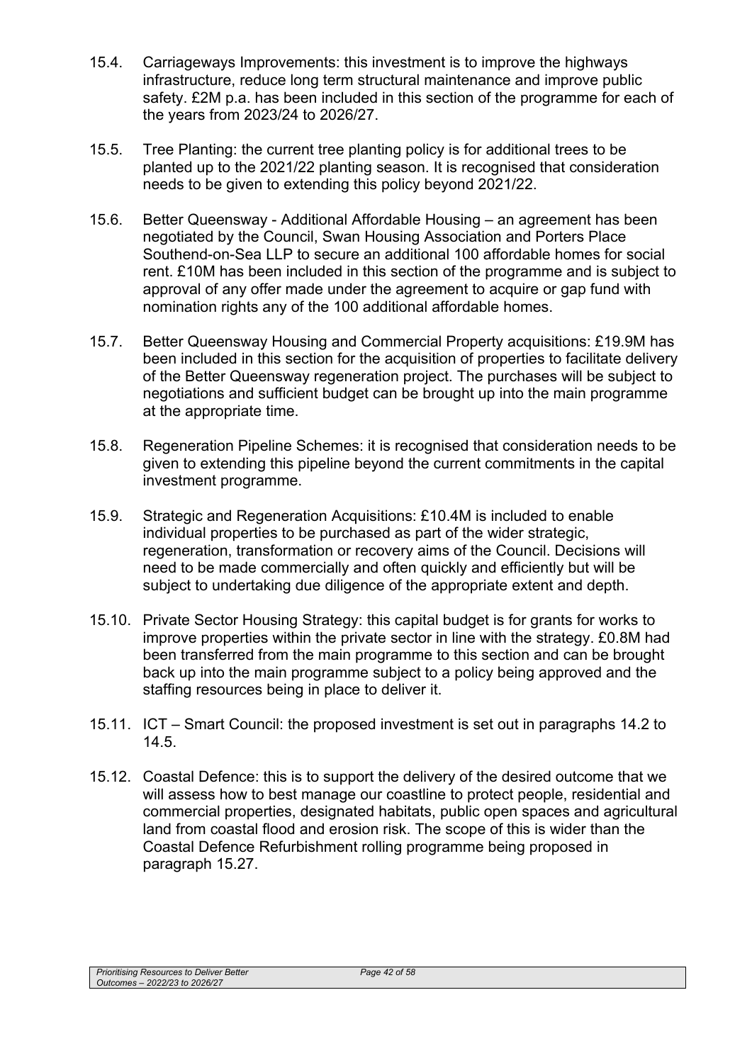15.4. Carriageways Improvements: this investment is to improve the highways infrastructure, reduce long term structural maintenance and improve public safety. £2M p.a. has been included in this section of the programme for each of the years from 2023/24 to 2026/27.

15.5. Tree Planting: the current tree planting policy is for additional trees to be planted up to the 2021/22 planting season. It is recognised that consideration needs to be given to extending this policy beyond 2021/22.

15.6. Better Queensway - Additional Affordable Housing – an agreement has been negotiated by the Council, Swan Housing Association and Porters Place Southend-on-Sea LLP to secure an additional 100 affordable homes for social rent. £10M has been included in this section of the programme and is subject to approval of any offer made under the agreement to acquire or gap fund with nomination rights any of the 100 additional affordable homes.

15.7. Better Queensway Housing and Commercial Property acquisitions: £19.9M has been included in this section for the acquisition of properties to facilitate delivery of the Better Queensway regeneration project. The purchases will be subject to negotiations and sufficient budget can be brought up into the main programme at the appropriate time.

15.8. Regeneration Pipeline Schemes: it is recognised that consideration needs to be given to extending this pipeline beyond the current commitments in the capital investment programme.

15.9. Strategic and Regeneration Acquisitions: £10.4M is included to enable individual properties to be purchased as part of the wider strategic, regeneration, transformation or recovery aims of the Council. Decisions will need to be made commercially and often quickly and efficiently but will be subject to undertaking due diligence of the appropriate extent and depth.

15.10. Private Sector Housing Strategy: this capital budget is for grants for works to improve properties within the private sector in line with the strategy. £0.8M had been transferred from the main programme to this section and can be brought back up into the main programme subject to a policy being approved and the staffing resources being in place to deliver it.

15.11. ICT – Smart Council: the proposed investment is set out in paragraphs 14.2 to 14.5.

15.12. Coastal Defence: this is to support the delivery of the desired outcome that we will assess how to best manage our coastline to protect people, residential and commercial properties, designated habitats, public open spaces and agricultural land from coastal flood and erosion risk. The scope of this is wider than the Coastal Defence Refurbishment rolling programme being proposed in paragraph 15.27.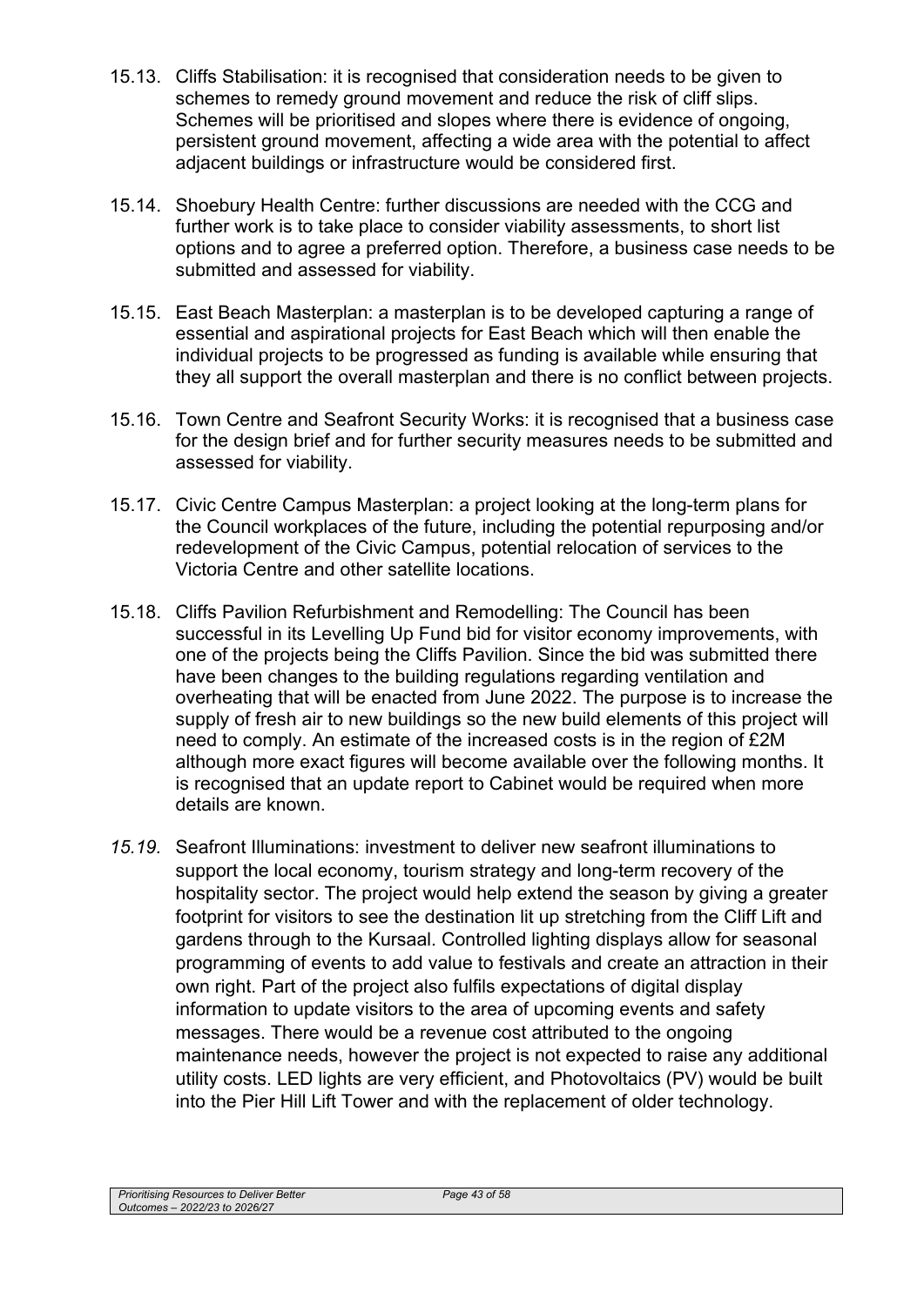15.13. Cliffs Stabilisation: it is recognised that consideration needs to be given to schemes to remedy ground movement and reduce the risk of cliff slips. Schemes will be prioritised and slopes where there is evidence of ongoing, persistent ground movement, affecting a wide area with the potential to affect adjacent buildings or infrastructure would be considered first.

15.14. Shoebury Health Centre: further discussions are needed with the CCG and further work is to take place to consider viability assessments, to short list options and to agree a preferred option. Therefore, a business case needs to be submitted and assessed for viability.

15.15. East Beach Masterplan: a masterplan is to be developed capturing a range of essential and aspirational projects for East Beach which will then enable the individual projects to be progressed as funding is available while ensuring that they all support the overall masterplan and there is no conflict between projects.

15.16. Town Centre and Seafront Security Works: it is recognised that a business case for the design brief and for further security measures needs to be submitted and assessed for viability.

15.17. Civic Centre Campus Masterplan: a project looking at the long-term plans for the Council workplaces of the future, including the potential repurposing and/or redevelopment of the Civic Campus, potential relocation of services to the Victoria Centre and other satellite locations.

15.18. Cliffs Pavilion Refurbishment and Remodelling: The Council has been successful in its Levelling Up Fund bid for visitor economy improvements, with one of the projects being the Cliffs Pavilion. Since the bid was submitted there have been changes to the building regulations regarding ventilation and overheating that will be enacted from June 2022. The purpose is to increase the supply of fresh air to new buildings so the new build elements of this project will need to comply. An estimate of the increased costs is in the region of £2M although more exact figures will become available over the following months. It is recognised that an update report to Cabinet would be required when more details are known.

*15.19.* Seafront Illuminations: investment to deliver new seafront illuminations to support the local economy, tourism strategy and long-term recovery of the hospitality sector. The project would help extend the season by giving a greater footprint for visitors to see the destination lit up stretching from the Cliff Lift and gardens through to the Kursaal. Controlled lighting displays allow for seasonal programming of events to add value to festivals and create an attraction in their own right. Part of the project also fulfils expectations of digital display information to update visitors to the area of upcoming events and safety messages. There would be a revenue cost attributed to the ongoing maintenance needs, however the project is not expected to raise any additional utility costs. LED lights are very efficient, and Photovoltaics (PV) would be built into the Pier Hill Lift Tower and with the replacement of older technology.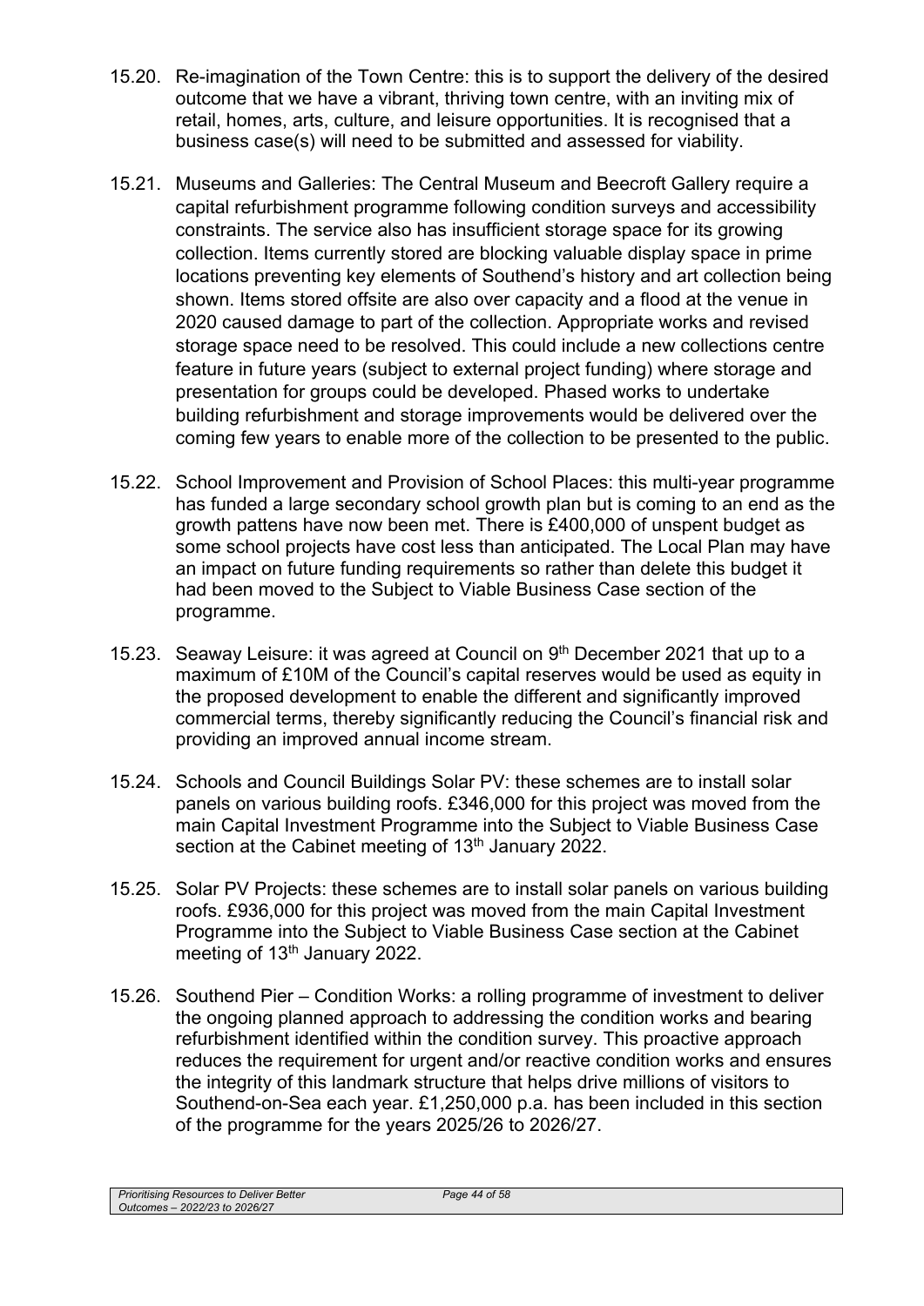15.20. Re-imagination of the Town Centre: this is to support the delivery of the desired outcome that we have a vibrant, thriving town centre, with an inviting mix of retail, homes, arts, culture, and leisure opportunities. It is recognised that a business case(s) will need to be submitted and assessed for viability.

15.21. Museums and Galleries: The Central Museum and Beecroft Gallery require a capital refurbishment programme following condition surveys and accessibility constraints. The service also has insufficient storage space for its growing collection. Items currently stored are blocking valuable display space in prime locations preventing key elements of Southend's history and art collection being shown. Items stored offsite are also over capacity and a flood at the venue in 2020 caused damage to part of the collection. Appropriate works and revised storage space need to be resolved. This could include a new collections centre feature in future years (subject to external project funding) where storage and presentation for groups could be developed. Phased works to undertake building refurbishment and storage improvements would be delivered over the coming few years to enable more of the collection to be presented to the public.

15.22. School Improvement and Provision of School Places: this multi-year programme has funded a large secondary school growth plan but is coming to an end as the growth pattens have now been met. There is £400,000 of unspent budget as some school projects have cost less than anticipated. The Local Plan may have an impact on future funding requirements so rather than delete this budget it had been moved to the Subject to Viable Business Case section of the programme.

15.23. Seaway Leisure: it was agreed at Council on 9th December 2021 that up to a maximum of £10M of the Council's capital reserves would be used as equity in the proposed development to enable the different and significantly improved commercial terms, thereby significantly reducing the Council's financial risk and providing an improved annual income stream.

15.24. Schools and Council Buildings Solar PV: these schemes are to install solar panels on various building roofs. £346,000 for this project was moved from the main Capital Investment Programme into the Subject to Viable Business Case section at the Cabinet meeting of 13th January 2022.

15.25. Solar PV Projects: these schemes are to install solar panels on various building roofs. £936,000 for this project was moved from the main Capital Investment Programme into the Subject to Viable Business Case section at the Cabinet meeting of 13th January 2022.

15.26. Southend Pier – Condition Works: a rolling programme of investment to deliver the ongoing planned approach to addressing the condition works and bearing refurbishment identified within the condition survey. This proactive approach reduces the requirement for urgent and/or reactive condition works and ensures the integrity of this landmark structure that helps drive millions of visitors to Southend-on-Sea each year. £1,250,000 p.a. has been included in this section of the programme for the years 2025/26 to 2026/27.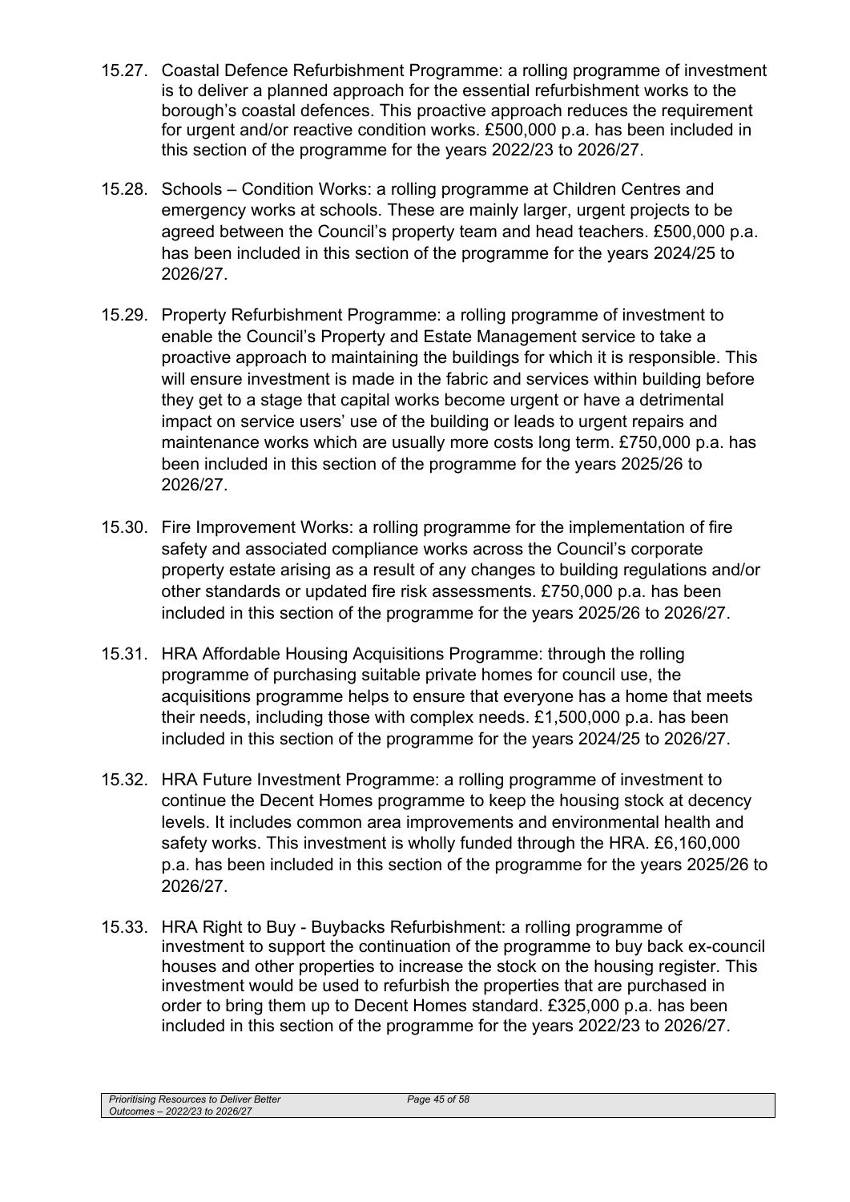15.27. Coastal Defence Refurbishment Programme: a rolling programme of investment is to deliver a planned approach for the essential refurbishment works to the borough's coastal defences. This proactive approach reduces the requirement for urgent and/or reactive condition works. £500,000 p.a. has been included in this section of the programme for the years 2022/23 to 2026/27.

15.28. Schools – Condition Works: a rolling programme at Children Centres and emergency works at schools. These are mainly larger, urgent projects to be agreed between the Council's property team and head teachers. £500,000 p.a. has been included in this section of the programme for the years 2024/25 to 2026/27.

15.29. Property Refurbishment Programme: a rolling programme of investment to enable the Council's Property and Estate Management service to take a proactive approach to maintaining the buildings for which it is responsible. This will ensure investment is made in the fabric and services within building before they get to a stage that capital works become urgent or have a detrimental impact on service users' use of the building or leads to urgent repairs and maintenance works which are usually more costs long term. £750,000 p.a. has been included in this section of the programme for the years 2025/26 to 2026/27.

15.30. Fire Improvement Works: a rolling programme for the implementation of fire safety and associated compliance works across the Council's corporate property estate arising as a result of any changes to building regulations and/or other standards or updated fire risk assessments. £750,000 p.a. has been included in this section of the programme for the years 2025/26 to 2026/27.

15.31. HRA Affordable Housing Acquisitions Programme: through the rolling programme of purchasing suitable private homes for council use, the acquisitions programme helps to ensure that everyone has a home that meets their needs, including those with complex needs. £1,500,000 p.a. has been included in this section of the programme for the years 2024/25 to 2026/27.

15.32. HRA Future Investment Programme: a rolling programme of investment to continue the Decent Homes programme to keep the housing stock at decency levels. It includes common area improvements and environmental health and safety works. This investment is wholly funded through the HRA. £6,160,000 p.a. has been included in this section of the programme for the years 2025/26 to 2026/27.

15.33. HRA Right to Buy - Buybacks Refurbishment: a rolling programme of investment to support the continuation of the programme to buy back ex-council houses and other properties to increase the stock on the housing register. This investment would be used to refurbish the properties that are purchased in order to bring them up to Decent Homes standard. £325,000 p.a. has been included in this section of the programme for the years 2022/23 to 2026/27.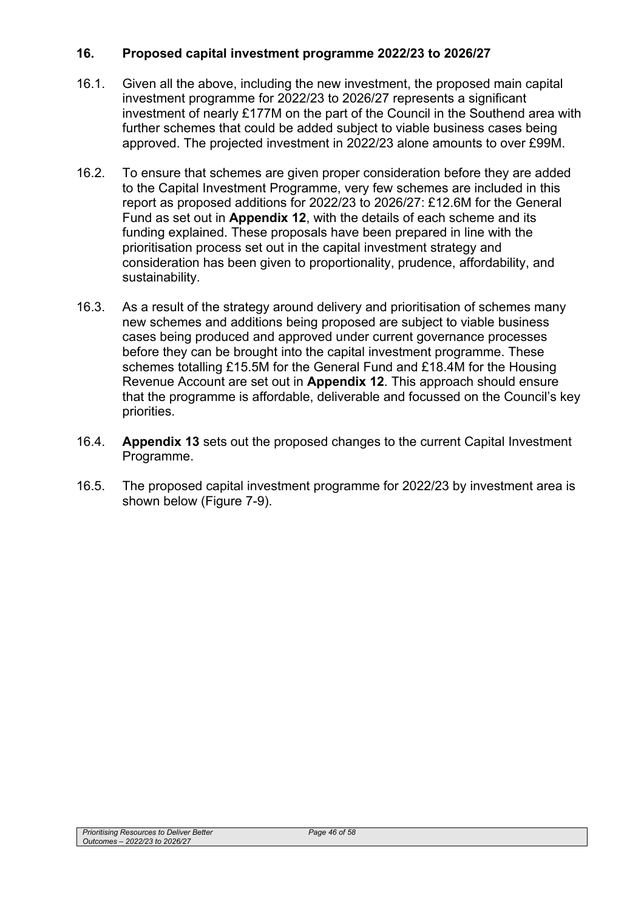## 16. Proposed capital investment programme 2022/23 to 2026/27

16.1. Given all the above, including the new investment, the proposed main capital investment programme for 2022/23 to 2026/27 represents a significant investment of nearly £177M on the part of the Council in the Southend area with further schemes that could be added subject to viable business cases being approved. The projected investment in 2022/23 alone amounts to over £99M.

16.2. To ensure that schemes are given proper consideration before they are added to the Capital Investment Programme, very few schemes are included in this report as proposed additions for 2022/23 to 2026/27: £12.6M for the General Fund as set out in **Appendix 12**, with the details of each scheme and its funding explained. These proposals have been prepared in line with the prioritisation process set out in the capital investment strategy and consideration has been given to proportionality, prudence, affordability, and sustainability.

16.3. As a result of the strategy around delivery and prioritisation of schemes many new schemes and additions being proposed are subject to viable business cases being produced and approved under current governance processes before they can be brought into the capital investment programme. These schemes totalling £15.5M for the General Fund and £18.4M for the Housing Revenue Account are set out in **Appendix 12**. This approach should ensure that the programme is affordable, deliverable and focussed on the Council's key priorities.

16.4. **Appendix 13** sets out the proposed changes to the current Capital Investment Programme.

16.5. The proposed capital investment programme for 2022/23 by investment area is shown below (Figure 7-9).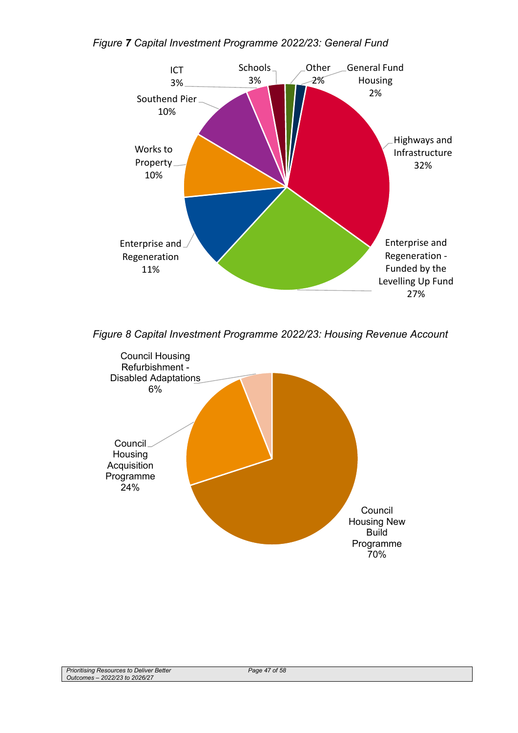*Figure **7** Capital Investment Programme 2022/23: General Fund*

| Category | Share |
|---|---|
| Highways and Infrastructure | 32% |
| Enterprise and Regeneration - Funded by the Levelling Up Fund | 27% |
| Enterprise and Regeneration | 11% |
| Works to Property | 10% |
| Southend Pier | 10% |
| ICT | 3% |
| Schools | 3% |
| Other | 2% |
| General Fund Housing | 2% |

*Figure 8 Capital Investment Programme 2022/23: Housing Revenue Account*

| Category | Share |
|---|---|
| Council Housing New Build Programme | 70% |
| Council Housing Acquisition Programme | 24% |
| Council Housing Refurbishment - Disabled Adaptations | 6% |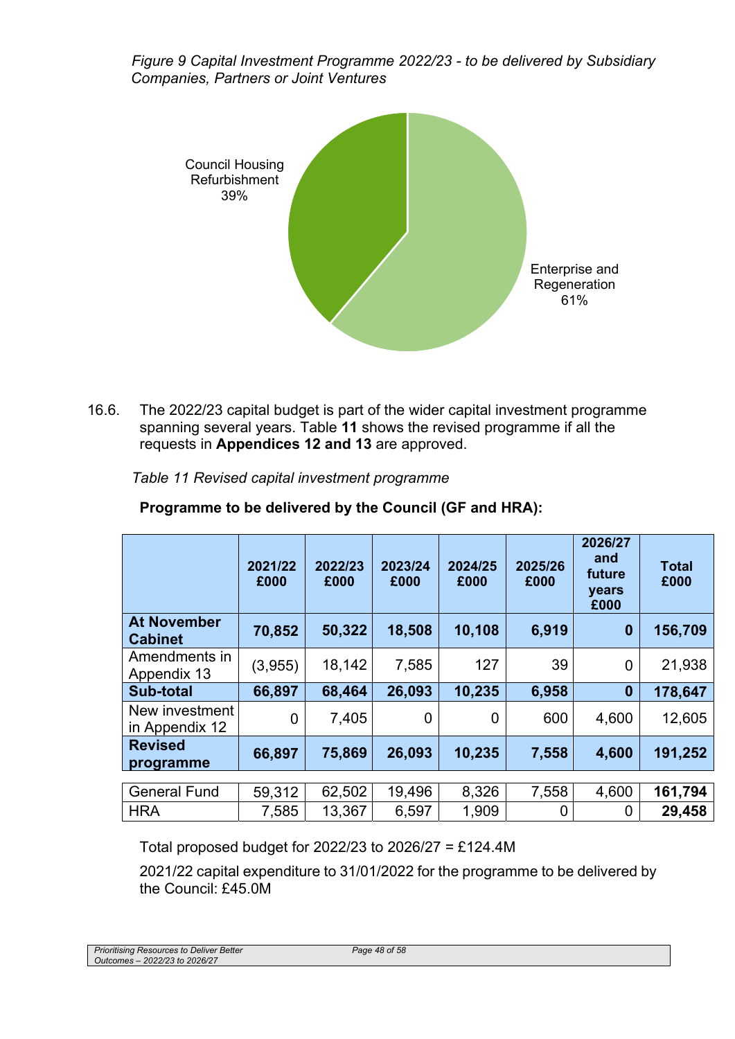*Figure 9 Capital Investment Programme 2022/23 - to be delivered by Subsidiary Companies, Partners or Joint Ventures*

16.6. The 2022/23 capital budget is part of the wider capital investment programme spanning several years. Table **11** shows the revised programme if all the requests in **Appendices 12 and 13** are approved.

*Table 11 Revised capital investment programme*

**Programme to be delivered by the Council (GF and HRA):**

| | 2021/22 £000 | 2022/23 £000 | 2023/24 £000 | 2024/25 £000 | 2025/26 £000 | 2026/27 and future years £000 | Total £000 |
|---|---|---|---|---|---|---|---|
| **At November Cabinet** | **70,852** | **50,322** | **18,508** | **10,108** | **6,919** | **0** | **156,709** |
| Amendments in Appendix 13 | (3,955) | 18,142 | 7,585 | 127 | 39 | 0 | 21,938 |
| **Sub-total** | **66,897** | **68,464** | **26,093** | **10,235** | **6,958** | **0** | **178,647** |
| New investment in Appendix 12 | 0 | 7,405 | 0 | 0 | 600 | 4,600 | 12,605 |
| **Revised programme** | **66,897** | **75,869** | **26,093** | **10,235** | **7,558** | **4,600** | **191,252** |
| General Fund | 59,312 | 62,502 | 19,496 | 8,326 | 7,558 | 4,600 | **161,794** |
| HRA | 7,585 | 13,367 | 6,597 | 1,909 | 0 | 0 | **29,458** |

Total proposed budget for 2022/23 to 2026/27 = £124.4M

2021/22 capital expenditure to 31/01/2022 for the programme to be delivered by the Council: £45.0M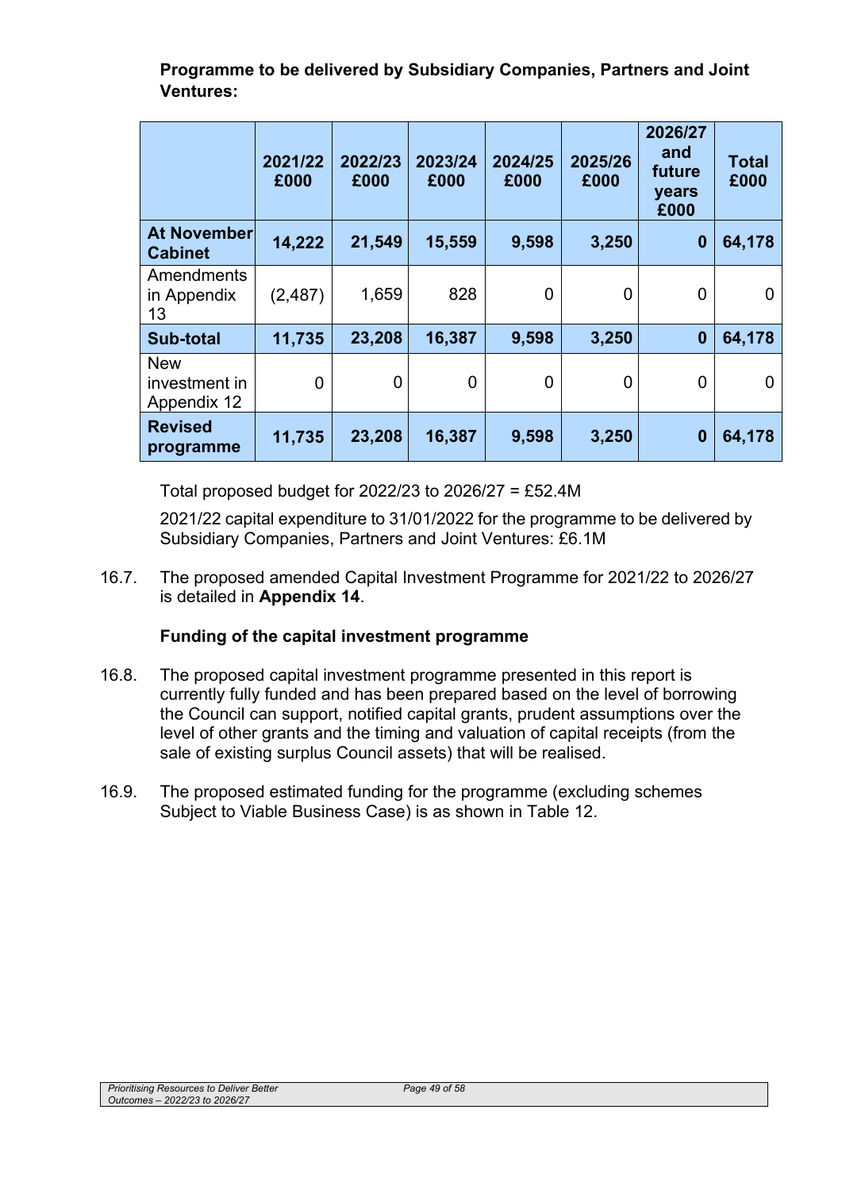**Programme to be delivered by Subsidiary Companies, Partners and Joint Ventures:**

| | 2021/22 £000 | 2022/23 £000 | 2023/24 £000 | 2024/25 £000 | 2025/26 £000 | 2026/27 and future years £000 | Total £000 |
|---|---|---|---|---|---|---|---|
| **At November Cabinet** | **14,222** | **21,549** | **15,559** | **9,598** | **3,250** | **0** | **64,178** |
| Amendments in Appendix 13 | (2,487) | 1,659 | 828 | 0 | 0 | 0 | 0 |
| **Sub-total** | **11,735** | **23,208** | **16,387** | **9,598** | **3,250** | **0** | **64,178** |
| New investment in Appendix 12 | 0 | 0 | 0 | 0 | 0 | 0 | 0 |
| **Revised programme** | **11,735** | **23,208** | **16,387** | **9,598** | **3,250** | **0** | **64,178** |

Total proposed budget for 2022/23 to 2026/27 = £52.4M

2021/22 capital expenditure to 31/01/2022 for the programme to be delivered by Subsidiary Companies, Partners and Joint Ventures: £6.1M

16.7. The proposed amended Capital Investment Programme for 2021/22 to 2026/27 is detailed in **Appendix 14**.

**Funding of the capital investment programme**

16.8. The proposed capital investment programme presented in this report is currently fully funded and has been prepared based on the level of borrowing the Council can support, notified capital grants, prudent assumptions over the level of other grants and the timing and valuation of capital receipts (from the sale of existing surplus Council assets) that will be realised.

16.9. The proposed estimated funding for the programme (excluding schemes Subject to Viable Business Case) is as shown in Table 12.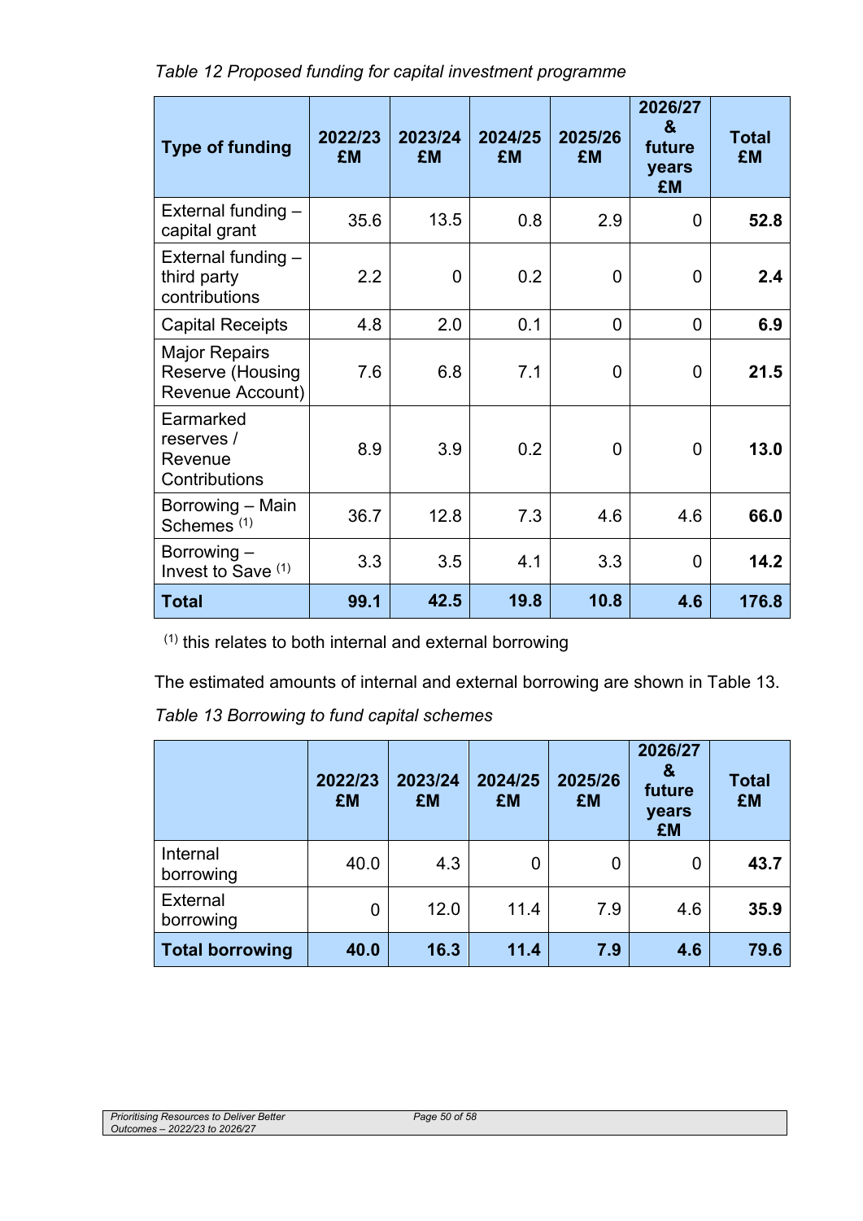*Table 12 Proposed funding for capital investment programme*

| Type of funding | 2022/23 £M | 2023/24 £M | 2024/25 £M | 2025/26 £M | 2026/27 & future years £M | Total £M |
|---|---|---|---|---|---|---|
| External funding – capital grant | 35.6 | 13.5 | 0.8 | 2.9 | 0 | **52.8** |
| External funding – third party contributions | 2.2 | 0 | 0.2 | 0 | 0 | **2.4** |
| Capital Receipts | 4.8 | 2.0 | 0.1 | 0 | 0 | **6.9** |
| Major Repairs Reserve (Housing Revenue Account) | 7.6 | 6.8 | 7.1 | 0 | 0 | **21.5** |
| Earmarked reserves / Revenue Contributions | 8.9 | 3.9 | 0.2 | 0 | 0 | **13.0** |
| Borrowing – Main Schemes [(1)] | 36.7 | 12.8 | 7.3 | 4.6 | 4.6 | **66.0** |
| Borrowing – Invest to Save [(1)] | 3.3 | 3.5 | 4.1 | 3.3 | 0 | **14.2** |
| **Total** | **99.1** | **42.5** | **19.8** | **10.8** | **4.6** | **176.8** |

[(1)] this relates to both internal and external borrowing

The estimated amounts of internal and external borrowing are shown in Table 13.

*Table 13 Borrowing to fund capital schemes*

| | 2022/23 £M | 2023/24 £M | 2024/25 £M | 2025/26 £M | 2026/27 & future years £M | Total £M |
|---|---|---|---|---|---|---|
| Internal borrowing | 40.0 | 4.3 | 0 | 0 | 0 | **43.7** |
| External borrowing | 0 | 12.0 | 11.4 | 7.9 | 4.6 | **35.9** |
| **Total borrowing** | **40.0** | **16.3** | **11.4** | **7.9** | **4.6** | **79.6** |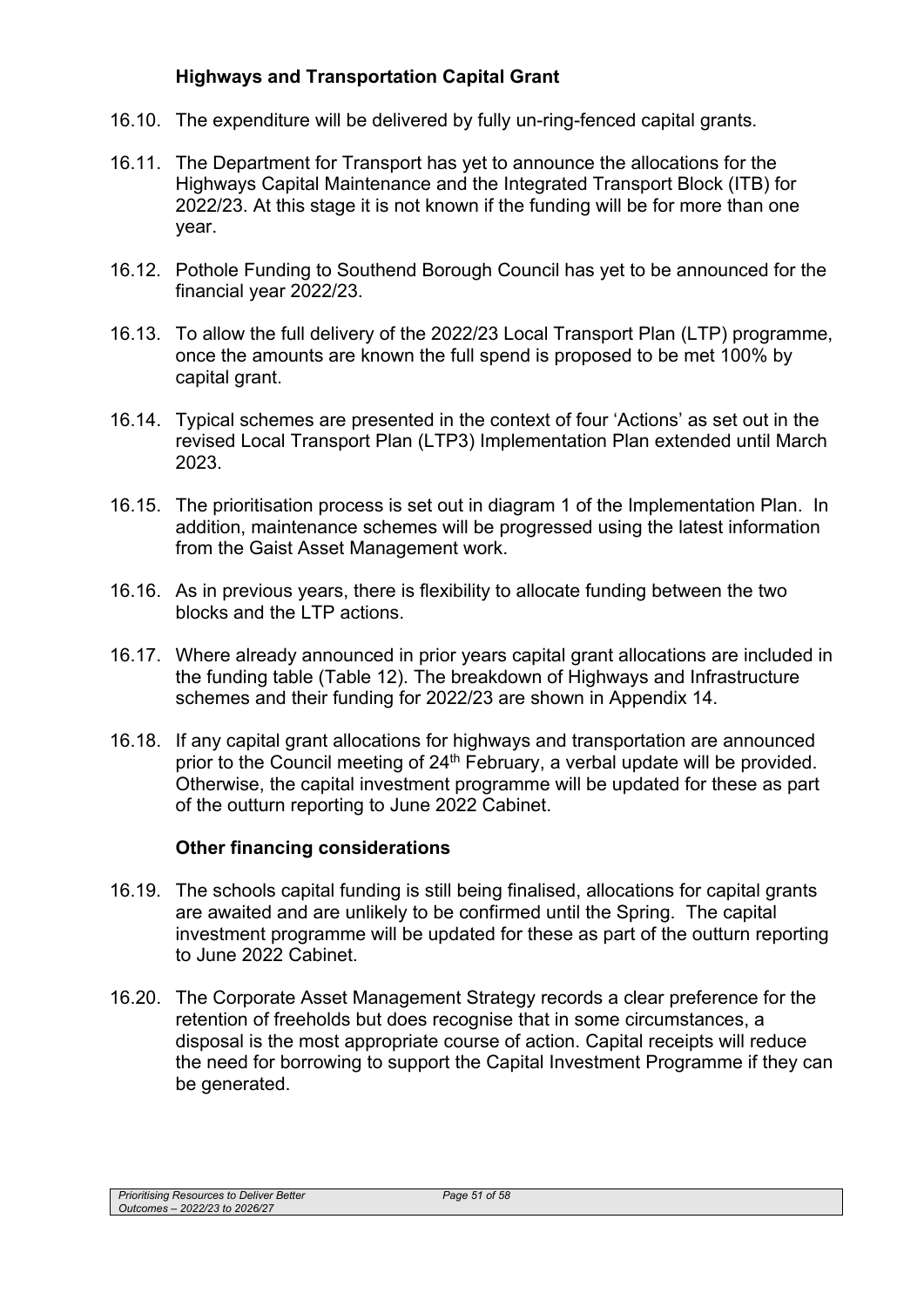### Highways and Transportation Capital Grant

16.10. The expenditure will be delivered by fully un-ring-fenced capital grants.

16.11. The Department for Transport has yet to announce the allocations for the Highways Capital Maintenance and the Integrated Transport Block (ITB) for 2022/23. At this stage it is not known if the funding will be for more than one year.

16.12. Pothole Funding to Southend Borough Council has yet to be announced for the financial year 2022/23.

16.13. To allow the full delivery of the 2022/23 Local Transport Plan (LTP) programme, once the amounts are known the full spend is proposed to be met 100% by capital grant.

16.14. Typical schemes are presented in the context of four 'Actions' as set out in the revised Local Transport Plan (LTP3) Implementation Plan extended until March 2023.

16.15. The prioritisation process is set out in diagram 1 of the Implementation Plan. In addition, maintenance schemes will be progressed using the latest information from the Gaist Asset Management work.

16.16. As in previous years, there is flexibility to allocate funding between the two blocks and the LTP actions.

16.17. Where already announced in prior years capital grant allocations are included in the funding table (Table 12). The breakdown of Highways and Infrastructure schemes and their funding for 2022/23 are shown in Appendix 14.

16.18. If any capital grant allocations for highways and transportation are announced prior to the Council meeting of 24th February, a verbal update will be provided. Otherwise, the capital investment programme will be updated for these as part of the outturn reporting to June 2022 Cabinet.

### Other financing considerations

16.19. The schools capital funding is still being finalised, allocations for capital grants are awaited and are unlikely to be confirmed until the Spring. The capital investment programme will be updated for these as part of the outturn reporting to June 2022 Cabinet.

16.20. The Corporate Asset Management Strategy records a clear preference for the retention of freeholds but does recognise that in some circumstances, a disposal is the most appropriate course of action. Capital receipts will reduce the need for borrowing to support the Capital Investment Programme if they can be generated.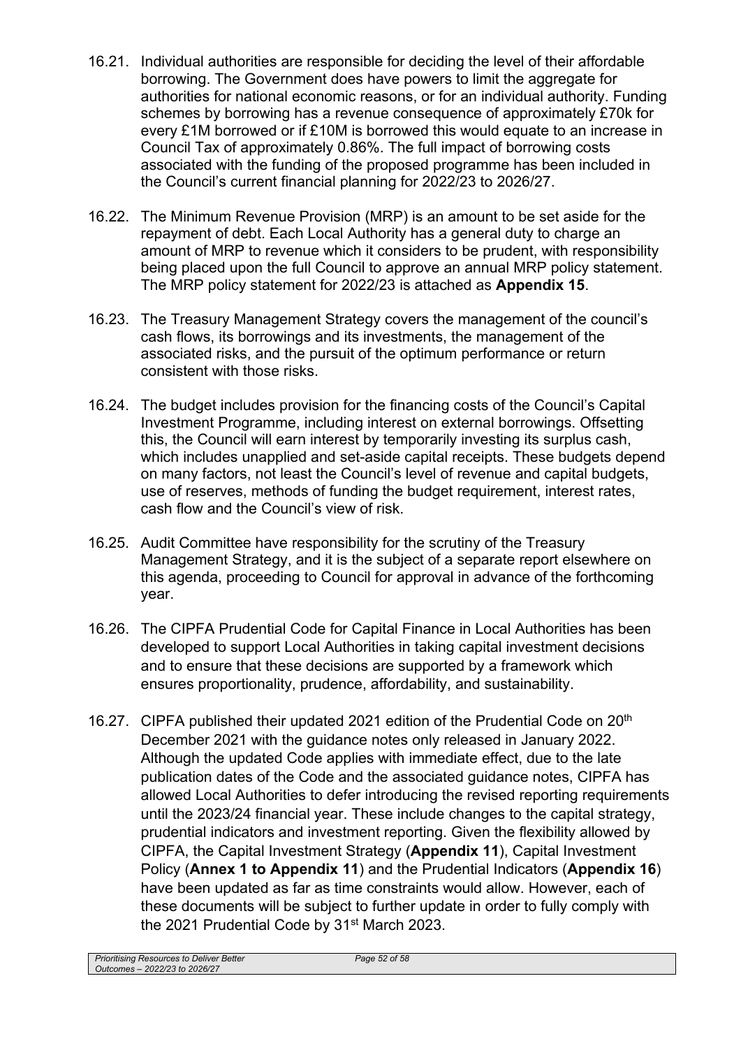16.21. Individual authorities are responsible for deciding the level of their affordable borrowing. The Government does have powers to limit the aggregate for authorities for national economic reasons, or for an individual authority. Funding schemes by borrowing has a revenue consequence of approximately £70k for every £1M borrowed or if £10M is borrowed this would equate to an increase in Council Tax of approximately 0.86%. The full impact of borrowing costs associated with the funding of the proposed programme has been included in the Council's current financial planning for 2022/23 to 2026/27.

16.22. The Minimum Revenue Provision (MRP) is an amount to be set aside for the repayment of debt. Each Local Authority has a general duty to charge an amount of MRP to revenue which it considers to be prudent, with responsibility being placed upon the full Council to approve an annual MRP policy statement. The MRP policy statement for 2022/23 is attached as **Appendix 15**.

16.23. The Treasury Management Strategy covers the management of the council's cash flows, its borrowings and its investments, the management of the associated risks, and the pursuit of the optimum performance or return consistent with those risks.

16.24. The budget includes provision for the financing costs of the Council's Capital Investment Programme, including interest on external borrowings. Offsetting this, the Council will earn interest by temporarily investing its surplus cash, which includes unapplied and set-aside capital receipts. These budgets depend on many factors, not least the Council's level of revenue and capital budgets, use of reserves, methods of funding the budget requirement, interest rates, cash flow and the Council's view of risk.

16.25. Audit Committee have responsibility for the scrutiny of the Treasury Management Strategy, and it is the subject of a separate report elsewhere on this agenda, proceeding to Council for approval in advance of the forthcoming year.

16.26. The CIPFA Prudential Code for Capital Finance in Local Authorities has been developed to support Local Authorities in taking capital investment decisions and to ensure that these decisions are supported by a framework which ensures proportionality, prudence, affordability, and sustainability.

16.27. CIPFA published their updated 2021 edition of the Prudential Code on 20th December 2021 with the guidance notes only released in January 2022. Although the updated Code applies with immediate effect, due to the late publication dates of the Code and the associated guidance notes, CIPFA has allowed Local Authorities to defer introducing the revised reporting requirements until the 2023/24 financial year. These include changes to the capital strategy, prudential indicators and investment reporting. Given the flexibility allowed by CIPFA, the Capital Investment Strategy (**Appendix 11**), Capital Investment Policy (**Annex 1 to Appendix 11**) and the Prudential Indicators (**Appendix 16**) have been updated as far as time constraints would allow. However, each of these documents will be subject to further update in order to fully comply with the 2021 Prudential Code by 31st March 2023.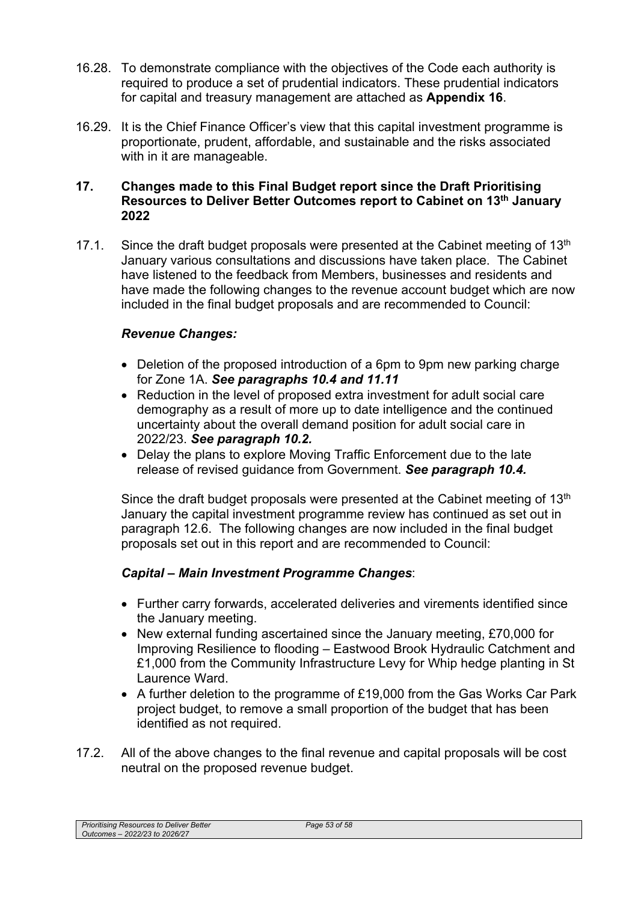16.28. To demonstrate compliance with the objectives of the Code each authority is required to produce a set of prudential indicators. These prudential indicators for capital and treasury management are attached as **Appendix 16**.

16.29. It is the Chief Finance Officer's view that this capital investment programme is proportionate, prudent, affordable, and sustainable and the risks associated with in it are manageable.

## 17. Changes made to this Final Budget report since the Draft Prioritising Resources to Deliver Better Outcomes report to Cabinet on 13th January 2022

17.1. Since the draft budget proposals were presented at the Cabinet meeting of 13th January various consultations and discussions have taken place. The Cabinet have listened to the feedback from Members, businesses and residents and have made the following changes to the revenue account budget which are now included in the final budget proposals and are recommended to Council:

***Revenue Changes:***

- Deletion of the proposed introduction of a 6pm to 9pm new parking charge for Zone 1A. ***See paragraphs 10.4 and 11.11***
- Reduction in the level of proposed extra investment for adult social care demography as a result of more up to date intelligence and the continued uncertainty about the overall demand position for adult social care in 2022/23. ***See paragraph 10.2.***
- Delay the plans to explore Moving Traffic Enforcement due to the late release of revised guidance from Government. ***See paragraph 10.4.***

Since the draft budget proposals were presented at the Cabinet meeting of 13th January the capital investment programme review has continued as set out in paragraph 12.6. The following changes are now included in the final budget proposals set out in this report and are recommended to Council:

***Capital – Main Investment Programme Changes***:

- Further carry forwards, accelerated deliveries and virements identified since the January meeting.
- New external funding ascertained since the January meeting, £70,000 for Improving Resilience to flooding – Eastwood Brook Hydraulic Catchment and £1,000 from the Community Infrastructure Levy for Whip hedge planting in St Laurence Ward.
- A further deletion to the programme of £19,000 from the Gas Works Car Park project budget, to remove a small proportion of the budget that has been identified as not required.

17.2. All of the above changes to the final revenue and capital proposals will be cost neutral on the proposed revenue budget.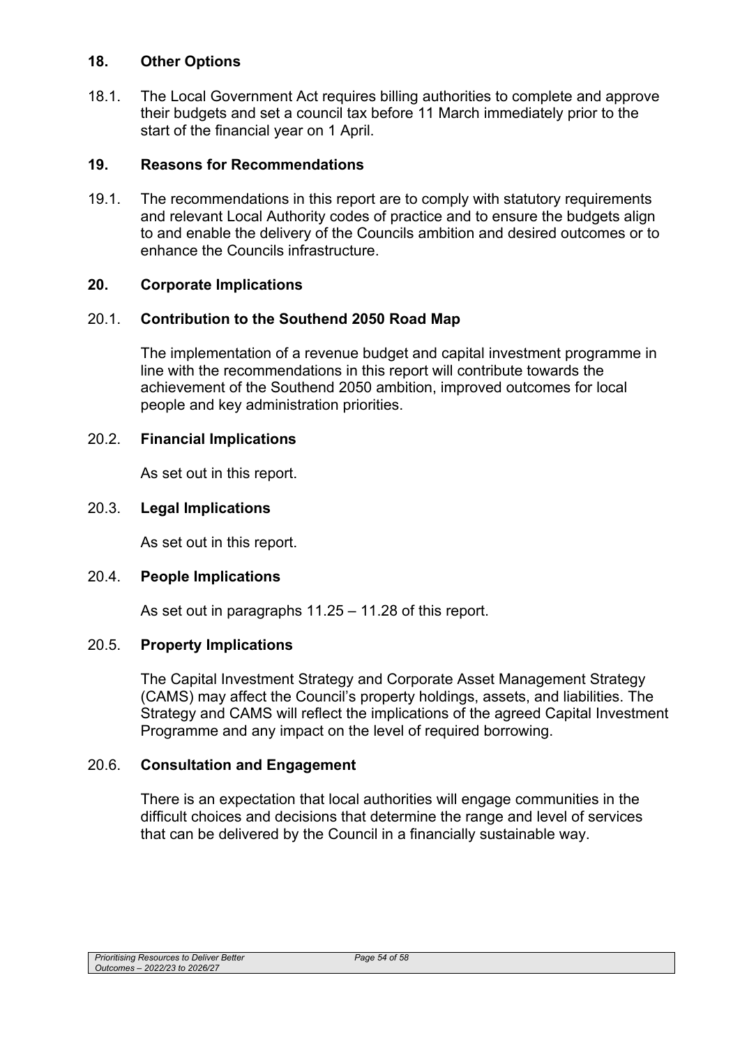## 18. Other Options

18.1. The Local Government Act requires billing authorities to complete and approve their budgets and set a council tax before 11 March immediately prior to the start of the financial year on 1 April.

## 19. Reasons for Recommendations

19.1. The recommendations in this report are to comply with statutory requirements and relevant Local Authority codes of practice and to ensure the budgets align to and enable the delivery of the Councils ambition and desired outcomes or to enhance the Councils infrastructure.

## 20. Corporate Implications

### 20.1. Contribution to the Southend 2050 Road Map

The implementation of a revenue budget and capital investment programme in line with the recommendations in this report will contribute towards the achievement of the Southend 2050 ambition, improved outcomes for local people and key administration priorities.

### 20.2. Financial Implications

As set out in this report.

### 20.3. Legal Implications

As set out in this report.

### 20.4. People Implications

As set out in paragraphs 11.25 – 11.28 of this report.

### 20.5. Property Implications

The Capital Investment Strategy and Corporate Asset Management Strategy (CAMS) may affect the Council's property holdings, assets, and liabilities. The Strategy and CAMS will reflect the implications of the agreed Capital Investment Programme and any impact on the level of required borrowing.

### 20.6. Consultation and Engagement

There is an expectation that local authorities will engage communities in the difficult choices and decisions that determine the range and level of services that can be delivered by the Council in a financially sustainable way.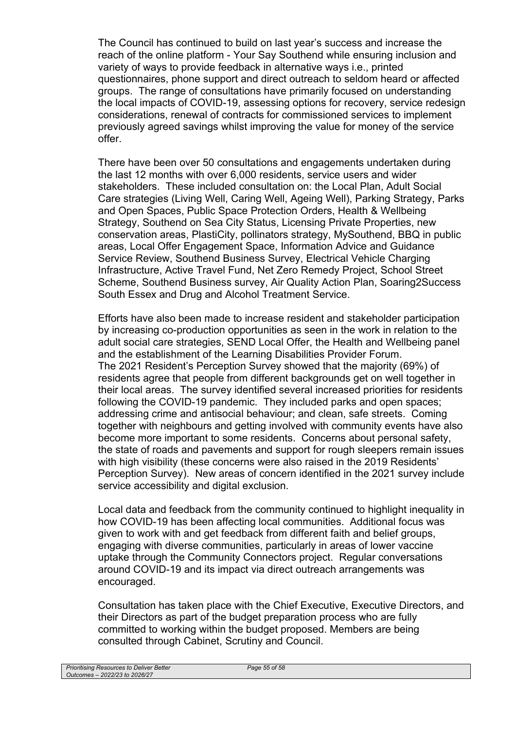The Council has continued to build on last year's success and increase the reach of the online platform - Your Say Southend while ensuring inclusion and variety of ways to provide feedback in alternative ways i.e., printed questionnaires, phone support and direct outreach to seldom heard or affected groups. The range of consultations have primarily focused on understanding the local impacts of COVID-19, assessing options for recovery, service redesign considerations, renewal of contracts for commissioned services to implement previously agreed savings whilst improving the value for money of the service offer.

There have been over 50 consultations and engagements undertaken during the last 12 months with over 6,000 residents, service users and wider stakeholders. These included consultation on: the Local Plan, Adult Social Care strategies (Living Well, Caring Well, Ageing Well), Parking Strategy, Parks and Open Spaces, Public Space Protection Orders, Health & Wellbeing Strategy, Southend on Sea City Status, Licensing Private Properties, new conservation areas, PlastiCity, pollinators strategy, MySouthend, BBQ in public areas, Local Offer Engagement Space, Information Advice and Guidance Service Review, Southend Business Survey, Electrical Vehicle Charging Infrastructure, Active Travel Fund, Net Zero Remedy Project, School Street Scheme, Southend Business survey, Air Quality Action Plan, Soaring2Success South Essex and Drug and Alcohol Treatment Service.

Efforts have also been made to increase resident and stakeholder participation by increasing co-production opportunities as seen in the work in relation to the adult social care strategies, SEND Local Offer, the Health and Wellbeing panel and the establishment of the Learning Disabilities Provider Forum.
The 2021 Resident's Perception Survey showed that the majority (69%) of residents agree that people from different backgrounds get on well together in their local areas. The survey identified several increased priorities for residents following the COVID-19 pandemic. They included parks and open spaces; addressing crime and antisocial behaviour; and clean, safe streets. Coming together with neighbours and getting involved with community events have also become more important to some residents. Concerns about personal safety, the state of roads and pavements and support for rough sleepers remain issues with high visibility (these concerns were also raised in the 2019 Residents' Perception Survey). New areas of concern identified in the 2021 survey include service accessibility and digital exclusion.

Local data and feedback from the community continued to highlight inequality in how COVID-19 has been affecting local communities. Additional focus was given to work with and get feedback from different faith and belief groups, engaging with diverse communities, particularly in areas of lower vaccine uptake through the Community Connectors project. Regular conversations around COVID-19 and its impact via direct outreach arrangements was encouraged.

Consultation has taken place with the Chief Executive, Executive Directors, and their Directors as part of the budget preparation process who are fully committed to working within the budget proposed. Members are being consulted through Cabinet, Scrutiny and Council.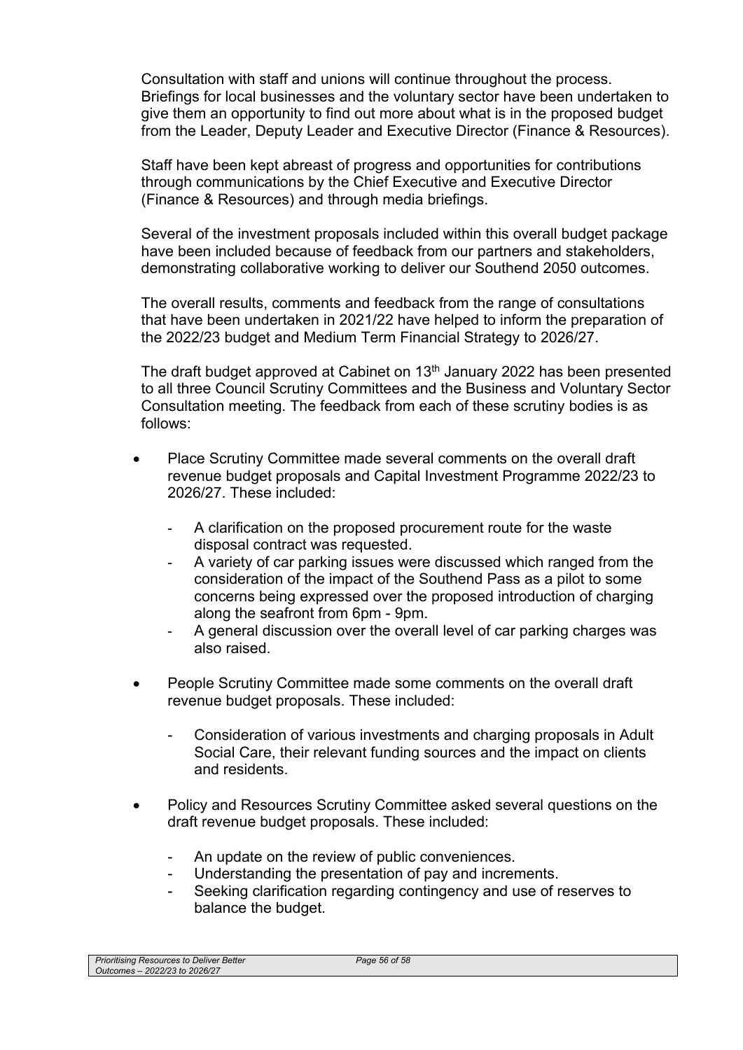Consultation with staff and unions will continue throughout the process. Briefings for local businesses and the voluntary sector have been undertaken to give them an opportunity to find out more about what is in the proposed budget from the Leader, Deputy Leader and Executive Director (Finance & Resources).

Staff have been kept abreast of progress and opportunities for contributions through communications by the Chief Executive and Executive Director (Finance & Resources) and through media briefings.

Several of the investment proposals included within this overall budget package have been included because of feedback from our partners and stakeholders, demonstrating collaborative working to deliver our Southend 2050 outcomes.

The overall results, comments and feedback from the range of consultations that have been undertaken in 2021/22 have helped to inform the preparation of the 2022/23 budget and Medium Term Financial Strategy to 2026/27.

The draft budget approved at Cabinet on 13th January 2022 has been presented to all three Council Scrutiny Committees and the Business and Voluntary Sector Consultation meeting. The feedback from each of these scrutiny bodies is as follows:

- Place Scrutiny Committee made several comments on the overall draft revenue budget proposals and Capital Investment Programme 2022/23 to 2026/27. These included:
  - A clarification on the proposed procurement route for the waste disposal contract was requested.
  - A variety of car parking issues were discussed which ranged from the consideration of the impact of the Southend Pass as a pilot to some concerns being expressed over the proposed introduction of charging along the seafront from 6pm - 9pm.
  - A general discussion over the overall level of car parking charges was also raised.
- People Scrutiny Committee made some comments on the overall draft revenue budget proposals. These included:
  - Consideration of various investments and charging proposals in Adult Social Care, their relevant funding sources and the impact on clients and residents.
- Policy and Resources Scrutiny Committee asked several questions on the draft revenue budget proposals. These included:
  - An update on the review of public conveniences.
  - Understanding the presentation of pay and increments.
  - Seeking clarification regarding contingency and use of reserves to balance the budget.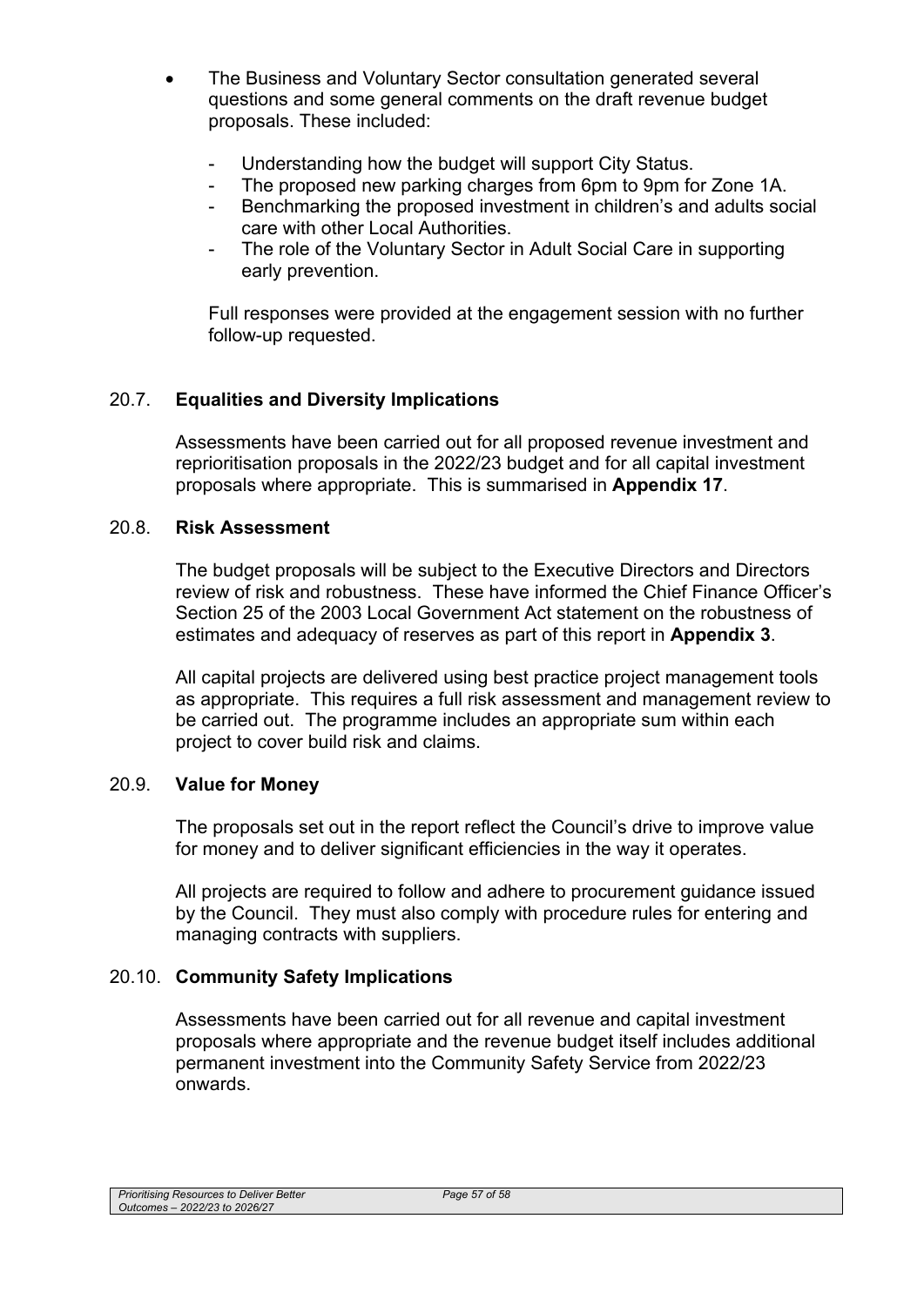- The Business and Voluntary Sector consultation generated several questions and some general comments on the draft revenue budget proposals. These included:

  - Understanding how the budget will support City Status.
  - The proposed new parking charges from 6pm to 9pm for Zone 1A.
  - Benchmarking the proposed investment in children's and adults social care with other Local Authorities.
  - The role of the Voluntary Sector in Adult Social Care in supporting early prevention.

  Full responses were provided at the engagement session with no further follow-up requested.

### 20.7. Equalities and Diversity Implications

Assessments have been carried out for all proposed revenue investment and reprioritisation proposals in the 2022/23 budget and for all capital investment proposals where appropriate. This is summarised in **Appendix 17**.

### 20.8. Risk Assessment

The budget proposals will be subject to the Executive Directors and Directors review of risk and robustness. These have informed the Chief Finance Officer's Section 25 of the 2003 Local Government Act statement on the robustness of estimates and adequacy of reserves as part of this report in **Appendix 3**.

All capital projects are delivered using best practice project management tools as appropriate. This requires a full risk assessment and management review to be carried out. The programme includes an appropriate sum within each project to cover build risk and claims.

### 20.9. Value for Money

The proposals set out in the report reflect the Council's drive to improve value for money and to deliver significant efficiencies in the way it operates.

All projects are required to follow and adhere to procurement guidance issued by the Council. They must also comply with procedure rules for entering and managing contracts with suppliers.

### 20.10. Community Safety Implications

Assessments have been carried out for all revenue and capital investment proposals where appropriate and the revenue budget itself includes additional permanent investment into the Community Safety Service from 2022/23 onwards.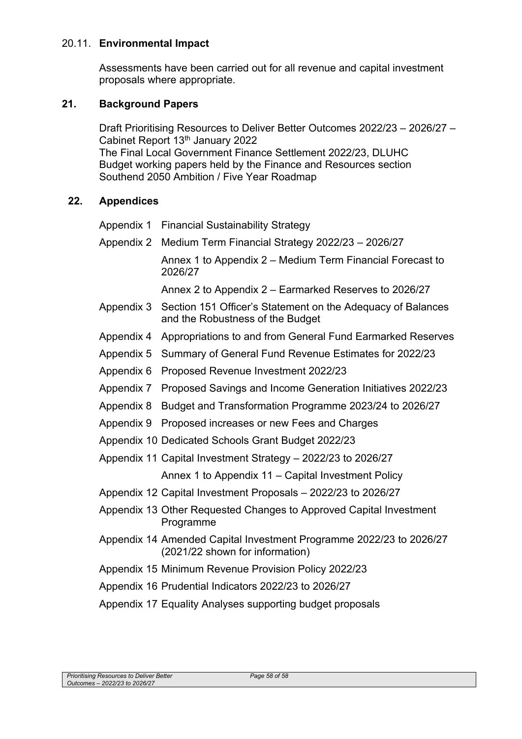### 20.11. **Environmental Impact**

Assessments have been carried out for all revenue and capital investment proposals where appropriate.

## 21. Background Papers

Draft Prioritising Resources to Deliver Better Outcomes 2022/23 – 2026/27 – Cabinet Report 13th January 2022
The Final Local Government Finance Settlement 2022/23, DLUHC
Budget working papers held by the Finance and Resources section
Southend 2050 Ambition / Five Year Roadmap

## 22. Appendices

| | |
|---|---|
| Appendix 1 | Financial Sustainability Strategy |
| Appendix 2 | Medium Term Financial Strategy 2022/23 – 2026/27 |
| | Annex 1 to Appendix 2 – Medium Term Financial Forecast to 2026/27 |
| | Annex 2 to Appendix 2 – Earmarked Reserves to 2026/27 |
| Appendix 3 | Section 151 Officer's Statement on the Adequacy of Balances and the Robustness of the Budget |
| Appendix 4 | Appropriations to and from General Fund Earmarked Reserves |
| Appendix 5 | Summary of General Fund Revenue Estimates for 2022/23 |
| Appendix 6 | Proposed Revenue Investment 2022/23 |
| Appendix 7 | Proposed Savings and Income Generation Initiatives 2022/23 |
| Appendix 8 | Budget and Transformation Programme 2023/24 to 2026/27 |
| Appendix 9 | Proposed increases or new Fees and Charges |
| Appendix 10 | Dedicated Schools Grant Budget 2022/23 |
| Appendix 11 | Capital Investment Strategy – 2022/23 to 2026/27 |
| | Annex 1 to Appendix 11 – Capital Investment Policy |
| Appendix 12 | Capital Investment Proposals – 2022/23 to 2026/27 |
| Appendix 13 | Other Requested Changes to Approved Capital Investment Programme |
| Appendix 14 | Amended Capital Investment Programme 2022/23 to 2026/27 (2021/22 shown for information) |
| Appendix 15 | Minimum Revenue Provision Policy 2022/23 |
| Appendix 16 | Prudential Indicators 2022/23 to 2026/27 |
| Appendix 17 | Equality Analyses supporting budget proposals |